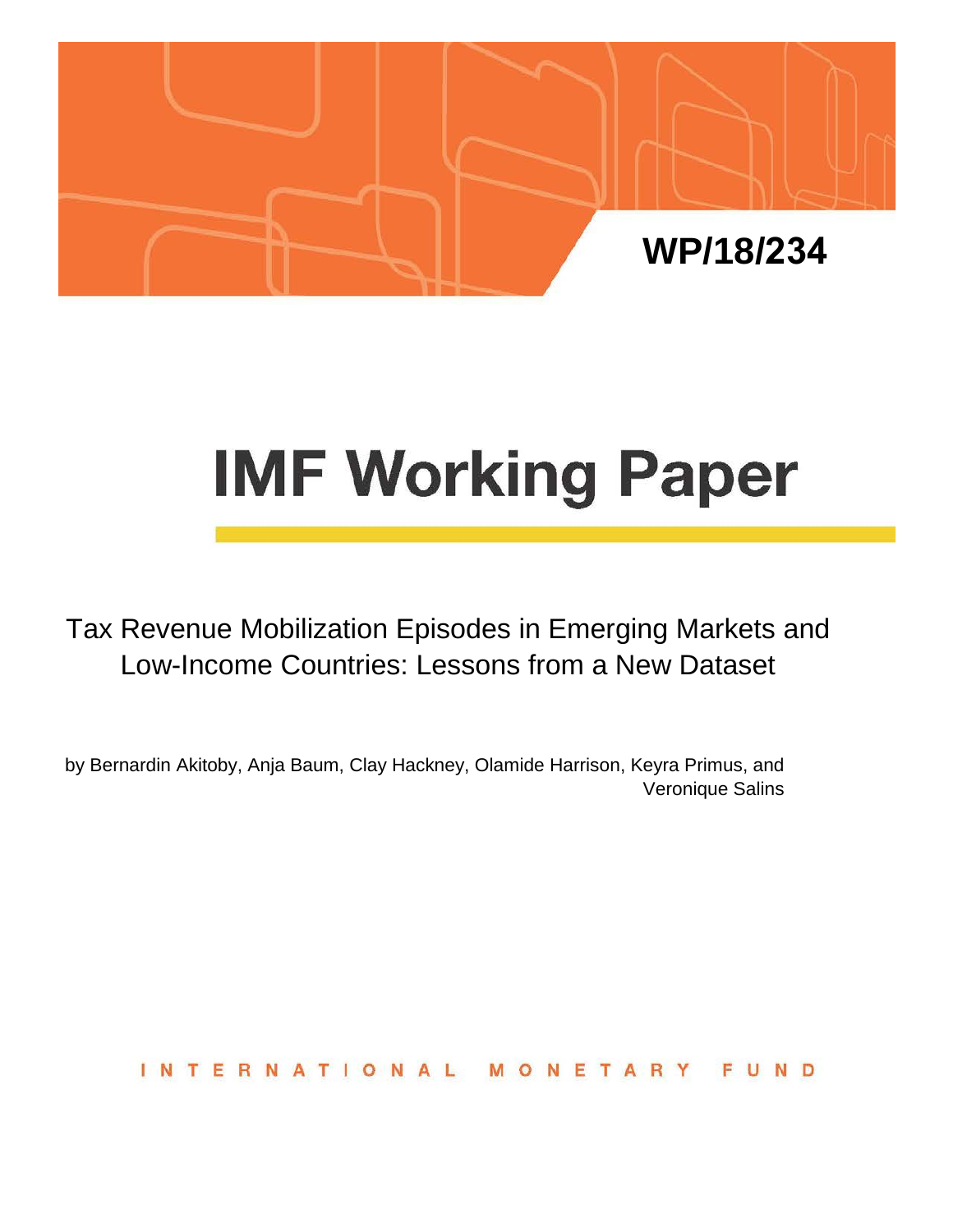WP/18/234

# IMF Working Paper

Tax Revenue Mobilization Episodes in Emerging Markets and Low-Income Countries: Lessons from a New Dataset

by Bernardin Akitoby, Anja Baum, Clay Hackney, Olamide Harrison, Keyra Primus, and Veronique Salins

INTERNATIONAL MONETARY FUND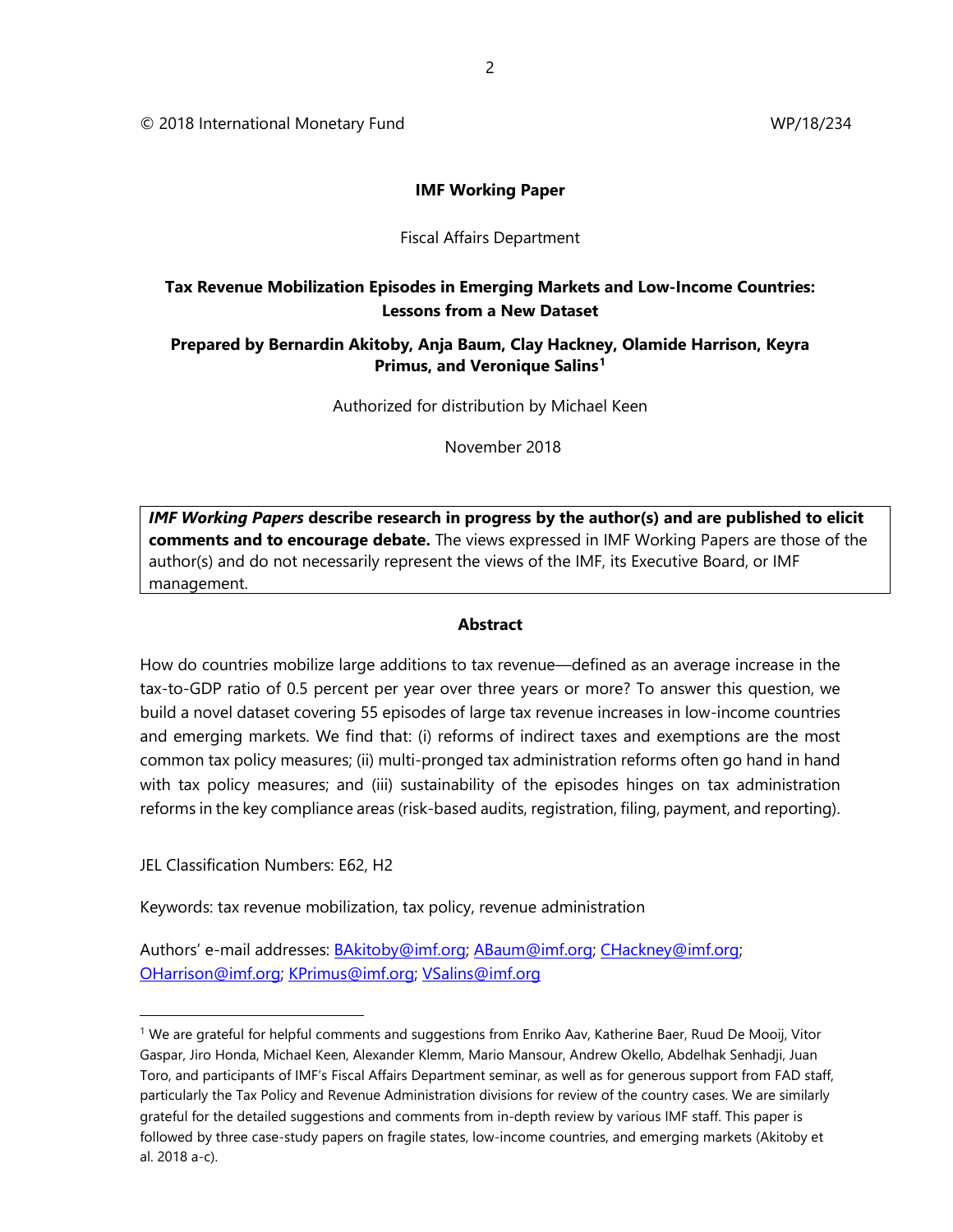© 2018 International Monetary Fund WP/18/234

**IMF Working Paper**

Fiscal Affairs Department

**Tax Revenue Mobilization Episodes in Emerging Markets and Low-Income Countries: Lessons from a New Dataset**

**Prepared by Bernardin Akitoby, Anja Baum, Clay Hackney, Olamide Harrison, Keyra Primus, and Veronique Salins[1]**

Authorized for distribution by Michael Keen

November 2018

***IMF Working Papers* describe research in progress by the author(s) and are published to elicit comments and to encourage debate.** The views expressed in IMF Working Papers are those of the author(s) and do not necessarily represent the views of the IMF, its Executive Board, or IMF management.

**Abstract**

How do countries mobilize large additions to tax revenue—defined as an average increase in the tax-to-GDP ratio of 0.5 percent per year over three years or more? To answer this question, we build a novel dataset covering 55 episodes of large tax revenue increases in low-income countries and emerging markets. We find that: (i) reforms of indirect taxes and exemptions are the most common tax policy measures; (ii) multi-pronged tax administration reforms often go hand in hand with tax policy measures; and (iii) sustainability of the episodes hinges on tax administration reforms in the key compliance areas (risk-based audits, registration, filing, payment, and reporting).

JEL Classification Numbers: E62, H2

Keywords: tax revenue mobilization, tax policy, revenue administration

Authors' e-mail addresses: BAkitoby@imf.org; ABaum@imf.org; CHackney@imf.org; OHarrison@imf.org; KPrimus@imf.org; VSalins@imf.org

---

[1] We are grateful for helpful comments and suggestions from Enriko Aav, Katherine Baer, Ruud De Mooij, Vitor Gaspar, Jiro Honda, Michael Keen, Alexander Klemm, Mario Mansour, Andrew Okello, Abdelhak Senhadji, Juan Toro, and participants of IMF's Fiscal Affairs Department seminar, as well as for generous support from FAD staff, particularly the Tax Policy and Revenue Administration divisions for review of the country cases. We are similarly grateful for the detailed suggestions and comments from in-depth review by various IMF staff. This paper is followed by three case-study papers on fragile states, low-income countries, and emerging markets (Akitoby et al. 2018 a-c).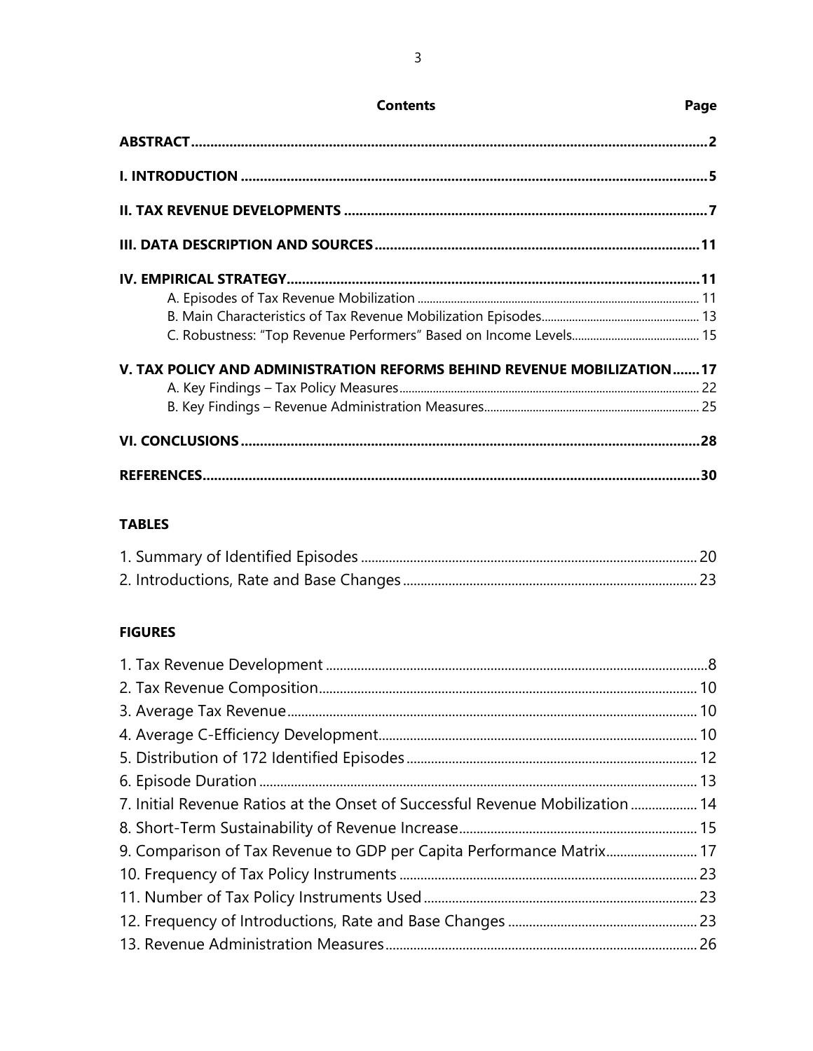# Contents

| | Page |
|---|---|
| **ABSTRACT** | **2** |
| **I. INTRODUCTION** | **5** |
| **II. TAX REVENUE DEVELOPMENTS** | **7** |
| **III. DATA DESCRIPTION AND SOURCES** | **11** |
| **IV. EMPIRICAL STRATEGY** | **11** |
| A. Episodes of Tax Revenue Mobilization | 11 |
| B. Main Characteristics of Tax Revenue Mobilization Episodes | 13 |
| C. Robustness: "Top Revenue Performers" Based on Income Levels | 15 |
| **V. TAX POLICY AND ADMINISTRATION REFORMS BEHIND REVENUE MOBILIZATION** | **17** |
| A. Key Findings – Tax Policy Measures | 22 |
| B. Key Findings – Revenue Administration Measures | 25 |
| **VI. CONCLUSIONS** | **28** |
| **REFERENCES** | **30** |

## TABLES

| | |
|---|---|
| 1. Summary of Identified Episodes | 20 |
| 2. Introductions, Rate and Base Changes | 23 |

## FIGURES

| | |
|---|---|
| 1. Tax Revenue Development | 8 |
| 2. Tax Revenue Composition | 10 |
| 3. Average Tax Revenue | 10 |
| 4. Average C-Efficiency Development | 10 |
| 5. Distribution of 172 Identified Episodes | 12 |
| 6. Episode Duration | 13 |
| 7. Initial Revenue Ratios at the Onset of Successful Revenue Mobilization | 14 |
| 8. Short-Term Sustainability of Revenue Increase | 15 |
| 9. Comparison of Tax Revenue to GDP per Capita Performance Matrix | 17 |
| 10. Frequency of Tax Policy Instruments | 23 |
| 11. Number of Tax Policy Instruments Used | 23 |
| 12. Frequency of Introductions, Rate and Base Changes | 23 |
| 13. Revenue Administration Measures | 26 |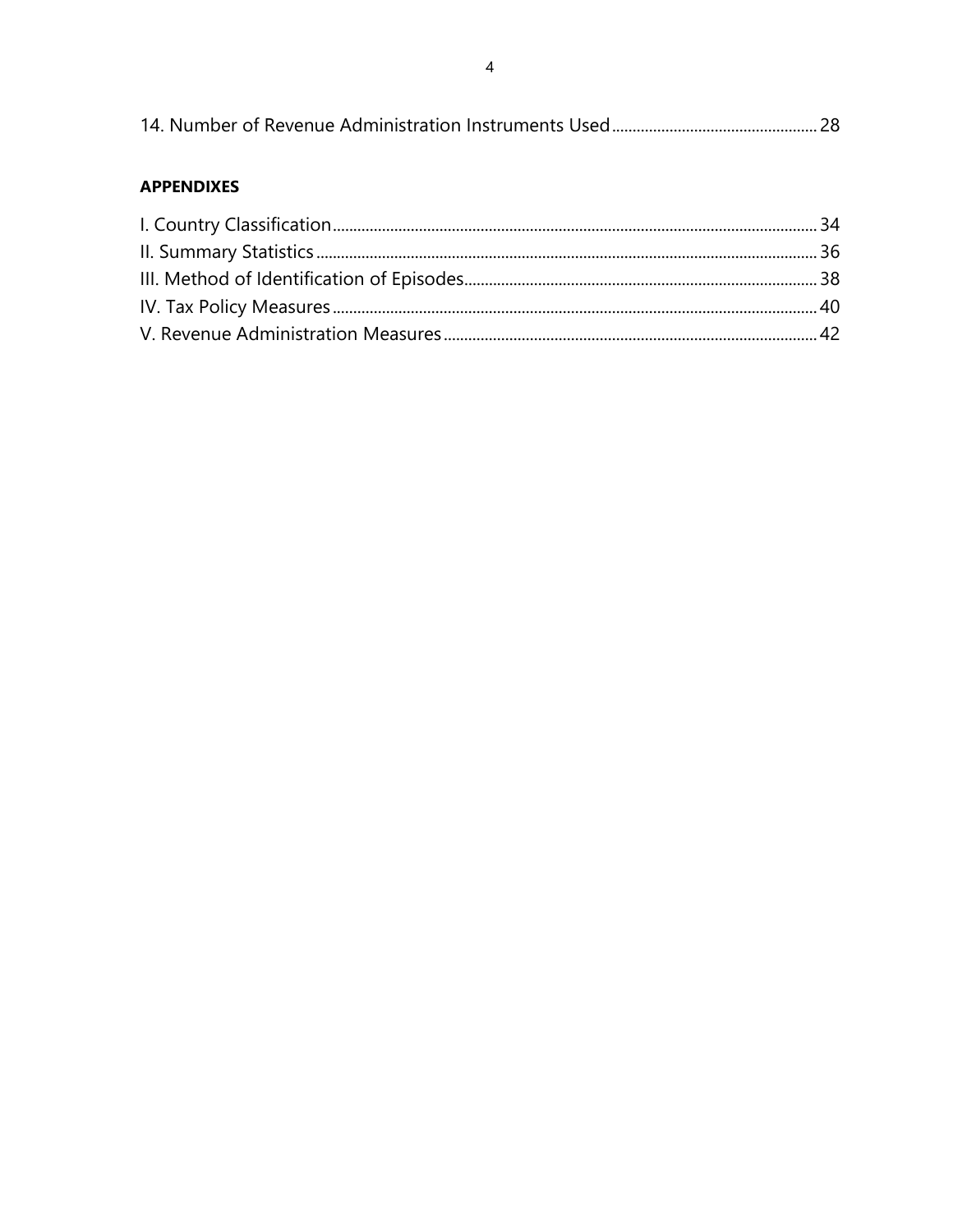14. Number of Revenue Administration Instruments Used ........ 28

**APPENDIXES**

I. Country Classification ........ 34
II. Summary Statistics ........ 36
III. Method of Identification of Episodes ........ 38
IV. Tax Policy Measures ........ 40
V. Revenue Administration Measures ........ 42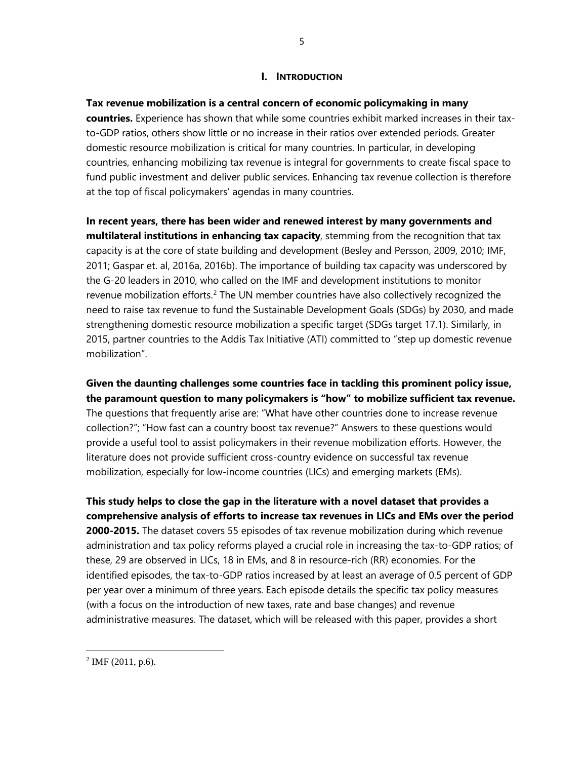# I. Introduction

**Tax revenue mobilization is a central concern of economic policymaking in many countries.** Experience has shown that while some countries exhibit marked increases in their tax-to-GDP ratios, others show little or no increase in their ratios over extended periods. Greater domestic resource mobilization is critical for many countries. In particular, in developing countries, enhancing mobilizing tax revenue is integral for governments to create fiscal space to fund public investment and deliver public services. Enhancing tax revenue collection is therefore at the top of fiscal policymakers' agendas in many countries.

**In recent years, there has been wider and renewed interest by many governments and multilateral institutions in enhancing tax capacity**, stemming from the recognition that tax capacity is at the core of state building and development (Besley and Persson, 2009, 2010; IMF, 2011; Gaspar et. al, 2016a, 2016b). The importance of building tax capacity was underscored by the G-20 leaders in 2010, who called on the IMF and development institutions to monitor revenue mobilization efforts.[2] The UN member countries have also collectively recognized the need to raise tax revenue to fund the Sustainable Development Goals (SDGs) by 2030, and made strengthening domestic resource mobilization a specific target (SDGs target 17.1). Similarly, in 2015, partner countries to the Addis Tax Initiative (ATI) committed to "step up domestic revenue mobilization".

**Given the daunting challenges some countries face in tackling this prominent policy issue, the paramount question to many policymakers is "how" to mobilize sufficient tax revenue.** The questions that frequently arise are: "What have other countries done to increase revenue collection?"; "How fast can a country boost tax revenue?" Answers to these questions would provide a useful tool to assist policymakers in their revenue mobilization efforts. However, the literature does not provide sufficient cross-country evidence on successful tax revenue mobilization, especially for low-income countries (LICs) and emerging markets (EMs).

**This study helps to close the gap in the literature with a novel dataset that provides a comprehensive analysis of efforts to increase tax revenues in LICs and EMs over the period 2000-2015.** The dataset covers 55 episodes of tax revenue mobilization during which revenue administration and tax policy reforms played a crucial role in increasing the tax-to-GDP ratios; of these, 29 are observed in LICs, 18 in EMs, and 8 in resource-rich (RR) economies. For the identified episodes, the tax-to-GDP ratios increased by at least an average of 0.5 percent of GDP per year over a minimum of three years. Each episode details the specific tax policy measures (with a focus on the introduction of new taxes, rate and base changes) and revenue administrative measures. The dataset, which will be released with this paper, provides a short

---

[2] IMF (2011, p.6).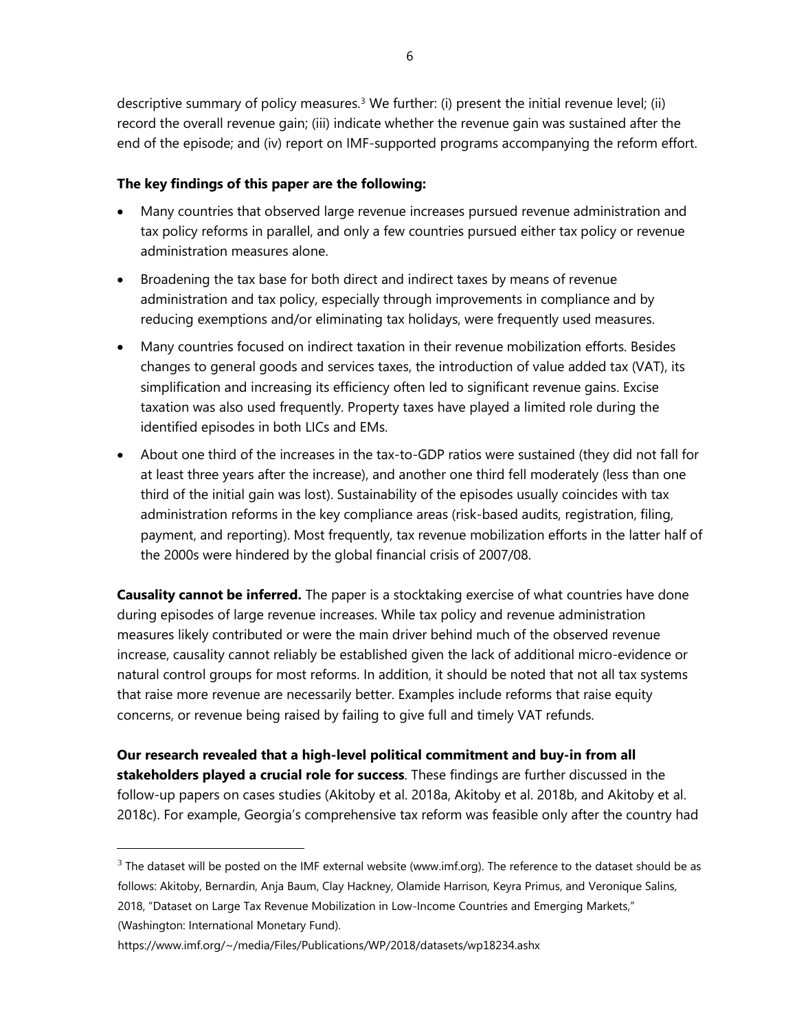descriptive summary of policy measures.[3] We further: (i) present the initial revenue level; (ii) record the overall revenue gain; (iii) indicate whether the revenue gain was sustained after the end of the episode; and (iv) report on IMF-supported programs accompanying the reform effort.

**The key findings of this paper are the following:**

- Many countries that observed large revenue increases pursued revenue administration and tax policy reforms in parallel, and only a few countries pursued either tax policy or revenue administration measures alone.
- Broadening the tax base for both direct and indirect taxes by means of revenue administration and tax policy, especially through improvements in compliance and by reducing exemptions and/or eliminating tax holidays, were frequently used measures.
- Many countries focused on indirect taxation in their revenue mobilization efforts. Besides changes to general goods and services taxes, the introduction of value added tax (VAT), its simplification and increasing its efficiency often led to significant revenue gains. Excise taxation was also used frequently. Property taxes have played a limited role during the identified episodes in both LICs and EMs.
- About one third of the increases in the tax-to-GDP ratios were sustained (they did not fall for at least three years after the increase), and another one third fell moderately (less than one third of the initial gain was lost). Sustainability of the episodes usually coincides with tax administration reforms in the key compliance areas (risk-based audits, registration, filing, payment, and reporting). Most frequently, tax revenue mobilization efforts in the latter half of the 2000s were hindered by the global financial crisis of 2007/08.

**Causality cannot be inferred.** The paper is a stocktaking exercise of what countries have done during episodes of large revenue increases. While tax policy and revenue administration measures likely contributed or were the main driver behind much of the observed revenue increase, causality cannot reliably be established given the lack of additional micro-evidence or natural control groups for most reforms. In addition, it should be noted that not all tax systems that raise more revenue are necessarily better. Examples include reforms that raise equity concerns, or revenue being raised by failing to give full and timely VAT refunds.

**Our research revealed that a high-level political commitment and buy-in from all stakeholders played a crucial role for success**. These findings are further discussed in the follow-up papers on cases studies (Akitoby et al. 2018a, Akitoby et al. 2018b, and Akitoby et al. 2018c). For example, Georgia's comprehensive tax reform was feasible only after the country had

---

[3] The dataset will be posted on the IMF external website (www.imf.org). The reference to the dataset should be as follows: Akitoby, Bernardin, Anja Baum, Clay Hackney, Olamide Harrison, Keyra Primus, and Veronique Salins, 2018, "Dataset on Large Tax Revenue Mobilization in Low-Income Countries and Emerging Markets," (Washington: International Monetary Fund).

https://www.imf.org/~/media/Files/Publications/WP/2018/datasets/wp18234.ashx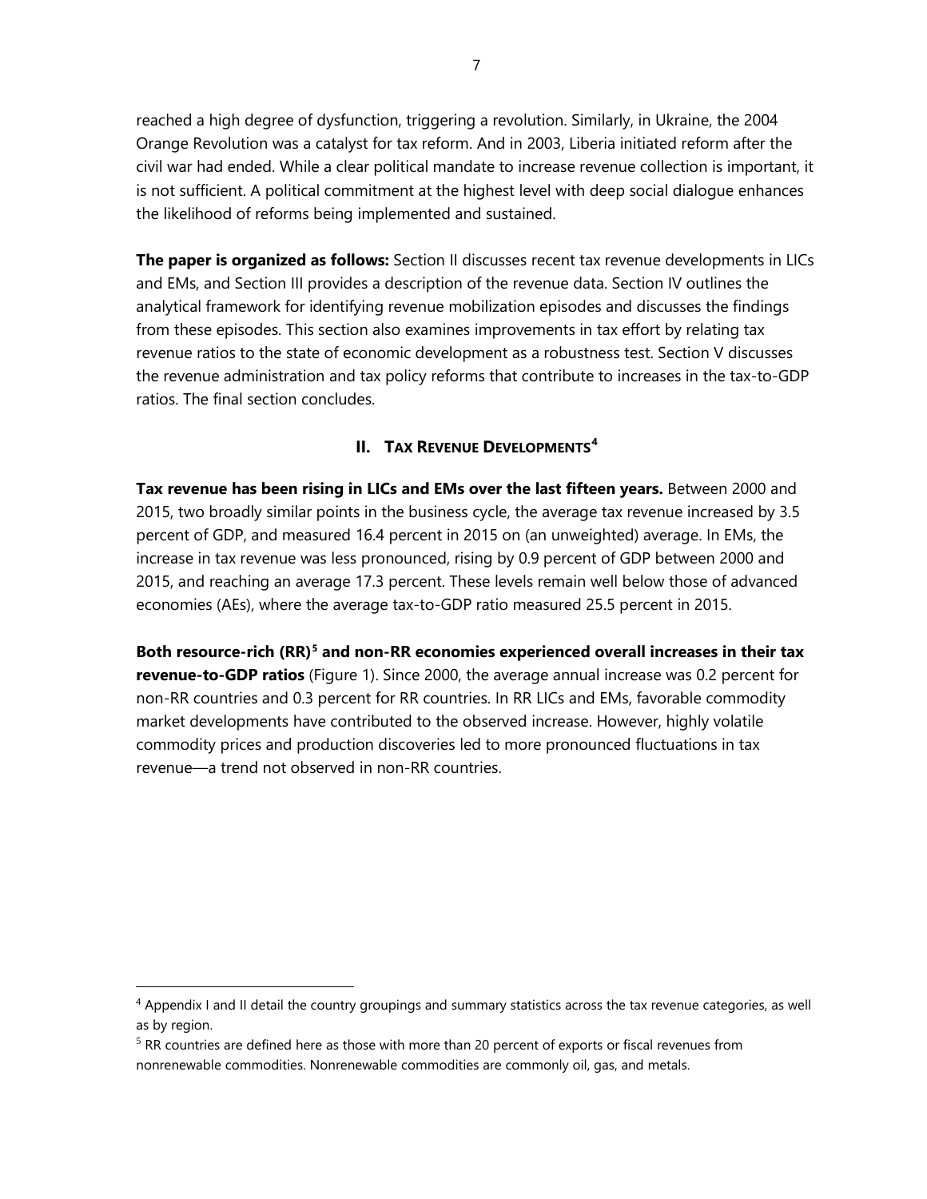reached a high degree of dysfunction, triggering a revolution. Similarly, in Ukraine, the 2004 Orange Revolution was a catalyst for tax reform. And in 2003, Liberia initiated reform after the civil war had ended. While a clear political mandate to increase revenue collection is important, it is not sufficient. A political commitment at the highest level with deep social dialogue enhances the likelihood of reforms being implemented and sustained.

**The paper is organized as follows:** Section II discusses recent tax revenue developments in LICs and EMs, and Section III provides a description of the revenue data. Section IV outlines the analytical framework for identifying revenue mobilization episodes and discusses the findings from these episodes. This section also examines improvements in tax effort by relating tax revenue ratios to the state of economic development as a robustness test. Section V discusses the revenue administration and tax policy reforms that contribute to increases in the tax-to-GDP ratios. The final section concludes.

## II. TAX REVENUE DEVELOPMENTS[4]

**Tax revenue has been rising in LICs and EMs over the last fifteen years.** Between 2000 and 2015, two broadly similar points in the business cycle, the average tax revenue increased by 3.5 percent of GDP, and measured 16.4 percent in 2015 on (an unweighted) average. In EMs, the increase in tax revenue was less pronounced, rising by 0.9 percent of GDP between 2000 and 2015, and reaching an average 17.3 percent. These levels remain well below those of advanced economies (AEs), where the average tax-to-GDP ratio measured 25.5 percent in 2015.

**Both resource-rich (RR)[5] and non-RR economies experienced overall increases in their tax revenue-to-GDP ratios** (Figure 1). Since 2000, the average annual increase was 0.2 percent for non-RR countries and 0.3 percent for RR countries. In RR LICs and EMs, favorable commodity market developments have contributed to the observed increase. However, highly volatile commodity prices and production discoveries led to more pronounced fluctuations in tax revenue—a trend not observed in non-RR countries.

---

[4] Appendix I and II detail the country groupings and summary statistics across the tax revenue categories, as well as by region.

[5] RR countries are defined here as those with more than 20 percent of exports or fiscal revenues from nonrenewable commodities. Nonrenewable commodities are commonly oil, gas, and metals.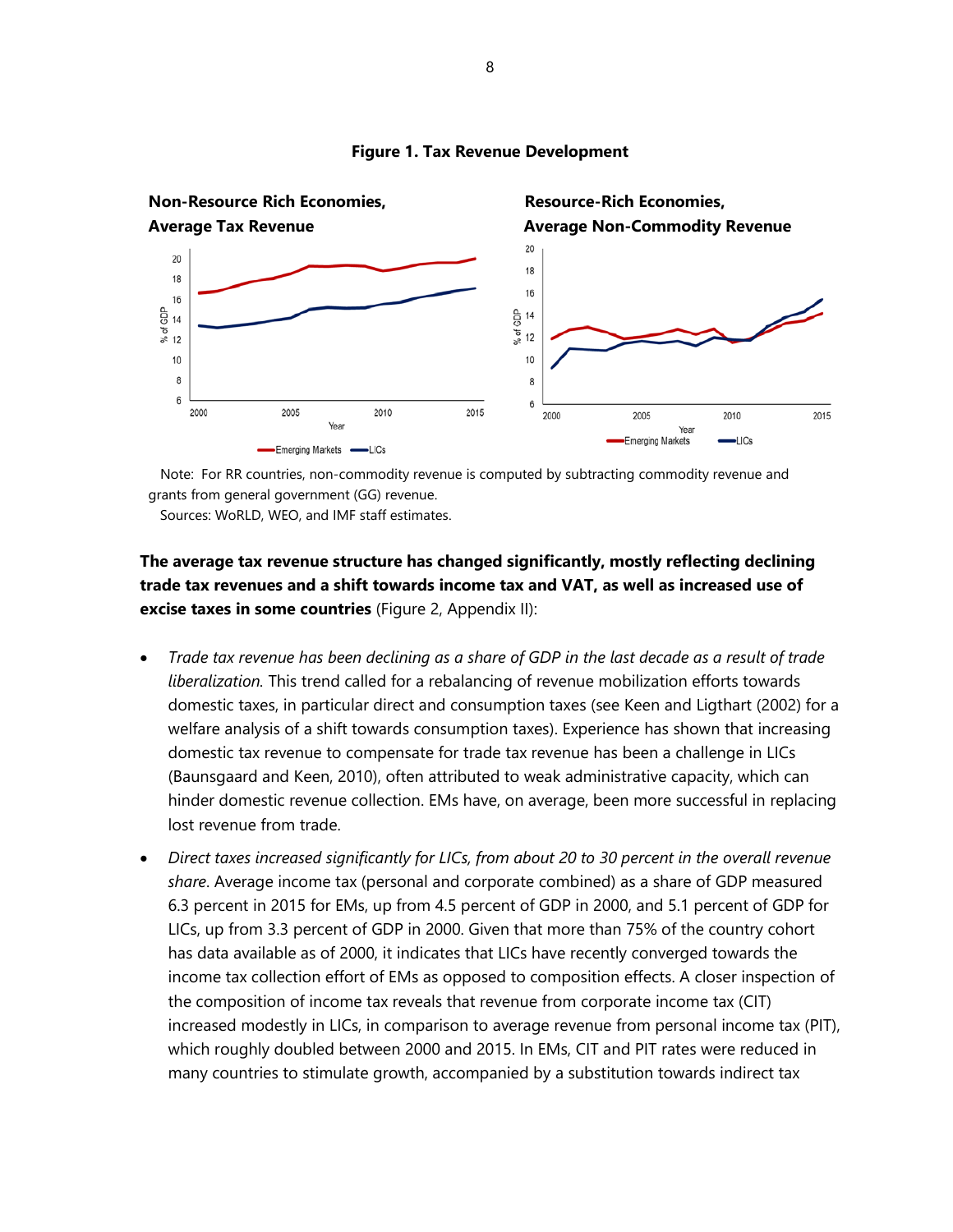**Figure 1. Tax Revenue Development**

Note: For RR countries, non-commodity revenue is computed by subtracting commodity revenue and grants from general government (GG) revenue.
Sources: WoRLD, WEO, and IMF staff estimates.

**The average tax revenue structure has changed significantly, mostly reflecting declining trade tax revenues and a shift towards income tax and VAT, as well as increased use of excise taxes in some countries** (Figure 2, Appendix II):

- *Trade tax revenue has been declining as a share of GDP in the last decade as a result of trade liberalization.* This trend called for a rebalancing of revenue mobilization efforts towards domestic taxes, in particular direct and consumption taxes (see Keen and Ligthart (2002) for a welfare analysis of a shift towards consumption taxes). Experience has shown that increasing domestic tax revenue to compensate for trade tax revenue has been a challenge in LICs (Baunsgaard and Keen, 2010), often attributed to weak administrative capacity, which can hinder domestic revenue collection. EMs have, on average, been more successful in replacing lost revenue from trade.
- *Direct taxes increased significantly for LICs, from about 20 to 30 percent in the overall revenue share*. Average income tax (personal and corporate combined) as a share of GDP measured 6.3 percent in 2015 for EMs, up from 4.5 percent of GDP in 2000, and 5.1 percent of GDP for LICs, up from 3.3 percent of GDP in 2000. Given that more than 75% of the country cohort has data available as of 2000, it indicates that LICs have recently converged towards the income tax collection effort of EMs as opposed to composition effects. A closer inspection of the composition of income tax reveals that revenue from corporate income tax (CIT) increased modestly in LICs, in comparison to average revenue from personal income tax (PIT), which roughly doubled between 2000 and 2015. In EMs, CIT and PIT rates were reduced in many countries to stimulate growth, accompanied by a substitution towards indirect tax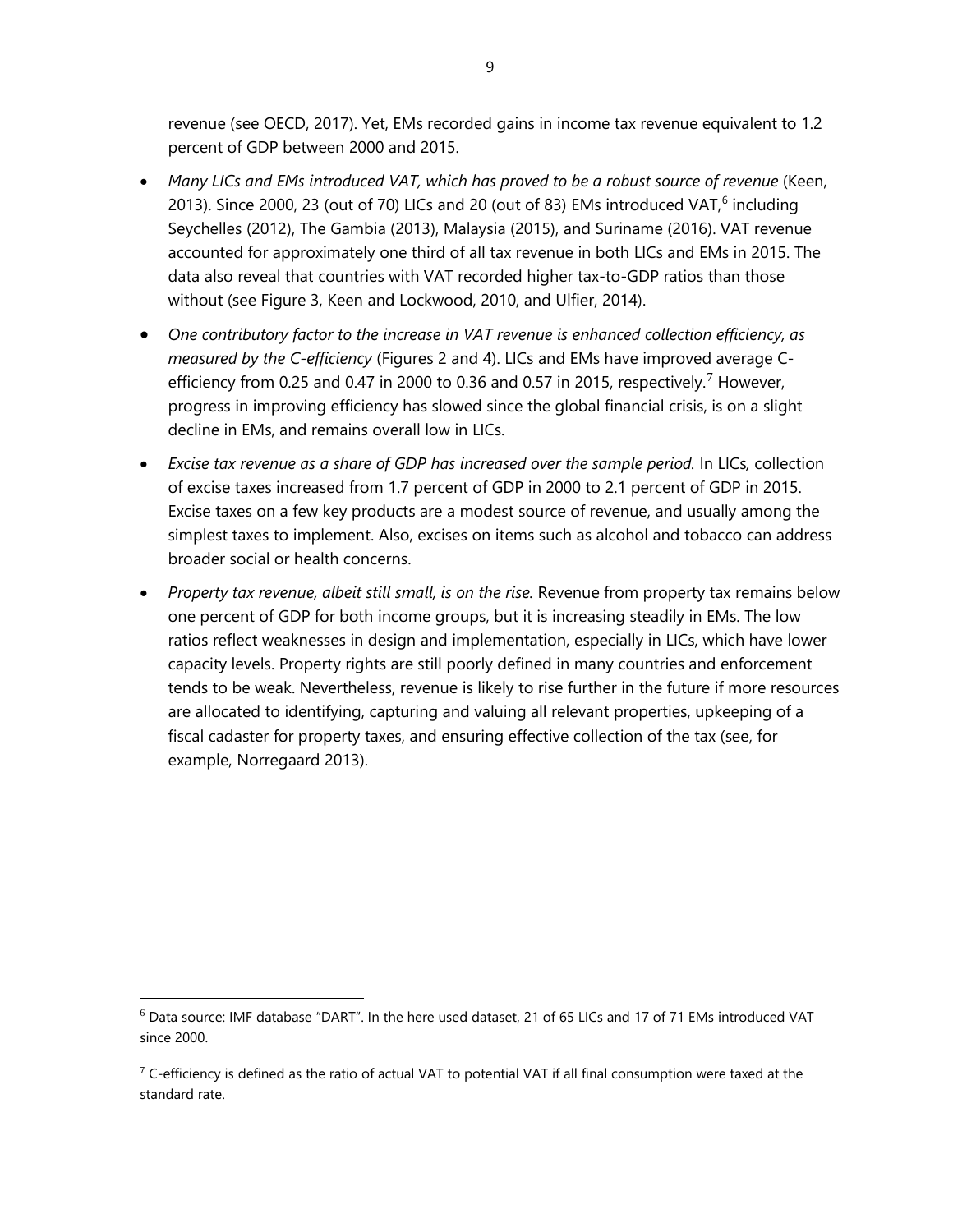revenue (see OECD, 2017). Yet, EMs recorded gains in income tax revenue equivalent to 1.2 percent of GDP between 2000 and 2015.

- *Many LICs and EMs introduced VAT, which has proved to be a robust source of revenue* (Keen, 2013). Since 2000, 23 (out of 70) LICs and 20 (out of 83) EMs introduced VAT,[6] including Seychelles (2012), The Gambia (2013), Malaysia (2015), and Suriname (2016). VAT revenue accounted for approximately one third of all tax revenue in both LICs and EMs in 2015. The data also reveal that countries with VAT recorded higher tax-to-GDP ratios than those without (see Figure 3, Keen and Lockwood, 2010, and Ulfier, 2014).

- *One contributory factor to the increase in VAT revenue is enhanced collection efficiency, as measured by the C-efficiency* (Figures 2 and 4). LICs and EMs have improved average C-efficiency from 0.25 and 0.47 in 2000 to 0.36 and 0.57 in 2015, respectively.[7] However, progress in improving efficiency has slowed since the global financial crisis, is on a slight decline in EMs, and remains overall low in LICs.

- *Excise tax revenue as a share of GDP has increased over the sample period.* In LICs, collection of excise taxes increased from 1.7 percent of GDP in 2000 to 2.1 percent of GDP in 2015. Excise taxes on a few key products are a modest source of revenue, and usually among the simplest taxes to implement. Also, excises on items such as alcohol and tobacco can address broader social or health concerns.

- *Property tax revenue, albeit still small, is on the rise.* Revenue from property tax remains below one percent of GDP for both income groups, but it is increasing steadily in EMs. The low ratios reflect weaknesses in design and implementation, especially in LICs, which have lower capacity levels. Property rights are still poorly defined in many countries and enforcement tends to be weak. Nevertheless, revenue is likely to rise further in the future if more resources are allocated to identifying, capturing and valuing all relevant properties, upkeeping of a fiscal cadaster for property taxes, and ensuring effective collection of the tax (see, for example, Norregaard 2013).

---

[6] Data source: IMF database "DART". In the here used dataset, 21 of 65 LICs and 17 of 71 EMs introduced VAT since 2000.

[7] C-efficiency is defined as the ratio of actual VAT to potential VAT if all final consumption were taxed at the standard rate.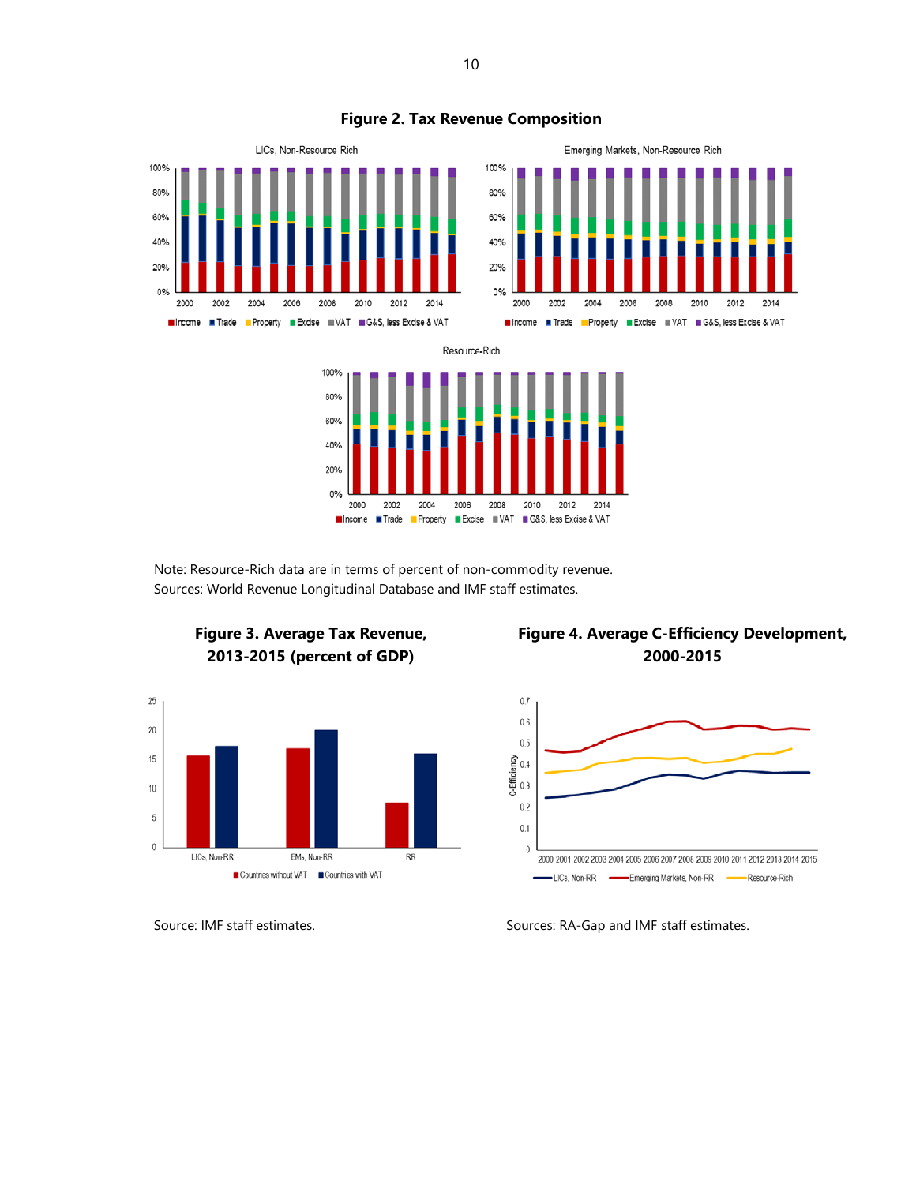**Figure 2. Tax Revenue Composition**

Note: Resource-Rich data are in terms of percent of non-commodity revenue.
Sources: World Revenue Longitudinal Database and IMF staff estimates.

**Figure 3. Average Tax Revenue, 2013-2015 (percent of GDP)**

Source: IMF staff estimates.

**Figure 4. Average C-Efficiency Development, 2000-2015**

Sources: RA-Gap and IMF staff estimates.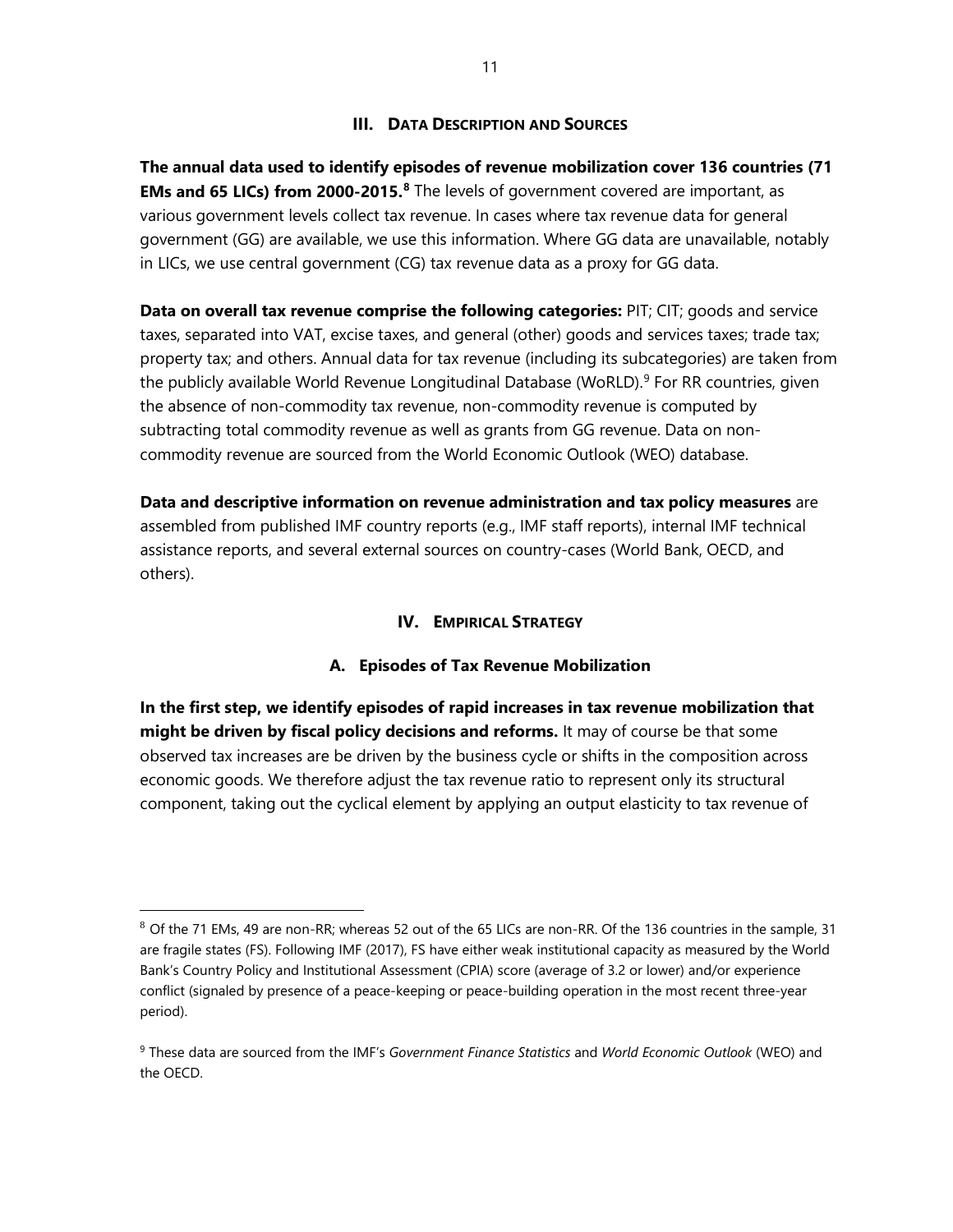## III. Data Description and Sources

**The annual data used to identify episodes of revenue mobilization cover 136 countries (71 EMs and 65 LICs) from 2000-2015.**[8] The levels of government covered are important, as various government levels collect tax revenue. In cases where tax revenue data for general government (GG) are available, we use this information. Where GG data are unavailable, notably in LICs, we use central government (CG) tax revenue data as a proxy for GG data.

**Data on overall tax revenue comprise the following categories:** PIT; CIT; goods and service taxes, separated into VAT, excise taxes, and general (other) goods and services taxes; trade tax; property tax; and others. Annual data for tax revenue (including its subcategories) are taken from the publicly available World Revenue Longitudinal Database (WoRLD).[9] For RR countries, given the absence of non-commodity tax revenue, non-commodity revenue is computed by subtracting total commodity revenue as well as grants from GG revenue. Data on non-commodity revenue are sourced from the World Economic Outlook (WEO) database.

**Data and descriptive information on revenue administration and tax policy measures** are assembled from published IMF country reports (e.g., IMF staff reports), internal IMF technical assistance reports, and several external sources on country-cases (World Bank, OECD, and others).

## IV. Empirical Strategy

### A. Episodes of Tax Revenue Mobilization

**In the first step, we identify episodes of rapid increases in tax revenue mobilization that might be driven by fiscal policy decisions and reforms.** It may of course be that some observed tax increases are be driven by the business cycle or shifts in the composition across economic goods. We therefore adjust the tax revenue ratio to represent only its structural component, taking out the cyclical element by applying an output elasticity to tax revenue of

---

[8] Of the 71 EMs, 49 are non-RR; whereas 52 out of the 65 LICs are non-RR. Of the 136 countries in the sample, 31 are fragile states (FS). Following IMF (2017), FS have either weak institutional capacity as measured by the World Bank's Country Policy and Institutional Assessment (CPIA) score (average of 3.2 or lower) and/or experience conflict (signaled by presence of a peace-keeping or peace-building operation in the most recent three-year period).

[9] These data are sourced from the IMF's *Government Finance Statistics* and *World Economic Outlook* (WEO) and the OECD.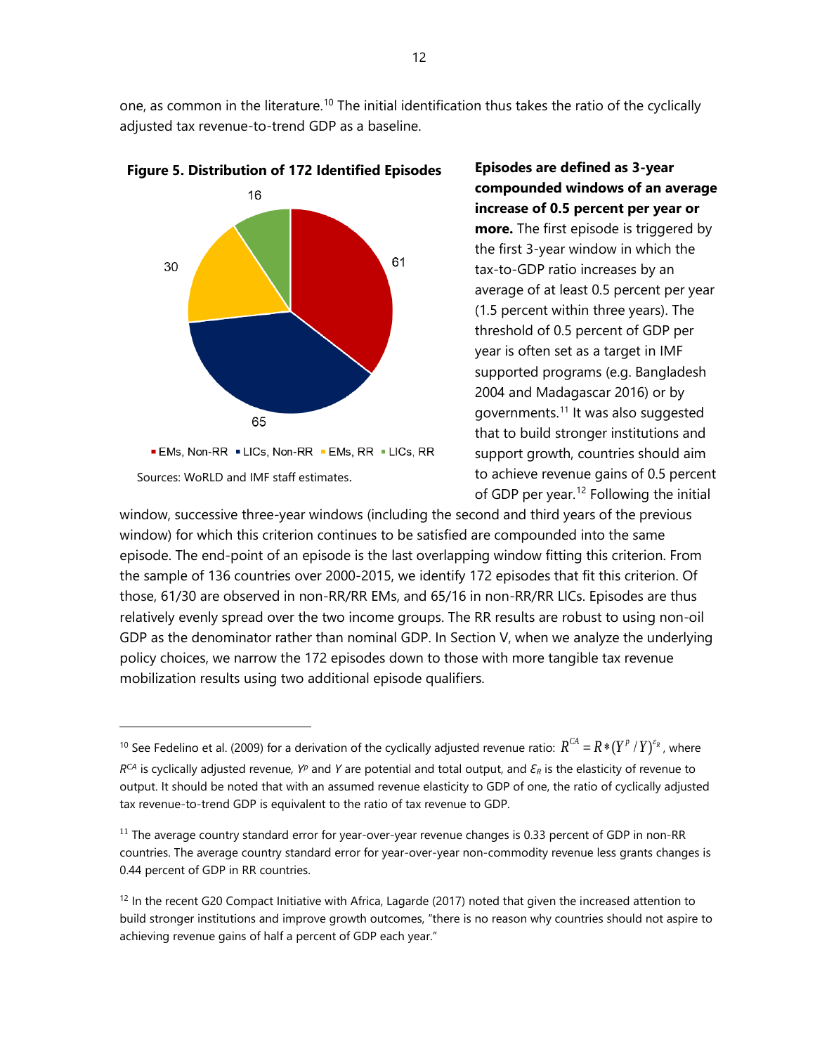one, as common in the literature.[10] The initial identification thus takes the ratio of the cyclically adjusted tax revenue-to-trend GDP as a baseline.

**Figure 5. Distribution of 172 Identified Episodes**

16

30

61

65

▪ EMs, Non-RR ▪ LICs, Non-RR ▪ EMs, RR ▪ LICs, RR

Sources: WoRLD and IMF staff estimates.

**Episodes are defined as 3-year compounded windows of an average increase of 0.5 percent per year or more.** The first episode is triggered by the first 3-year window in which the tax-to-GDP ratio increases by an average of at least 0.5 percent per year (1.5 percent within three years). The threshold of 0.5 percent of GDP per year is often set as a target in IMF supported programs (e.g. Bangladesh 2004 and Madagascar 2016) or by governments.[11] It was also suggested that to build stronger institutions and support growth, countries should aim to achieve revenue gains of 0.5 percent of GDP per year.[12] Following the initial window, successive three-year windows (including the second and third years of the previous window) for which this criterion continues to be satisfied are compounded into the same episode. The end-point of an episode is the last overlapping window fitting this criterion. From the sample of 136 countries over 2000-2015, we identify 172 episodes that fit this criterion. Of those, 61/30 are observed in non-RR/RR EMs, and 65/16 in non-RR/RR LICs. Episodes are thus relatively evenly spread over the two income groups. The RR results are robust to using non-oil GDP as the denominator rather than nominal GDP. In Section V, when we analyze the underlying policy choices, we narrow the 172 episodes down to those with more tangible tax revenue mobilization results using two additional episode qualifiers.

---

[10] See Fedelino et al. (2009) for a derivation of the cyclically adjusted revenue ratio: $R^{CA} = R*(Y^p / Y)^{\varepsilon_R}$, where $R^{CA}$ is cyclically adjusted revenue, $Y^p$ and $Y$ are potential and total output, and $\varepsilon_R$ is the elasticity of revenue to output. It should be noted that with an assumed revenue elasticity to GDP of one, the ratio of cyclically adjusted tax revenue-to-trend GDP is equivalent to the ratio of tax revenue to GDP.

[11] The average country standard error for year-over-year revenue changes is 0.33 percent of GDP in non-RR countries. The average country standard error for year-over-year non-commodity revenue less grants changes is 0.44 percent of GDP in RR countries.

[12] In the recent G20 Compact Initiative with Africa, Lagarde (2017) noted that given the increased attention to build stronger institutions and improve growth outcomes, "there is no reason why countries should not aspire to achieving revenue gains of half a percent of GDP each year."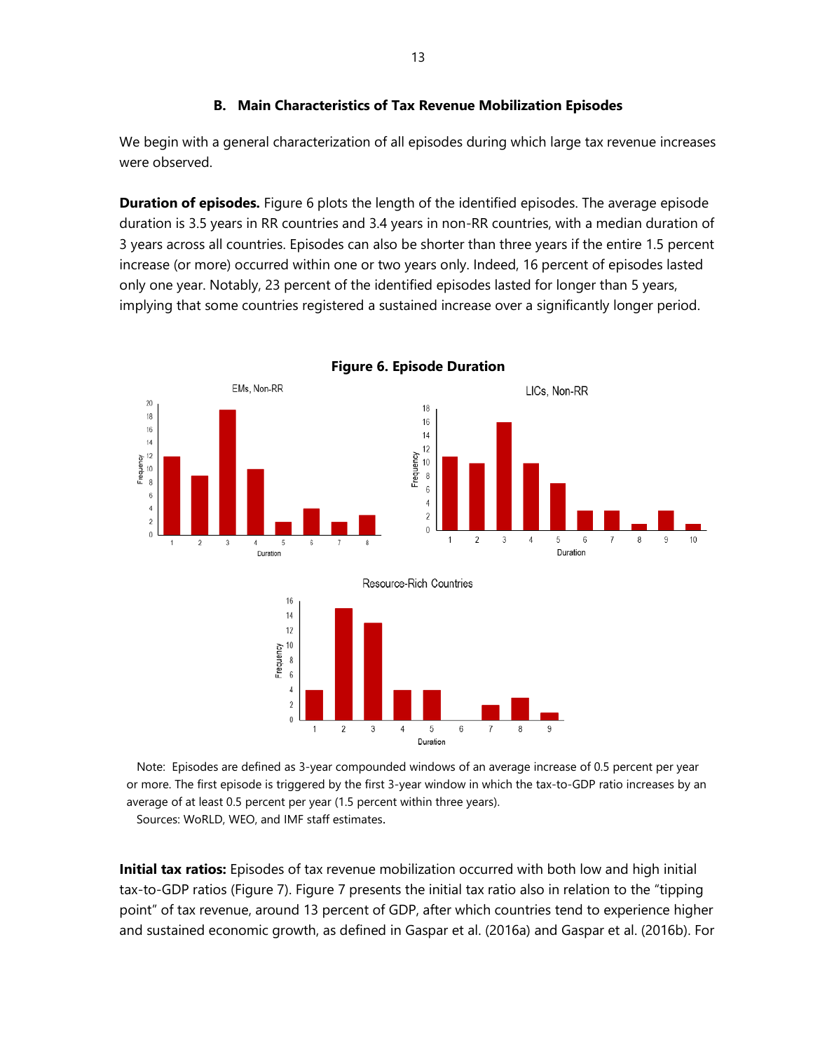## B. Main Characteristics of Tax Revenue Mobilization Episodes

We begin with a general characterization of all episodes during which large tax revenue increases were observed.

**Duration of episodes.** Figure 6 plots the length of the identified episodes. The average episode duration is 3.5 years in RR countries and 3.4 years in non-RR countries, with a median duration of 3 years across all countries. Episodes can also be shorter than three years if the entire 1.5 percent increase (or more) occurred within one or two years only. Indeed, 16 percent of episodes lasted only one year. Notably, 23 percent of the identified episodes lasted for longer than 5 years, implying that some countries registered a sustained increase over a significantly longer period.

**Figure 6. Episode Duration**

Note: Episodes are defined as 3-year compounded windows of an average increase of 0.5 percent per year or more. The first episode is triggered by the first 3-year window in which the tax-to-GDP ratio increases by an average of at least 0.5 percent per year (1.5 percent within three years).

Sources: WoRLD, WEO, and IMF staff estimates.

**Initial tax ratios:** Episodes of tax revenue mobilization occurred with both low and high initial tax-to-GDP ratios (Figure 7). Figure 7 presents the initial tax ratio also in relation to the "tipping point" of tax revenue, around 13 percent of GDP, after which countries tend to experience higher and sustained economic growth, as defined in Gaspar et al. (2016a) and Gaspar et al. (2016b). For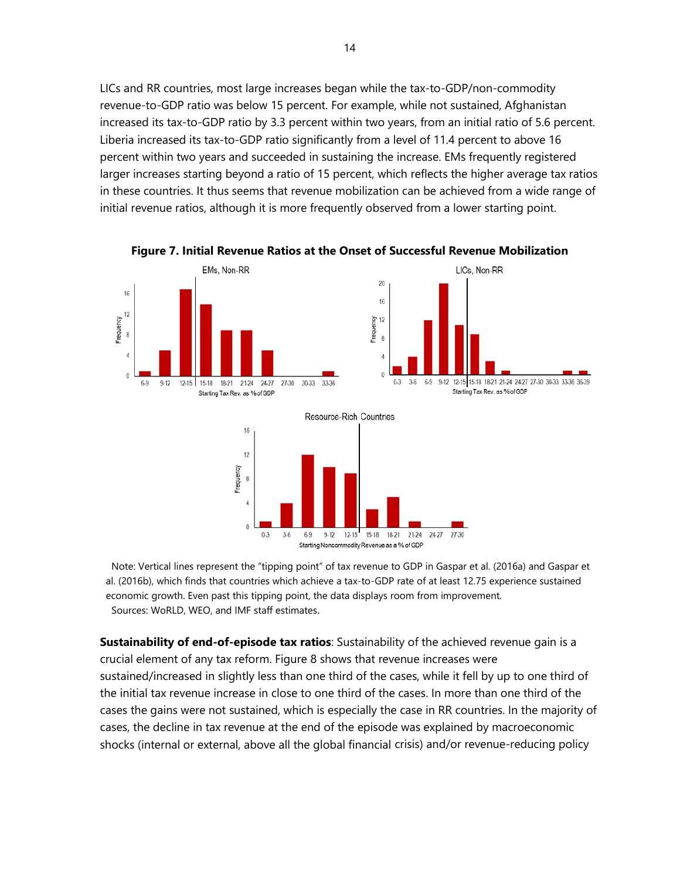LICs and RR countries, most large increases began while the tax-to-GDP/non-commodity revenue-to-GDP ratio was below 15 percent. For example, while not sustained, Afghanistan increased its tax-to-GDP ratio by 3.3 percent within two years, from an initial ratio of 5.6 percent. Liberia increased its tax-to-GDP ratio significantly from a level of 11.4 percent to above 16 percent within two years and succeeded in sustaining the increase. EMs frequently registered larger increases starting beyond a ratio of 15 percent, which reflects the higher average tax ratios in these countries. It thus seems that revenue mobilization can be achieved from a wide range of initial revenue ratios, although it is more frequently observed from a lower starting point.

**Figure 7. Initial Revenue Ratios at the Onset of Successful Revenue Mobilization**

Note: Vertical lines represent the "tipping point" of tax revenue to GDP in Gaspar et al. (2016a) and Gaspar et al. (2016b), which finds that countries which achieve a tax-to-GDP rate of at least 12.75 experience sustained economic growth. Even past this tipping point, the data displays room from improvement.

Sources: WoRLD, WEO, and IMF staff estimates.

**Sustainability of end-of-episode tax ratios**: Sustainability of the achieved revenue gain is a crucial element of any tax reform. Figure 8 shows that revenue increases were sustained/increased in slightly less than one third of the cases, while it fell by up to one third of the initial tax revenue increase in close to one third of the cases. In more than one third of the cases the gains were not sustained, which is especially the case in RR countries. In the majority of cases, the decline in tax revenue at the end of the episode was explained by macroeconomic shocks (internal or external, above all the global financial crisis) and/or revenue-reducing policy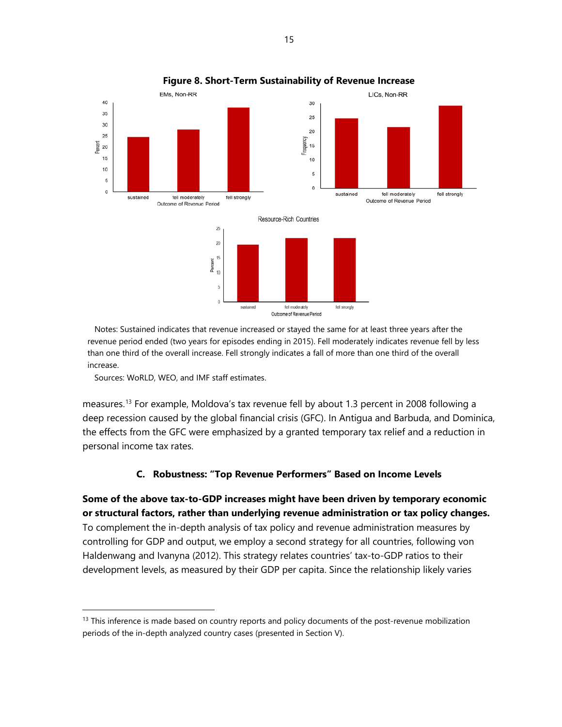**Figure 8. Short-Term Sustainability of Revenue Increase**

Notes: Sustained indicates that revenue increased or stayed the same for at least three years after the revenue period ended (two years for episodes ending in 2015). Fell moderately indicates revenue fell by less than one third of the overall increase. Fell strongly indicates a fall of more than one third of the overall increase.

Sources: WoRLD, WEO, and IMF staff estimates.

measures.[13] For example, Moldova's tax revenue fell by about 1.3 percent in 2008 following a deep recession caused by the global financial crisis (GFC). In Antigua and Barbuda, and Dominica, the effects from the GFC were emphasized by a granted temporary tax relief and a reduction in personal income tax rates.

### C. Robustness: "Top Revenue Performers" Based on Income Levels

**Some of the above tax-to-GDP increases might have been driven by temporary economic or structural factors, rather than underlying revenue administration or tax policy changes.** To complement the in-depth analysis of tax policy and revenue administration measures by controlling for GDP and output, we employ a second strategy for all countries, following von Haldenwang and Ivanyna (2012). This strategy relates countries' tax-to-GDP ratios to their development levels, as measured by their GDP per capita. Since the relationship likely varies

[13] This inference is made based on country reports and policy documents of the post-revenue mobilization periods of the in-depth analyzed country cases (presented in Section V).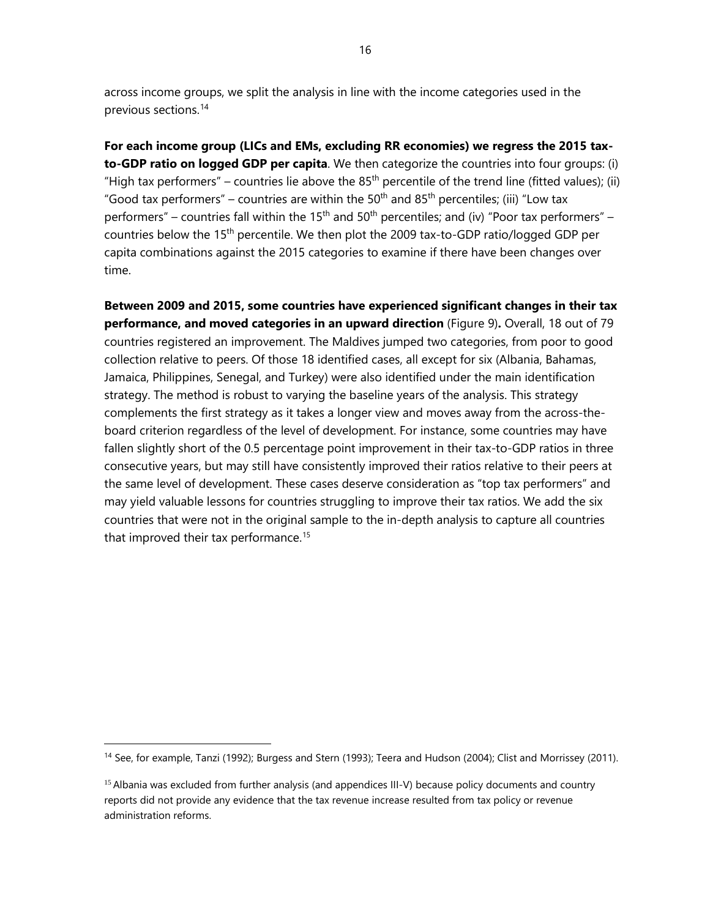across income groups, we split the analysis in line with the income categories used in the previous sections.[14]

**For each income group (LICs and EMs, excluding RR economies) we regress the 2015 tax-to-GDP ratio on logged GDP per capita**. We then categorize the countries into four groups: (i) "High tax performers" – countries lie above the 85th percentile of the trend line (fitted values); (ii) "Good tax performers" – countries are within the 50th and 85th percentiles; (iii) "Low tax performers" – countries fall within the 15th and 50th percentiles; and (iv) "Poor tax performers" – countries below the 15th percentile. We then plot the 2009 tax-to-GDP ratio/logged GDP per capita combinations against the 2015 categories to examine if there have been changes over time.

**Between 2009 and 2015, some countries have experienced significant changes in their tax performance, and moved categories in an upward direction** (Figure 9)**.** Overall, 18 out of 79 countries registered an improvement. The Maldives jumped two categories, from poor to good collection relative to peers. Of those 18 identified cases, all except for six (Albania, Bahamas, Jamaica, Philippines, Senegal, and Turkey) were also identified under the main identification strategy. The method is robust to varying the baseline years of the analysis. This strategy complements the first strategy as it takes a longer view and moves away from the across-the-board criterion regardless of the level of development. For instance, some countries may have fallen slightly short of the 0.5 percentage point improvement in their tax-to-GDP ratios in three consecutive years, but may still have consistently improved their ratios relative to their peers at the same level of development. These cases deserve consideration as "top tax performers" and may yield valuable lessons for countries struggling to improve their tax ratios. We add the six countries that were not in the original sample to the in-depth analysis to capture all countries that improved their tax performance.[15]

---

[14] See, for example, Tanzi (1992); Burgess and Stern (1993); Teera and Hudson (2004); Clist and Morrissey (2011).

[15] Albania was excluded from further analysis (and appendices III-V) because policy documents and country reports did not provide any evidence that the tax revenue increase resulted from tax policy or revenue administration reforms.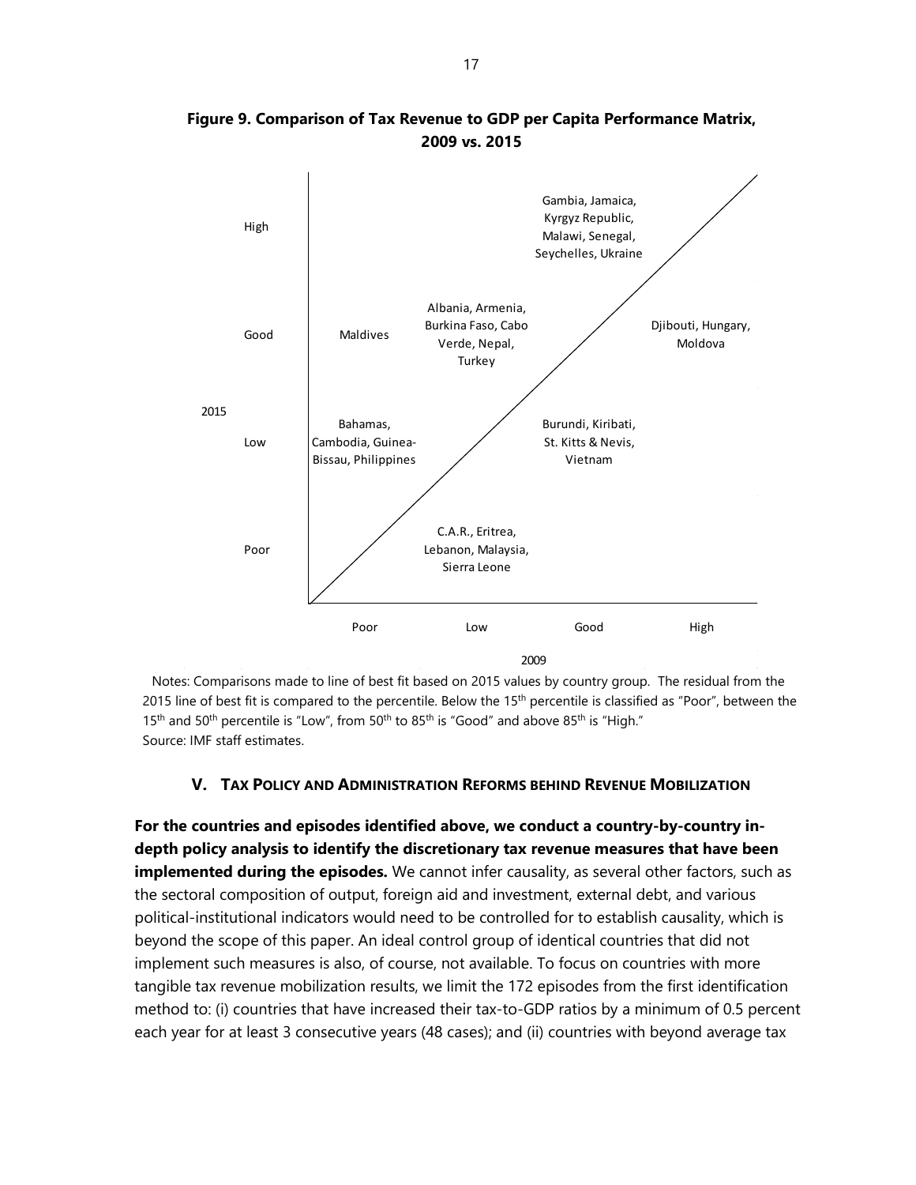**Figure 9. Comparison of Tax Revenue to GDP per Capita Performance Matrix, 2009 vs. 2015**

| 2015 \ 2009 | Poor | Low | Good | High |
|---|---|---|---|---|
| High | | | Gambia, Jamaica, Kyrgyz Republic, Malawi, Senegal, Seychelles, Ukraine | |
| Good | Maldives | Albania, Armenia, Burkina Faso, Cabo Verde, Nepal, Turkey | | Djibouti, Hungary, Moldova |
| Low | Bahamas, Cambodia, Guinea-Bissau, Philippines | | Burundi, Kiribati, St. Kitts & Nevis, Vietnam | |
| Poor | | C.A.R., Eritrea, Lebanon, Malaysia, Sierra Leone | | |

Notes: Comparisons made to line of best fit based on 2015 values by country group. The residual from the 2015 line of best fit is compared to the percentile. Below the 15th percentile is classified as "Poor", between the 15th and 50th percentile is "Low", from 50th to 85th is "Good" and above 85th is "High."
Source: IMF staff estimates.

## V. Tax Policy and Administration Reforms behind Revenue Mobilization

**For the countries and episodes identified above, we conduct a country-by-country in-depth policy analysis to identify the discretionary tax revenue measures that have been implemented during the episodes.** We cannot infer causality, as several other factors, such as the sectoral composition of output, foreign aid and investment, external debt, and various political-institutional indicators would need to be controlled for to establish causality, which is beyond the scope of this paper. An ideal control group of identical countries that did not implement such measures is also, of course, not available. To focus on countries with more tangible tax revenue mobilization results, we limit the 172 episodes from the first identification method to: (i) countries that have increased their tax-to-GDP ratios by a minimum of 0.5 percent each year for at least 3 consecutive years (48 cases); and (ii) countries with beyond average tax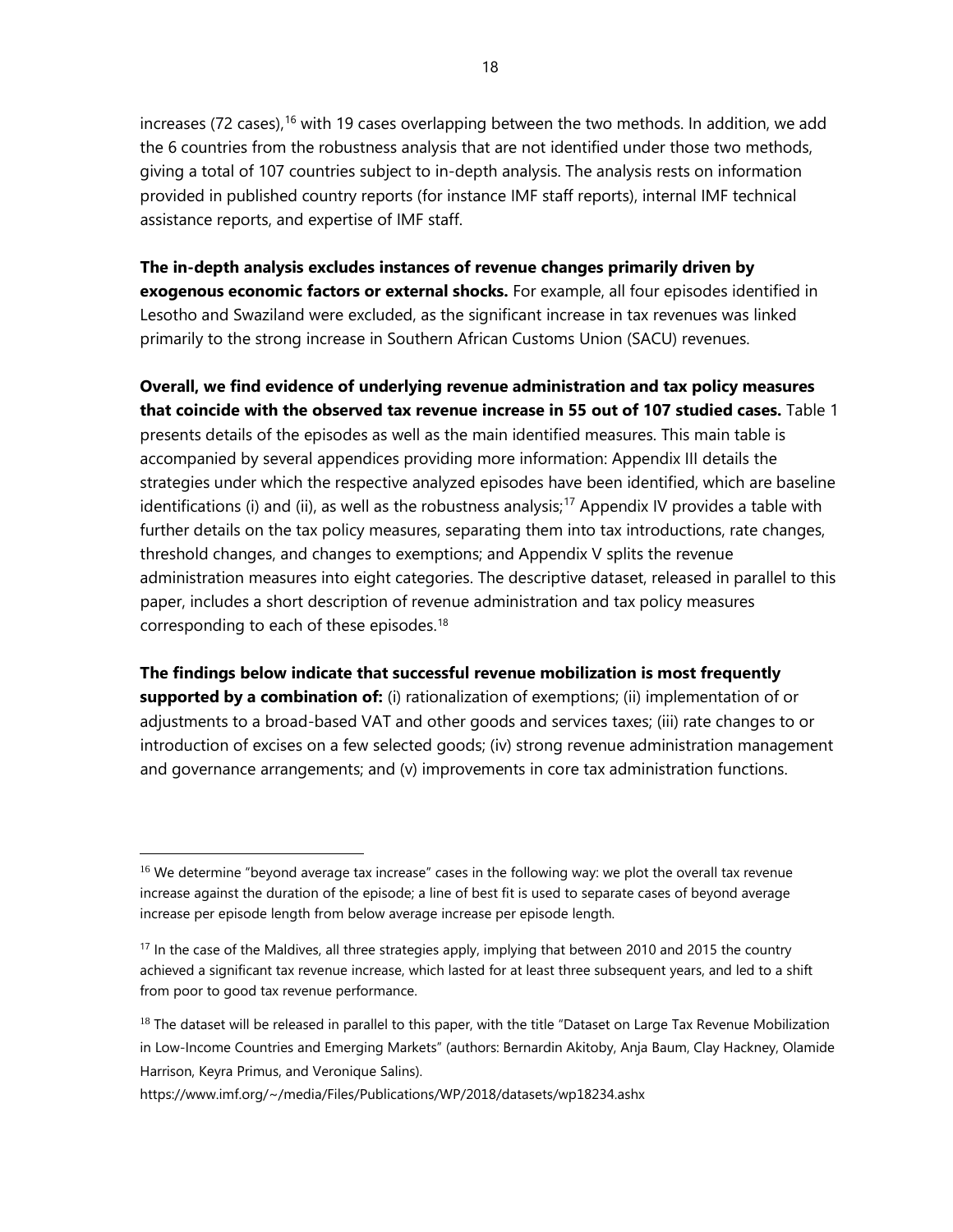increases (72 cases),[16] with 19 cases overlapping between the two methods. In addition, we add the 6 countries from the robustness analysis that are not identified under those two methods, giving a total of 107 countries subject to in-depth analysis. The analysis rests on information provided in published country reports (for instance IMF staff reports), internal IMF technical assistance reports, and expertise of IMF staff.

**The in-depth analysis excludes instances of revenue changes primarily driven by exogenous economic factors or external shocks.** For example, all four episodes identified in Lesotho and Swaziland were excluded, as the significant increase in tax revenues was linked primarily to the strong increase in Southern African Customs Union (SACU) revenues.

**Overall, we find evidence of underlying revenue administration and tax policy measures that coincide with the observed tax revenue increase in 55 out of 107 studied cases.** Table 1 presents details of the episodes as well as the main identified measures. This main table is accompanied by several appendices providing more information: Appendix III details the strategies under which the respective analyzed episodes have been identified, which are baseline identifications (i) and (ii), as well as the robustness analysis;[17] Appendix IV provides a table with further details on the tax policy measures, separating them into tax introductions, rate changes, threshold changes, and changes to exemptions; and Appendix V splits the revenue administration measures into eight categories. The descriptive dataset, released in parallel to this paper, includes a short description of revenue administration and tax policy measures corresponding to each of these episodes.[18]

**The findings below indicate that successful revenue mobilization is most frequently supported by a combination of:** (i) rationalization of exemptions; (ii) implementation of or adjustments to a broad-based VAT and other goods and services taxes; (iii) rate changes to or introduction of excises on a few selected goods; (iv) strong revenue administration management and governance arrangements; and (v) improvements in core tax administration functions.

---

[16] We determine "beyond average tax increase" cases in the following way: we plot the overall tax revenue increase against the duration of the episode; a line of best fit is used to separate cases of beyond average increase per episode length from below average increase per episode length.

[17] In the case of the Maldives, all three strategies apply, implying that between 2010 and 2015 the country achieved a significant tax revenue increase, which lasted for at least three subsequent years, and led to a shift from poor to good tax revenue performance.

[18] The dataset will be released in parallel to this paper, with the title "Dataset on Large Tax Revenue Mobilization in Low-Income Countries and Emerging Markets" (authors: Bernardin Akitoby, Anja Baum, Clay Hackney, Olamide Harrison, Keyra Primus, and Veronique Salins).

https://www.imf.org/~/media/Files/Publications/WP/2018/datasets/wp18234.ashx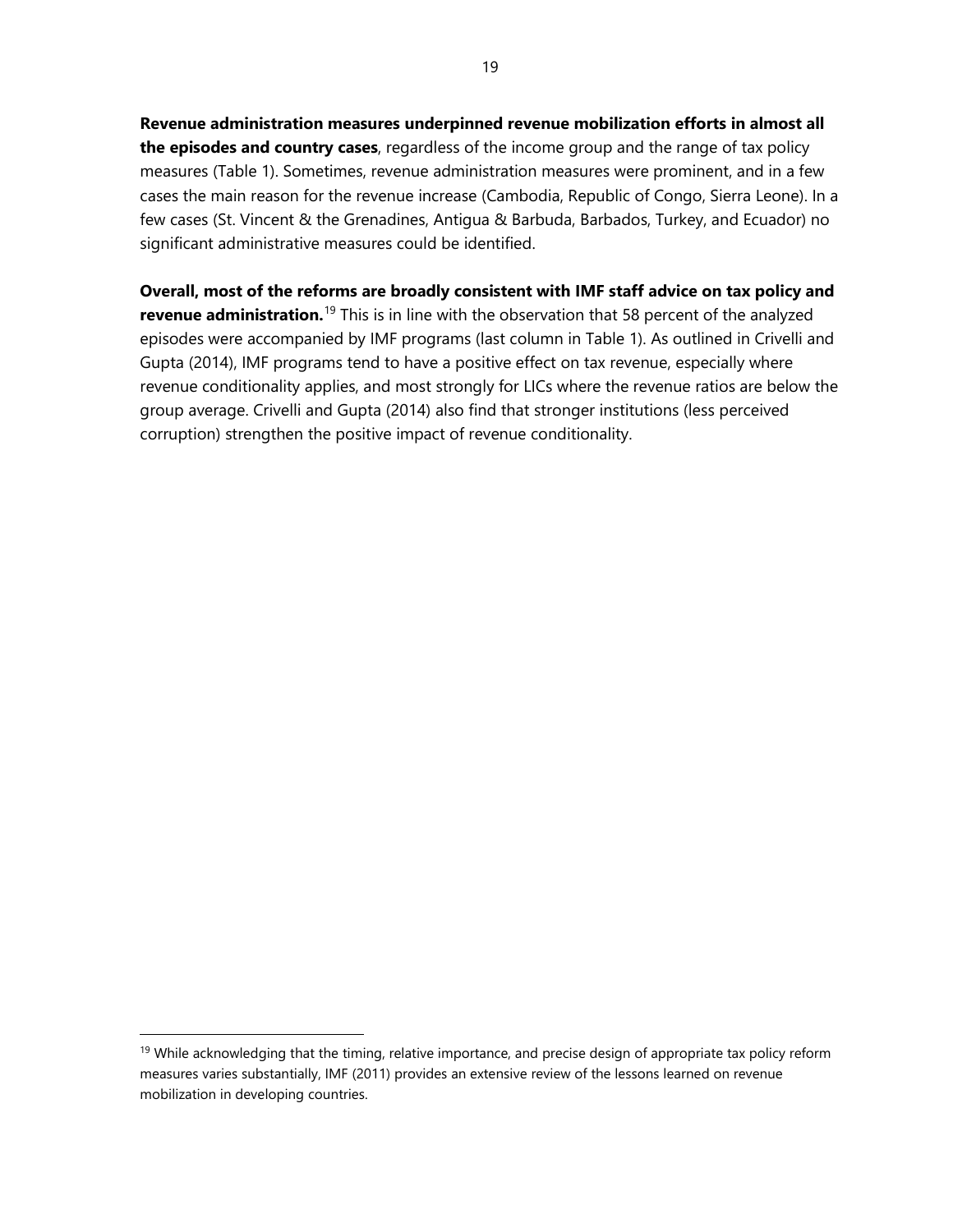**Revenue administration measures underpinned revenue mobilization efforts in almost all the episodes and country cases**, regardless of the income group and the range of tax policy measures (Table 1). Sometimes, revenue administration measures were prominent, and in a few cases the main reason for the revenue increase (Cambodia, Republic of Congo, Sierra Leone). In a few cases (St. Vincent & the Grenadines, Antigua & Barbuda, Barbados, Turkey, and Ecuador) no significant administrative measures could be identified.

**Overall, most of the reforms are broadly consistent with IMF staff advice on tax policy and revenue administration.**[19] This is in line with the observation that 58 percent of the analyzed episodes were accompanied by IMF programs (last column in Table 1). As outlined in Crivelli and Gupta (2014), IMF programs tend to have a positive effect on tax revenue, especially where revenue conditionality applies, and most strongly for LICs where the revenue ratios are below the group average. Crivelli and Gupta (2014) also find that stronger institutions (less perceived corruption) strengthen the positive impact of revenue conditionality.

[19] While acknowledging that the timing, relative importance, and precise design of appropriate tax policy reform measures varies substantially, IMF (2011) provides an extensive review of the lessons learned on revenue mobilization in developing countries.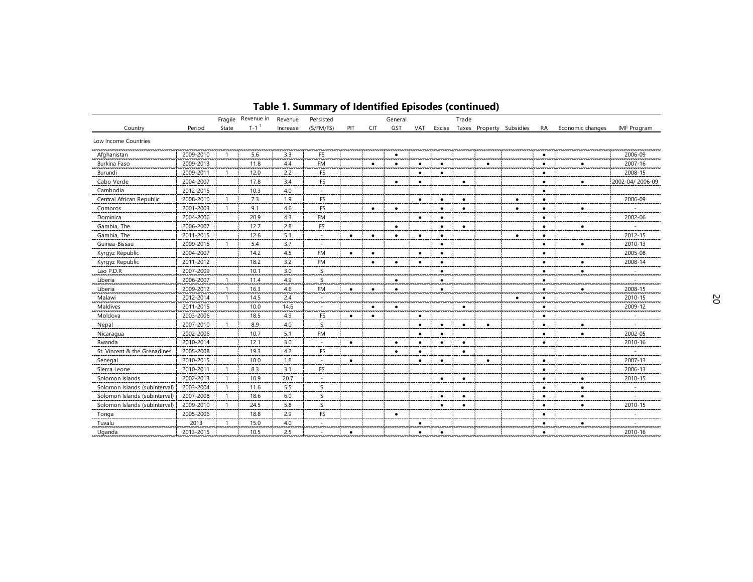## Table 1. Summary of Identified Episodes (continued)

| Country | Period | Fragile State | Revenue in T-1 [1] | Revenue Increase | Persisted (S/FM/FS) | PIT | CIT | General GST | VAT | Excise | Trade Taxes | Property | Subsidies | RA | Economic changes | IMF Program |
|---|---|---|---|---|---|---|---|---|---|---|---|---|---|---|---|---|
| Low Income Countries | | | | | | | | | | | | | | | | |
| Afghanistan | 2009-2010 | 1 | 5.6 | 3.3 | FS | | | • | | | | | | • | | 2006-09 |
| Burkina Faso | 2009-2013 | | 11.8 | 4.4 | FM | | • | • | • | • | | • | | • | • | 2007-16 |
| Burundi | 2009-2011 | 1 | 12.0 | 2.2 | FS | | | | • | • | | | | • | | 2008-15 |
| Cabo Verde | 2004-2007 | | 17.8 | 3.4 | FS | | | • | • | | • | | | • | • | 2002-04/ 2006-09 |
| Cambodia | 2012-2015 | | 10.3 | 4.0 | - | | | | | | | | | • | | - |
| Central African Republic | 2008-2010 | 1 | 7.3 | 1.9 | FS | | | | • | • | • | | • | • | | 2006-09 |
| Comoros | 2001-2003 | 1 | 9.1 | 4.6 | FS | | • | • | | • | • | | • | • | • | - |
| Dominica | 2004-2006 | | 20.9 | 4.3 | FM | | | | • | • | | | | • | | 2002-06 |
| Gambia, The | 2006-2007 | | 12.7 | 2.8 | FS | | | • | | • | • | | | • | • | - |
| Gambia, The | 2011-2015 | | 12.6 | 5.1 | - | • | • | • | • | • | | | • | • | | 2012-15 |
| Guinea-Bissau | 2009-2015 | 1 | 5.4 | 3.7 | - | | | | | • | | | | • | • | 2010-13 |
| Kyrgyz Republic | 2004-2007 | | 14.2 | 4.5 | FM | • | • | | • | • | | | | • | | 2005-08 |
| Kyrgyz Republic | 2011-2012 | | 18.2 | 3.2 | FM | | • | • | • | • | | | | • | • | 2008-14 |
| Lao P.D.R | 2007-2009 | | 10.1 | 3.0 | S | | | | | • | | | | • | • | - |
| Liberia | 2006-2007 | 1 | 11.4 | 4.9 | S | | | • | | • | | | | • | | - |
| Liberia | 2009-2012 | 1 | 16.3 | 4.6 | FM | • | • | • | | • | | | | • | • | 2008-15 |
| Malawi | 2012-2014 | 1 | 14.5 | 2.4 | - | | | | | | | | • | • | | 2010-15 |
| Maldives | 2011-2015 | | 10.0 | 14.6 | - | | • | • | | | • | | | • | | 2009-12 |
| Moldova | 2003-2006 | | 18.5 | 4.9 | FS | • | • | | • | | | | | • | | - |
| Nepal | 2007-2010 | 1 | 8.9 | 4.0 | S | | | | • | • | • | • | | • | • | - |
| Nicaragua | 2002-2006 | | 10.7 | 5.1 | FM | | | | • | • | | | | • | • | 2002-05 |
| Rwanda | 2010-2014 | | 12.1 | 3.0 | - | • | | • | • | • | • | | | • | | 2010-16 |
| St. Vincent & the Grenadines | 2005-2008 | | 19.3 | 4.2 | FS | | | • | • | | • | | | | | - |
| Senegal | 2010-2015 | | 18.0 | 1.8 | - | • | | | • | • | | • | | • | | 2007-13 |
| Sierra Leone | 2010-2011 | 1 | 8.3 | 3.1 | FS | | | | | | | | | • | | 2006-13 |
| Solomon Islands | 2002-2013 | 1 | 10.9 | 20.7 | - | | | | | • | • | | | • | • | 2010-15 |
| Solomon Islands (subinterval) | 2003-2004 | 1 | 11.6 | 5.5 | S | | | | | | | | | • | • | - |
| Solomon Islands (subinterval) | 2007-2008 | 1 | 18.6 | 6.0 | S | | | | | • | • | | | • | • | - |
| Solomon Islands (subinterval) | 2009-2010 | 1 | 24.5 | 5.8 | S | | | | | • | • | | | • | • | 2010-15 |
| Tonga | 2005-2006 | | 18.8 | 2.9 | FS | | | • | | | | | | • | | - |
| Tuvalu | 2013 | 1 | 15.0 | 4.0 | - | | | | • | | | | | • | • | - |
| Uganda | 2013-2015 | | 10.5 | 2.5 | - | • | | | • | • | | | | • | | 2010-16 |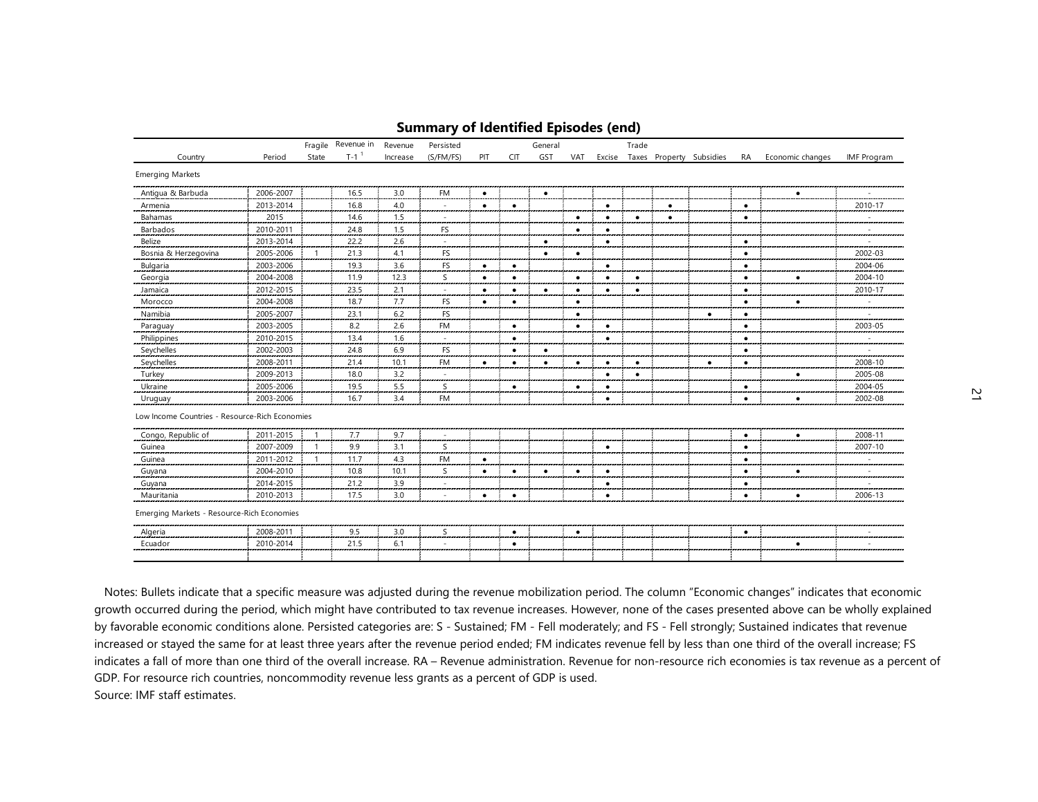## Summary of Identified Episodes (end)

| Country | Period | Fragile State | Revenue in T-1 [1] | Revenue Increase | Persisted (S/FM/FS) | PIT | CIT | General GST | VAT | Excise | Trade Taxes | Property | Subsidies | RA | Economic changes | IMF Program |
|---|---|---|---|---|---|---|---|---|---|---|---|---|---|---|---|---|
| **Emerging Markets** | | | | | | | | | | | | | | | | |
| Antigua & Barbuda | 2006-2007 | | 16.5 | 3.0 | FM | • | | • | | | | | | | • | - |
| Armenia | 2013-2014 | | 16.8 | 4.0 | - | • | • | | | • | | • | | • | | 2010-17 |
| Bahamas | 2015 | | 14.6 | 1.5 | - | | | | • | • | • | • | | • | | - |
| Barbados | 2010-2011 | | 24.8 | 1.5 | FS | | | | • | • | | | | | | - |
| Belize | 2013-2014 | | 22.2 | 2.6 | - | | | • | | • | | | | • | | - |
| Bosnia & Herzegovina | 2005-2006 | 1 | 21.3 | 4.1 | FS | | | • | • | | | | | • | | 2002-03 |
| Bulgaria | 2003-2006 | | 19.3 | 3.6 | FS | • | • | | | • | | | | • | | 2004-06 |
| Georgia | 2004-2008 | | 11.9 | 12.3 | S | • | • | | • | • | • | | | • | • | 2004-10 |
| Jamaica | 2012-2015 | | 23.5 | 2.1 | - | • | • | • | • | • | • | | | • | | 2010-17 |
| Morocco | 2004-2008 | | 18.7 | 7.7 | FS | • | • | | • | | | | | • | • | - |
| Namibia | 2005-2007 | | 23.1 | 6.2 | FS | | | | • | | | | • | • | | - |
| Paraguay | 2003-2005 | | 8.2 | 2.6 | FM | | • | | • | • | | | | • | | 2003-05 |
| Philippines | 2010-2015 | | 13.4 | 1.6 | - | | • | | | • | | | | • | | - |
| Seychelles | 2002-2003 | | 24.8 | 6.9 | FS | | • | • | | | | | | • | | - |
| Seychelles | 2008-2011 | | 21.4 | 10.1 | FM | • | • | • | • | • | • | | • | • | | 2008-10 |
| Turkey | 2009-2013 | | 18.0 | 3.2 | - | | | | | • | • | | | | • | 2005-08 |
| Ukraine | 2005-2006 | | 19.5 | 5.5 | S | | • | | • | • | | | | • | | 2004-05 |
| Uruguay | 2003-2006 | | 16.7 | 3.4 | FM | | | | | • | | | | • | • | 2002-08 |
| **Low Income Countries - Resource-Rich Economies** | | | | | | | | | | | | | | | | |
| Congo, Republic of | 2011-2015 | 1 | 7.7 | 9.7 | - | | | | | | | | | • | • | 2008-11 |
| Guinea | 2007-2009 | 1 | 9.9 | 3.1 | S | | | | | • | | | | • | | 2007-10 |
| Guinea | 2011-2012 | 1 | 11.7 | 4.3 | FM | • | | | | | | | | • | | - |
| Guyana | 2004-2010 | | 10.8 | 10.1 | S | • | • | • | • | • | | | | • | • | - |
| Guyana | 2014-2015 | | 21.2 | 3.9 | - | | | | | • | | | | • | | - |
| Mauritania | 2010-2013 | | 17.5 | 3.0 | - | • | • | | | • | | | | • | • | 2006-13 |
| **Emerging Markets - Resource-Rich Economies** | | | | | | | | | | | | | | | | |
| Algeria | 2008-2011 | | 9.5 | 3.0 | S | | • | | • | | | | | • | | - |
| Ecuador | 2010-2014 | | 21.5 | 6.1 | - | | • | | | | | | | | • | - |

Notes: Bullets indicate that a specific measure was adjusted during the revenue mobilization period. The column "Economic changes" indicates that economic growth occurred during the period, which might have contributed to tax revenue increases. However, none of the cases presented above can be wholly explained by favorable economic conditions alone. Persisted categories are: S - Sustained; FM - Fell moderately; and FS - Fell strongly; Sustained indicates that revenue increased or stayed the same for at least three years after the revenue period ended; FM indicates revenue fell by less than one third of the overall increase; FS indicates a fall of more than one third of the overall increase. RA – Revenue administration. Revenue for non-resource rich economies is tax revenue as a percent of GDP. For resource rich countries, noncommodity revenue less grants as a percent of GDP is used.

Source: IMF staff estimates.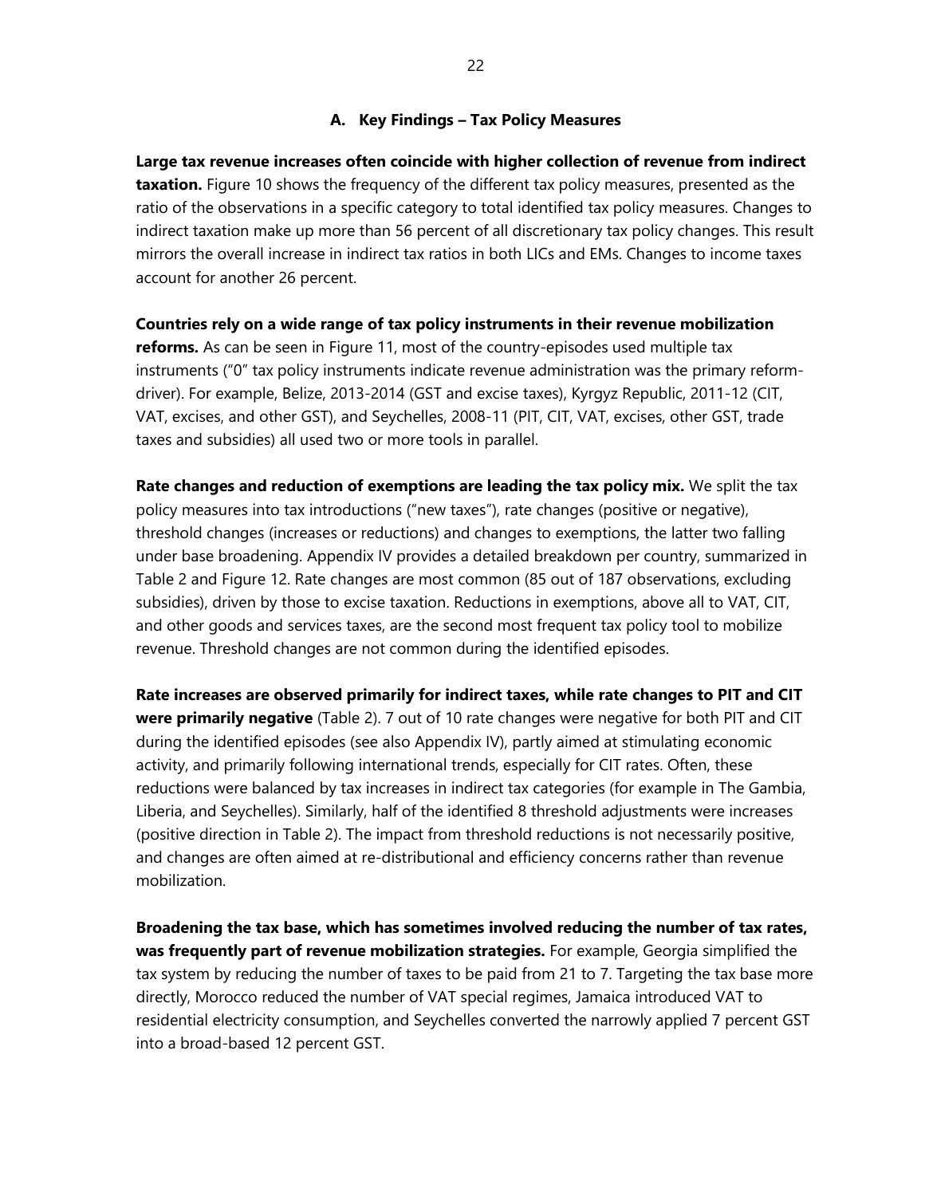### A. Key Findings – Tax Policy Measures

**Large tax revenue increases often coincide with higher collection of revenue from indirect taxation.** Figure 10 shows the frequency of the different tax policy measures, presented as the ratio of the observations in a specific category to total identified tax policy measures. Changes to indirect taxation make up more than 56 percent of all discretionary tax policy changes. This result mirrors the overall increase in indirect tax ratios in both LICs and EMs. Changes to income taxes account for another 26 percent.

**Countries rely on a wide range of tax policy instruments in their revenue mobilization reforms.** As can be seen in Figure 11, most of the country-episodes used multiple tax instruments ("0" tax policy instruments indicate revenue administration was the primary reform-driver). For example, Belize, 2013-2014 (GST and excise taxes), Kyrgyz Republic, 2011-12 (CIT, VAT, excises, and other GST), and Seychelles, 2008-11 (PIT, CIT, VAT, excises, other GST, trade taxes and subsidies) all used two or more tools in parallel.

**Rate changes and reduction of exemptions are leading the tax policy mix.** We split the tax policy measures into tax introductions ("new taxes"), rate changes (positive or negative), threshold changes (increases or reductions) and changes to exemptions, the latter two falling under base broadening. Appendix IV provides a detailed breakdown per country, summarized in Table 2 and Figure 12. Rate changes are most common (85 out of 187 observations, excluding subsidies), driven by those to excise taxation. Reductions in exemptions, above all to VAT, CIT, and other goods and services taxes, are the second most frequent tax policy tool to mobilize revenue. Threshold changes are not common during the identified episodes.

**Rate increases are observed primarily for indirect taxes, while rate changes to PIT and CIT were primarily negative** (Table 2). 7 out of 10 rate changes were negative for both PIT and CIT during the identified episodes (see also Appendix IV), partly aimed at stimulating economic activity, and primarily following international trends, especially for CIT rates. Often, these reductions were balanced by tax increases in indirect tax categories (for example in The Gambia, Liberia, and Seychelles). Similarly, half of the identified 8 threshold adjustments were increases (positive direction in Table 2). The impact from threshold reductions is not necessarily positive, and changes are often aimed at re-distributional and efficiency concerns rather than revenue mobilization.

**Broadening the tax base, which has sometimes involved reducing the number of tax rates, was frequently part of revenue mobilization strategies.** For example, Georgia simplified the tax system by reducing the number of taxes to be paid from 21 to 7. Targeting the tax base more directly, Morocco reduced the number of VAT special regimes, Jamaica introduced VAT to residential electricity consumption, and Seychelles converted the narrowly applied 7 percent GST into a broad-based 12 percent GST.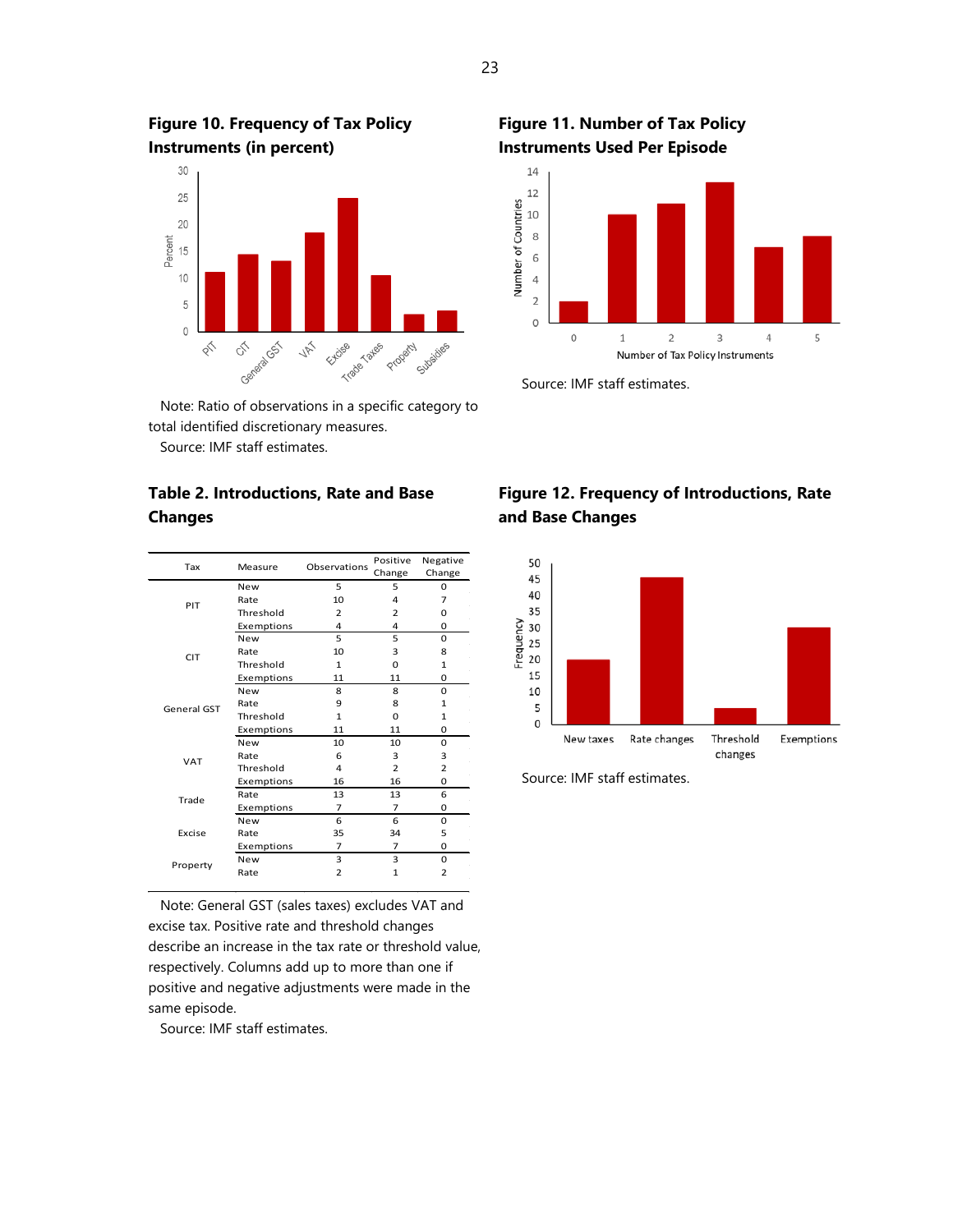**Figure 10. Frequency of Tax Policy Instruments (in percent)**

Note: Ratio of observations in a specific category to total identified discretionary measures.

Source: IMF staff estimates.

**Figure 11. Number of Tax Policy Instruments Used Per Episode**

Source: IMF staff estimates.

**Table 2. Introductions, Rate and Base Changes**

| Tax | Measure | Observations | Positive Change | Negative Change |
|---|---|---|---|---|
| PIT | New | 5 | 5 | 0 |
| | Rate | 10 | 4 | 7 |
| | Threshold | 2 | 2 | 0 |
| | Exemptions | 4 | 4 | 0 |
| CIT | New | 5 | 5 | 0 |
| | Rate | 10 | 3 | 8 |
| | Threshold | 1 | 0 | 1 |
| | Exemptions | 11 | 11 | 0 |
| General GST | New | 8 | 8 | 0 |
| | Rate | 9 | 8 | 1 |
| | Threshold | 1 | 0 | 1 |
| | Exemptions | 11 | 11 | 0 |
| VAT | New | 10 | 10 | 0 |
| | Rate | 6 | 3 | 3 |
| | Threshold | 4 | 2 | 2 |
| | Exemptions | 16 | 16 | 0 |
| Trade | Rate | 13 | 13 | 6 |
| | Exemptions | 7 | 7 | 0 |
| Excise | New | 6 | 6 | 0 |
| | Rate | 35 | 34 | 5 |
| | Exemptions | 7 | 7 | 0 |
| Property | New | 3 | 3 | 0 |
| | Rate | 2 | 1 | 2 |

Note: General GST (sales taxes) excludes VAT and excise tax. Positive rate and threshold changes describe an increase in the tax rate or threshold value, respectively. Columns add up to more than one if positive and negative adjustments were made in the same episode.

Source: IMF staff estimates.

**Figure 12. Frequency of Introductions, Rate and Base Changes**

Source: IMF staff estimates.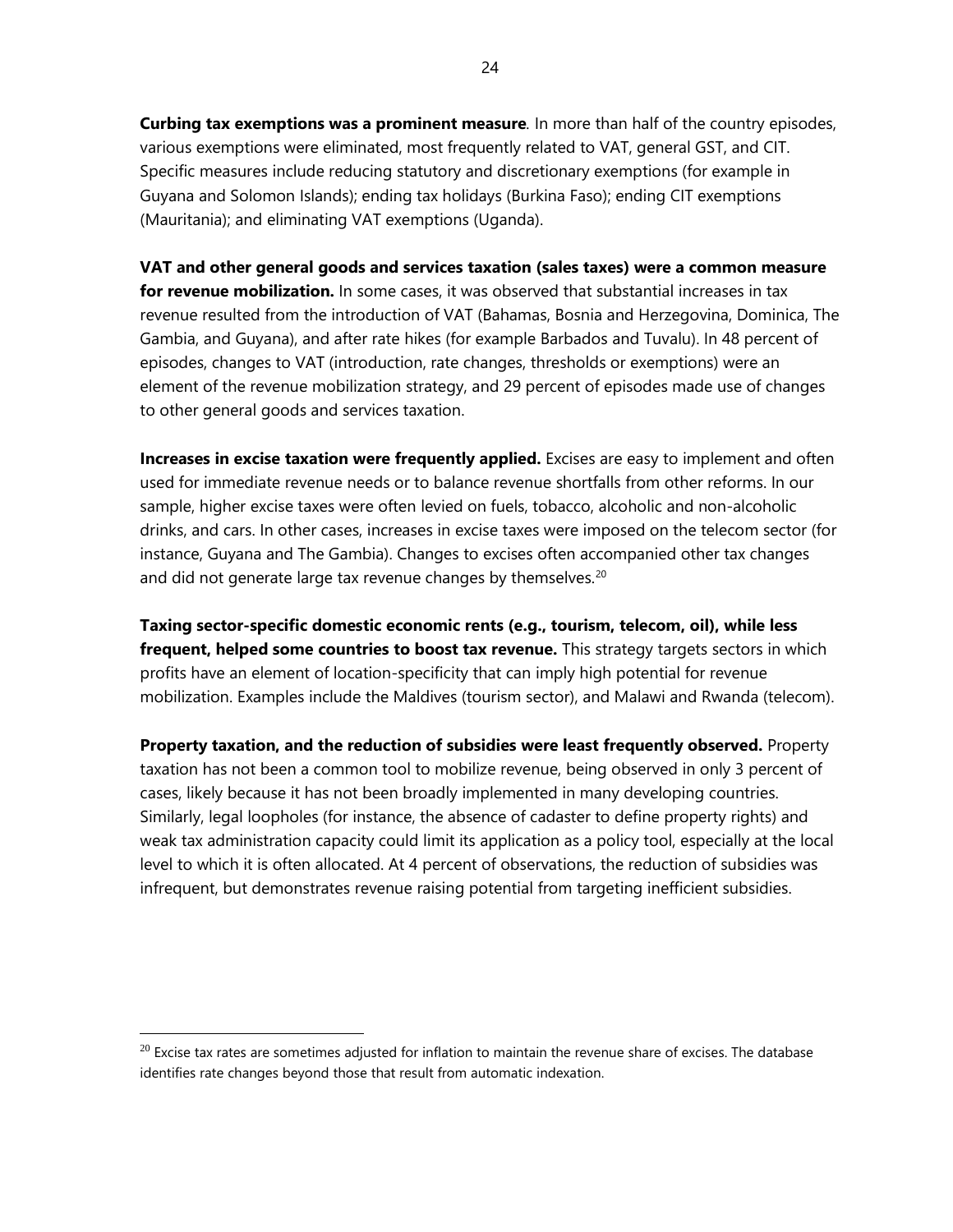**Curbing tax exemptions was a prominent measure**. In more than half of the country episodes, various exemptions were eliminated, most frequently related to VAT, general GST, and CIT. Specific measures include reducing statutory and discretionary exemptions (for example in Guyana and Solomon Islands); ending tax holidays (Burkina Faso); ending CIT exemptions (Mauritania); and eliminating VAT exemptions (Uganda).

**VAT and other general goods and services taxation (sales taxes) were a common measure for revenue mobilization.** In some cases, it was observed that substantial increases in tax revenue resulted from the introduction of VAT (Bahamas, Bosnia and Herzegovina, Dominica, The Gambia, and Guyana), and after rate hikes (for example Barbados and Tuvalu). In 48 percent of episodes, changes to VAT (introduction, rate changes, thresholds or exemptions) were an element of the revenue mobilization strategy, and 29 percent of episodes made use of changes to other general goods and services taxation.

**Increases in excise taxation were frequently applied.** Excises are easy to implement and often used for immediate revenue needs or to balance revenue shortfalls from other reforms. In our sample, higher excise taxes were often levied on fuels, tobacco, alcoholic and non-alcoholic drinks, and cars. In other cases, increases in excise taxes were imposed on the telecom sector (for instance, Guyana and The Gambia). Changes to excises often accompanied other tax changes and did not generate large tax revenue changes by themselves.[20]

**Taxing sector-specific domestic economic rents (e.g., tourism, telecom, oil), while less frequent, helped some countries to boost tax revenue.** This strategy targets sectors in which profits have an element of location-specificity that can imply high potential for revenue mobilization. Examples include the Maldives (tourism sector), and Malawi and Rwanda (telecom).

**Property taxation, and the reduction of subsidies were least frequently observed.** Property taxation has not been a common tool to mobilize revenue, being observed in only 3 percent of cases, likely because it has not been broadly implemented in many developing countries. Similarly, legal loopholes (for instance, the absence of cadaster to define property rights) and weak tax administration capacity could limit its application as a policy tool, especially at the local level to which it is often allocated. At 4 percent of observations, the reduction of subsidies was infrequent, but demonstrates revenue raising potential from targeting inefficient subsidies.

---

[20] Excise tax rates are sometimes adjusted for inflation to maintain the revenue share of excises. The database identifies rate changes beyond those that result from automatic indexation.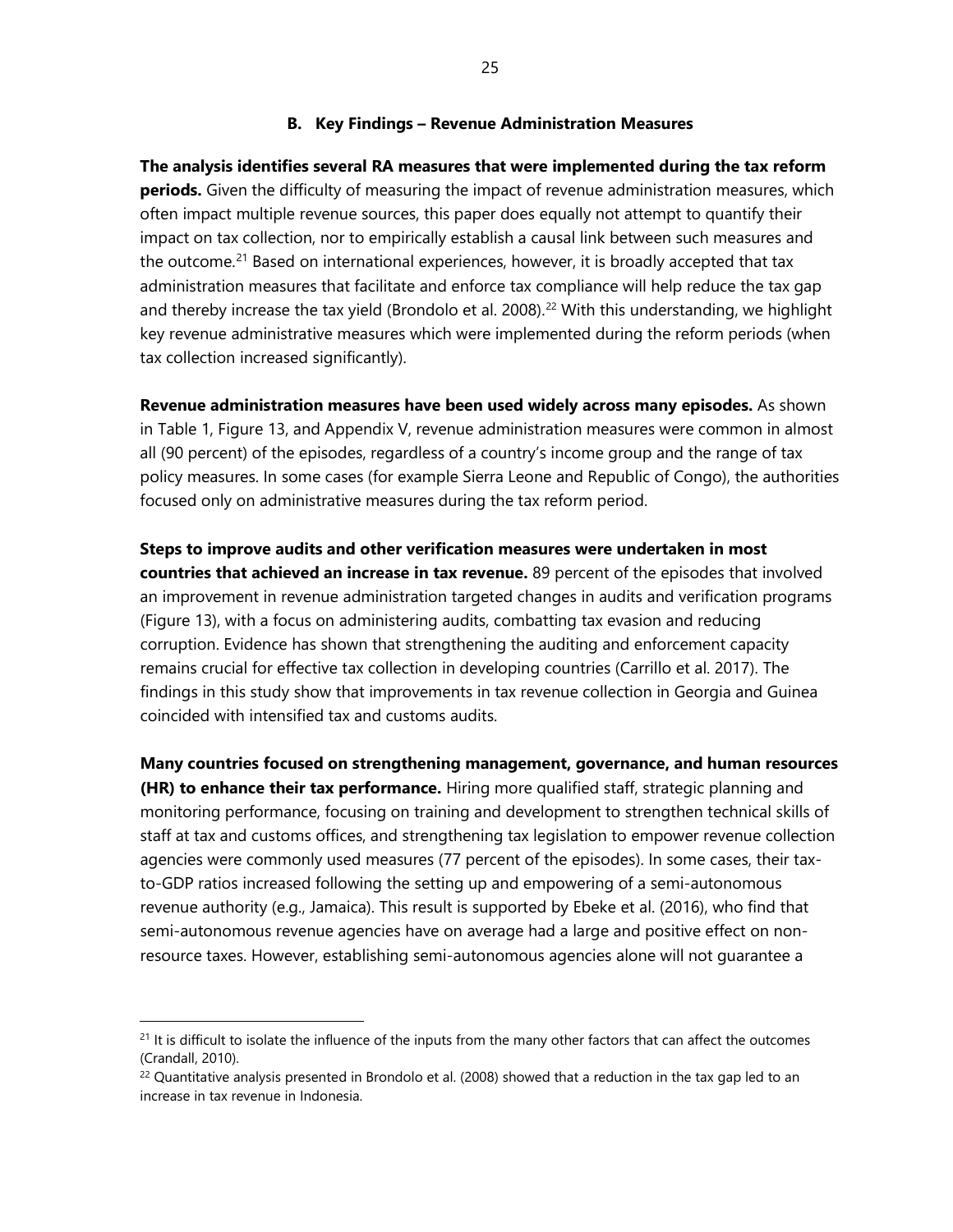### B. Key Findings – Revenue Administration Measures

**The analysis identifies several RA measures that were implemented during the tax reform periods.** Given the difficulty of measuring the impact of revenue administration measures, which often impact multiple revenue sources, this paper does equally not attempt to quantify their impact on tax collection, nor to empirically establish a causal link between such measures and the outcome.[21] Based on international experiences, however, it is broadly accepted that tax administration measures that facilitate and enforce tax compliance will help reduce the tax gap and thereby increase the tax yield (Brondolo et al. 2008).[22] With this understanding, we highlight key revenue administrative measures which were implemented during the reform periods (when tax collection increased significantly).

**Revenue administration measures have been used widely across many episodes.** As shown in Table 1, Figure 13, and Appendix V, revenue administration measures were common in almost all (90 percent) of the episodes, regardless of a country's income group and the range of tax policy measures. In some cases (for example Sierra Leone and Republic of Congo), the authorities focused only on administrative measures during the tax reform period.

**Steps to improve audits and other verification measures were undertaken in most countries that achieved an increase in tax revenue.** 89 percent of the episodes that involved an improvement in revenue administration targeted changes in audits and verification programs (Figure 13), with a focus on administering audits, combatting tax evasion and reducing corruption. Evidence has shown that strengthening the auditing and enforcement capacity remains crucial for effective tax collection in developing countries (Carrillo et al. 2017). The findings in this study show that improvements in tax revenue collection in Georgia and Guinea coincided with intensified tax and customs audits.

**Many countries focused on strengthening management, governance, and human resources (HR) to enhance their tax performance.** Hiring more qualified staff, strategic planning and monitoring performance, focusing on training and development to strengthen technical skills of staff at tax and customs offices, and strengthening tax legislation to empower revenue collection agencies were commonly used measures (77 percent of the episodes). In some cases, their tax-to-GDP ratios increased following the setting up and empowering of a semi-autonomous revenue authority (e.g., Jamaica). This result is supported by Ebeke et al. (2016), who find that semi-autonomous revenue agencies have on average had a large and positive effect on non-resource taxes. However, establishing semi-autonomous agencies alone will not guarantee a

---

[21] It is difficult to isolate the influence of the inputs from the many other factors that can affect the outcomes (Crandall, 2010).

[22] Quantitative analysis presented in Brondolo et al. (2008) showed that a reduction in the tax gap led to an increase in tax revenue in Indonesia.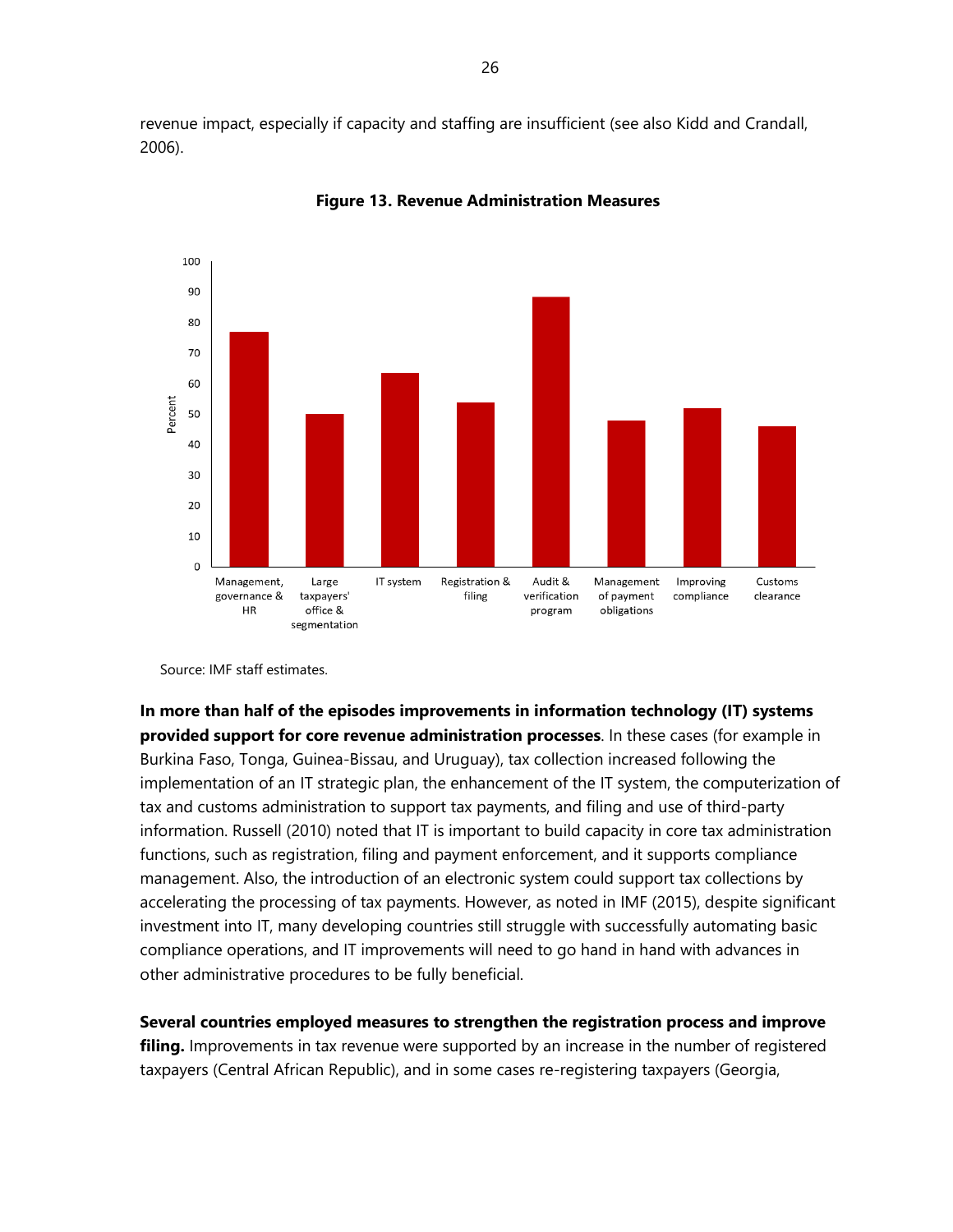revenue impact, especially if capacity and staffing are insufficient (see also Kidd and Crandall, 2006).

**Figure 13. Revenue Administration Measures**

Source: IMF staff estimates.

**In more than half of the episodes improvements in information technology (IT) systems provided support for core revenue administration processes**. In these cases (for example in Burkina Faso, Tonga, Guinea-Bissau, and Uruguay), tax collection increased following the implementation of an IT strategic plan, the enhancement of the IT system, the computerization of tax and customs administration to support tax payments, and filing and use of third-party information. Russell (2010) noted that IT is important to build capacity in core tax administration functions, such as registration, filing and payment enforcement, and it supports compliance management. Also, the introduction of an electronic system could support tax collections by accelerating the processing of tax payments. However, as noted in IMF (2015), despite significant investment into IT, many developing countries still struggle with successfully automating basic compliance operations, and IT improvements will need to go hand in hand with advances in other administrative procedures to be fully beneficial.

**Several countries employed measures to strengthen the registration process and improve filing.** Improvements in tax revenue were supported by an increase in the number of registered taxpayers (Central African Republic), and in some cases re-registering taxpayers (Georgia,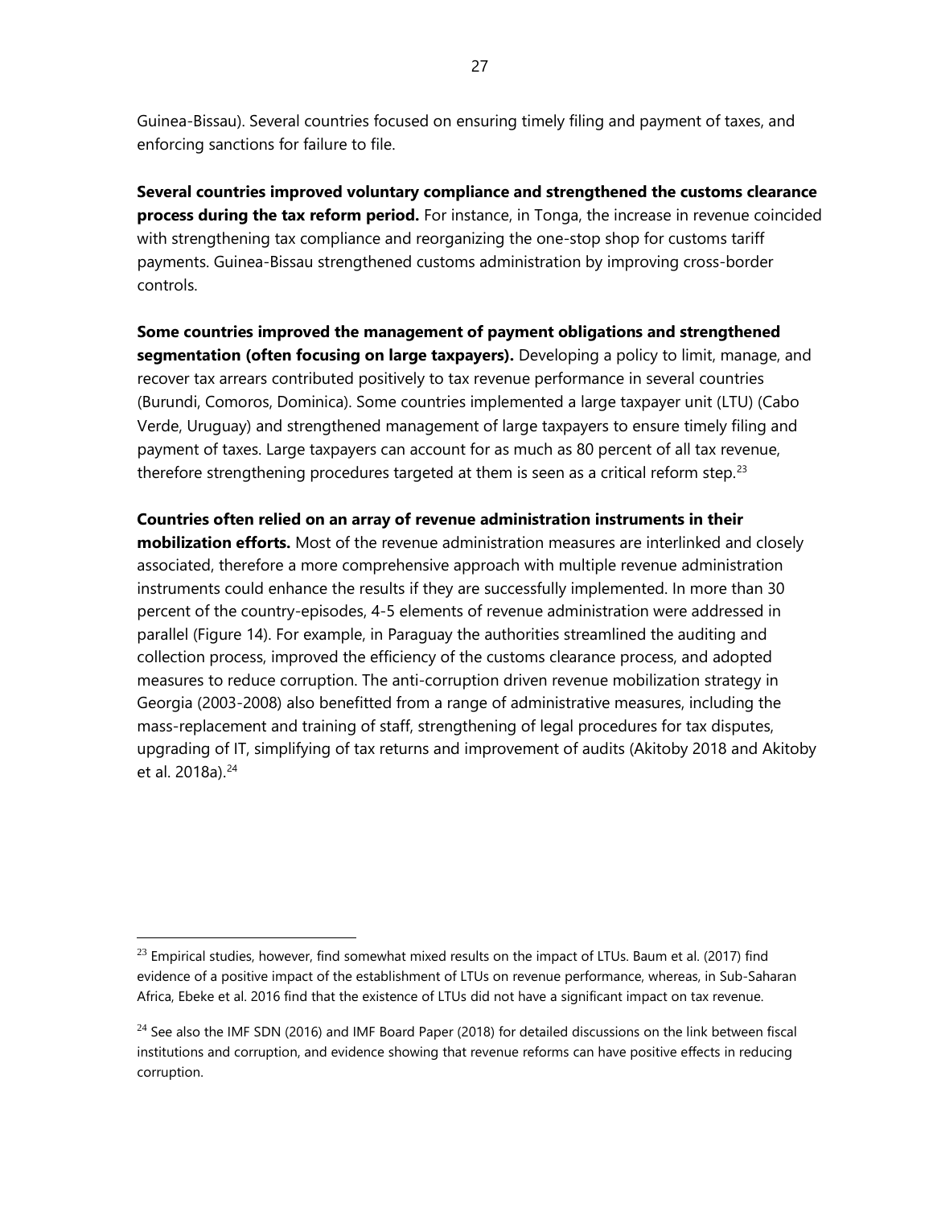Guinea-Bissau). Several countries focused on ensuring timely filing and payment of taxes, and enforcing sanctions for failure to file.

**Several countries improved voluntary compliance and strengthened the customs clearance process during the tax reform period.** For instance, in Tonga, the increase in revenue coincided with strengthening tax compliance and reorganizing the one-stop shop for customs tariff payments. Guinea-Bissau strengthened customs administration by improving cross-border controls.

**Some countries improved the management of payment obligations and strengthened segmentation (often focusing on large taxpayers).** Developing a policy to limit, manage, and recover tax arrears contributed positively to tax revenue performance in several countries (Burundi, Comoros, Dominica). Some countries implemented a large taxpayer unit (LTU) (Cabo Verde, Uruguay) and strengthened management of large taxpayers to ensure timely filing and payment of taxes. Large taxpayers can account for as much as 80 percent of all tax revenue, therefore strengthening procedures targeted at them is seen as a critical reform step.[23]

**Countries often relied on an array of revenue administration instruments in their mobilization efforts.** Most of the revenue administration measures are interlinked and closely associated, therefore a more comprehensive approach with multiple revenue administration instruments could enhance the results if they are successfully implemented. In more than 30 percent of the country-episodes, 4-5 elements of revenue administration were addressed in parallel (Figure 14). For example, in Paraguay the authorities streamlined the auditing and collection process, improved the efficiency of the customs clearance process, and adopted measures to reduce corruption. The anti-corruption driven revenue mobilization strategy in Georgia (2003-2008) also benefitted from a range of administrative measures, including the mass-replacement and training of staff, strengthening of legal procedures for tax disputes, upgrading of IT, simplifying of tax returns and improvement of audits (Akitoby 2018 and Akitoby et al. 2018a).[24]

---

[23] Empirical studies, however, find somewhat mixed results on the impact of LTUs. Baum et al. (2017) find evidence of a positive impact of the establishment of LTUs on revenue performance, whereas, in Sub-Saharan Africa, Ebeke et al. 2016 find that the existence of LTUs did not have a significant impact on tax revenue.

[24] See also the IMF SDN (2016) and IMF Board Paper (2018) for detailed discussions on the link between fiscal institutions and corruption, and evidence showing that revenue reforms can have positive effects in reducing corruption.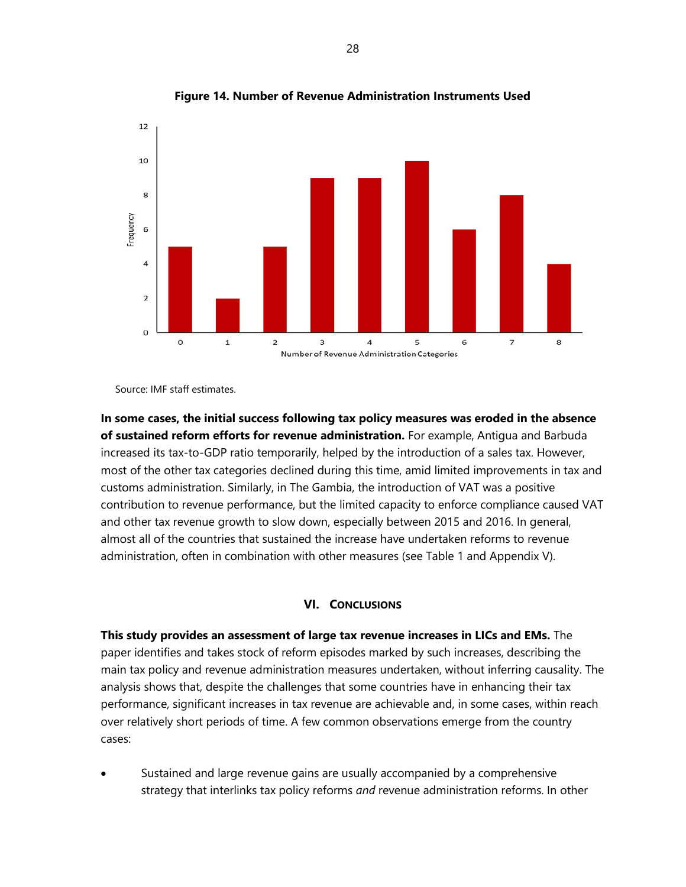**Figure 14. Number of Revenue Administration Instruments Used**

Source: IMF staff estimates.

**In some cases, the initial success following tax policy measures was eroded in the absence of sustained reform efforts for revenue administration.** For example, Antigua and Barbuda increased its tax-to-GDP ratio temporarily, helped by the introduction of a sales tax. However, most of the other tax categories declined during this time, amid limited improvements in tax and customs administration. Similarly, in The Gambia, the introduction of VAT was a positive contribution to revenue performance, but the limited capacity to enforce compliance caused VAT and other tax revenue growth to slow down, especially between 2015 and 2016. In general, almost all of the countries that sustained the increase have undertaken reforms to revenue administration, often in combination with other measures (see Table 1 and Appendix V).

## VI. Conclusions

**This study provides an assessment of large tax revenue increases in LICs and EMs.** The paper identifies and takes stock of reform episodes marked by such increases, describing the main tax policy and revenue administration measures undertaken, without inferring causality. The analysis shows that, despite the challenges that some countries have in enhancing their tax performance, significant increases in tax revenue are achievable and, in some cases, within reach over relatively short periods of time. A few common observations emerge from the country cases:

- Sustained and large revenue gains are usually accompanied by a comprehensive strategy that interlinks tax policy reforms *and* revenue administration reforms. In other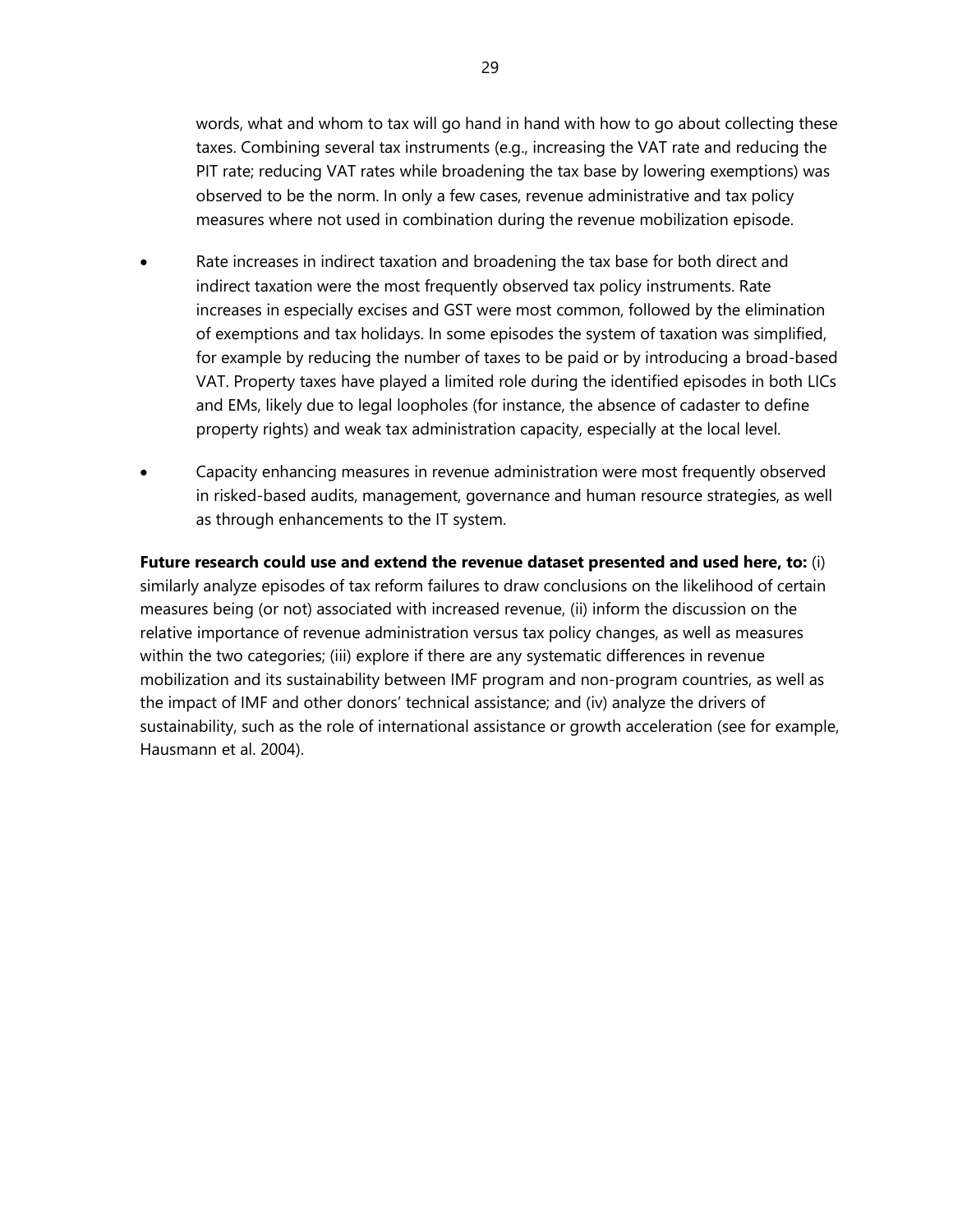words, what and whom to tax will go hand in hand with how to go about collecting these taxes. Combining several tax instruments (e.g., increasing the VAT rate and reducing the PIT rate; reducing VAT rates while broadening the tax base by lowering exemptions) was observed to be the norm. In only a few cases, revenue administrative and tax policy measures where not used in combination during the revenue mobilization episode.

- Rate increases in indirect taxation and broadening the tax base for both direct and indirect taxation were the most frequently observed tax policy instruments. Rate increases in especially excises and GST were most common, followed by the elimination of exemptions and tax holidays. In some episodes the system of taxation was simplified, for example by reducing the number of taxes to be paid or by introducing a broad-based VAT. Property taxes have played a limited role during the identified episodes in both LICs and EMs, likely due to legal loopholes (for instance, the absence of cadaster to define property rights) and weak tax administration capacity, especially at the local level.

- Capacity enhancing measures in revenue administration were most frequently observed in risked-based audits, management, governance and human resource strategies, as well as through enhancements to the IT system.

**Future research could use and extend the revenue dataset presented and used here, to:** (i) similarly analyze episodes of tax reform failures to draw conclusions on the likelihood of certain measures being (or not) associated with increased revenue, (ii) inform the discussion on the relative importance of revenue administration versus tax policy changes, as well as measures within the two categories; (iii) explore if there are any systematic differences in revenue mobilization and its sustainability between IMF program and non-program countries, as well as the impact of IMF and other donors' technical assistance; and (iv) analyze the drivers of sustainability, such as the role of international assistance or growth acceleration (see for example, Hausmann et al. 2004).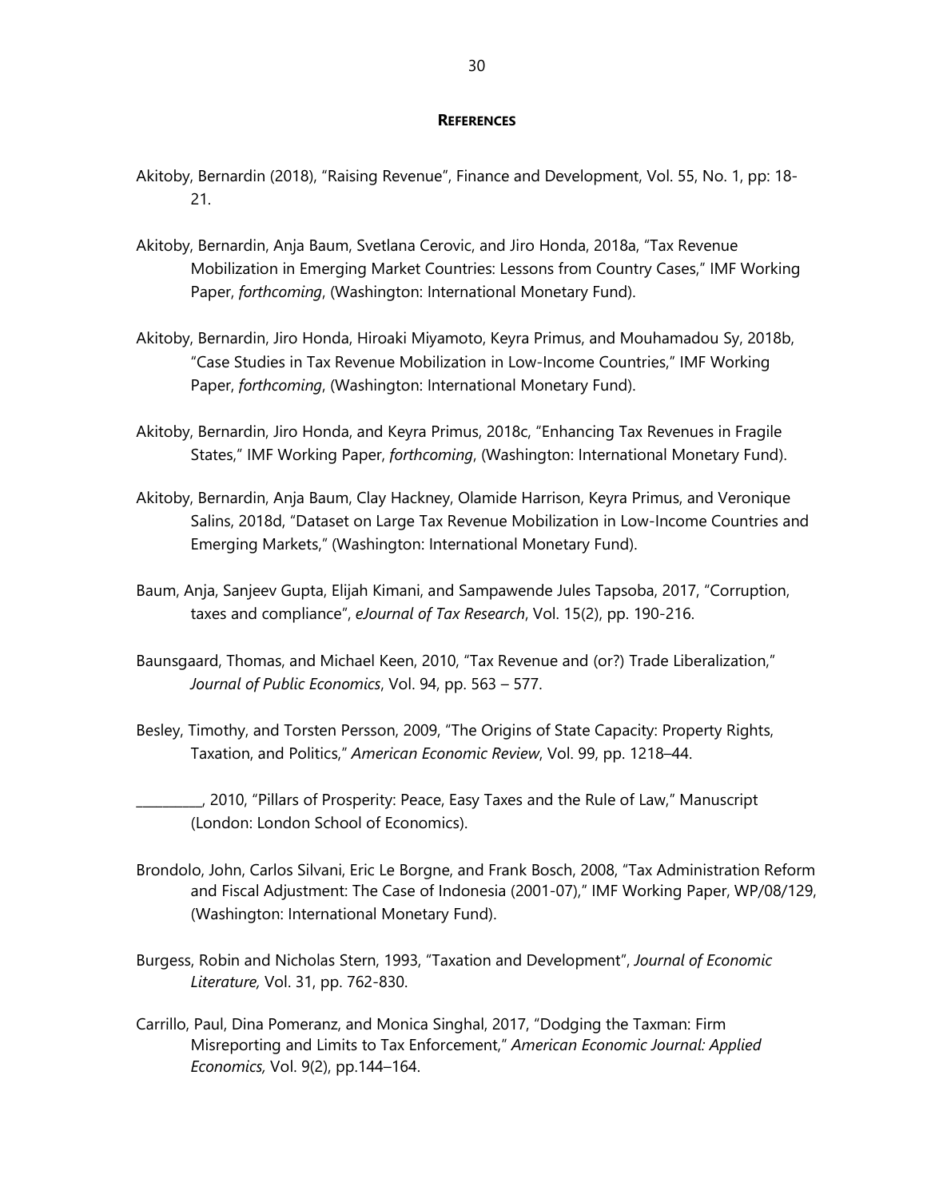## References

Akitoby, Bernardin (2018), "Raising Revenue", Finance and Development, Vol. 55, No. 1, pp: 18-21.

Akitoby, Bernardin, Anja Baum, Svetlana Cerovic, and Jiro Honda, 2018a, "Tax Revenue Mobilization in Emerging Market Countries: Lessons from Country Cases," IMF Working Paper, *forthcoming*, (Washington: International Monetary Fund).

Akitoby, Bernardin, Jiro Honda, Hiroaki Miyamoto, Keyra Primus, and Mouhamadou Sy, 2018b, "Case Studies in Tax Revenue Mobilization in Low-Income Countries," IMF Working Paper, *forthcoming*, (Washington: International Monetary Fund).

Akitoby, Bernardin, Jiro Honda, and Keyra Primus, 2018c, "Enhancing Tax Revenues in Fragile States," IMF Working Paper, *forthcoming*, (Washington: International Monetary Fund).

Akitoby, Bernardin, Anja Baum, Clay Hackney, Olamide Harrison, Keyra Primus, and Veronique Salins, 2018d, "Dataset on Large Tax Revenue Mobilization in Low-Income Countries and Emerging Markets," (Washington: International Monetary Fund).

Baum, Anja, Sanjeev Gupta, Elijah Kimani, and Sampawende Jules Tapsoba, 2017, "Corruption, taxes and compliance", *eJournal of Tax Research*, Vol. 15(2), pp. 190-216.

Baunsgaard, Thomas, and Michael Keen, 2010, "Tax Revenue and (or?) Trade Liberalization," *Journal of Public Economics*, Vol. 94, pp. 563 – 577.

Besley, Timothy, and Torsten Persson, 2009, "The Origins of State Capacity: Property Rights, Taxation, and Politics," *American Economic Review*, Vol. 99, pp. 1218–44.

__________, 2010, "Pillars of Prosperity: Peace, Easy Taxes and the Rule of Law," Manuscript (London: London School of Economics).

Brondolo, John, Carlos Silvani, Eric Le Borgne, and Frank Bosch, 2008, "Tax Administration Reform and Fiscal Adjustment: The Case of Indonesia (2001-07)," IMF Working Paper, WP/08/129, (Washington: International Monetary Fund).

Burgess, Robin and Nicholas Stern, 1993, "Taxation and Development", *Journal of Economic Literature,* Vol. 31, pp. 762-830.

Carrillo, Paul, Dina Pomeranz, and Monica Singhal, 2017, "Dodging the Taxman: Firm Misreporting and Limits to Tax Enforcement," *American Economic Journal: Applied Economics,* Vol. 9(2), pp.144–164.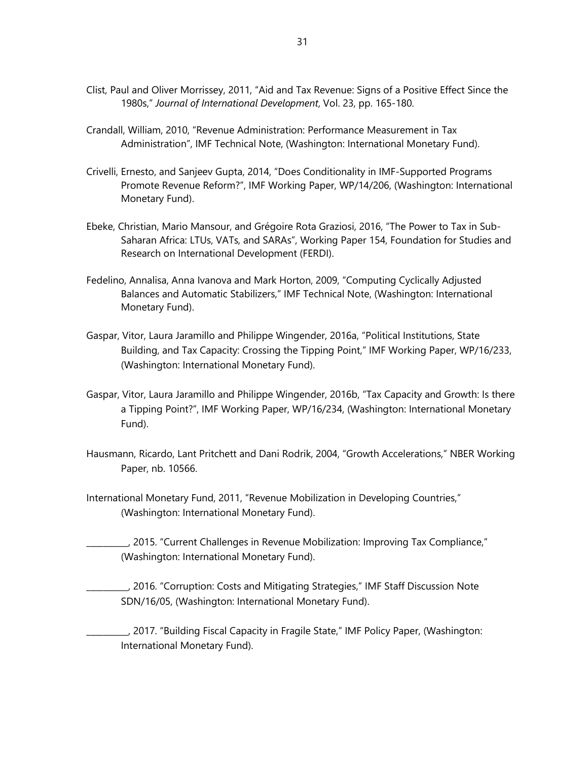Clist, Paul and Oliver Morrissey, 2011, "Aid and Tax Revenue: Signs of a Positive Effect Since the 1980s," *Journal of International Development*, Vol. 23, pp. 165-180.

Crandall, William, 2010, "Revenue Administration: Performance Measurement in Tax Administration", IMF Technical Note, (Washington: International Monetary Fund).

Crivelli, Ernesto, and Sanjeev Gupta, 2014, "Does Conditionality in IMF-Supported Programs Promote Revenue Reform?", IMF Working Paper, WP/14/206, (Washington: International Monetary Fund).

Ebeke, Christian, Mario Mansour, and Grégoire Rota Graziosi, 2016, "The Power to Tax in Sub-Saharan Africa: LTUs, VATs, and SARAs", Working Paper 154, Foundation for Studies and Research on International Development (FERDI).

Fedelino, Annalisa, Anna Ivanova and Mark Horton, 2009, "Computing Cyclically Adjusted Balances and Automatic Stabilizers," IMF Technical Note, (Washington: International Monetary Fund).

Gaspar, Vitor, Laura Jaramillo and Philippe Wingender, 2016a, "Political Institutions, State Building, and Tax Capacity: Crossing the Tipping Point," IMF Working Paper, WP/16/233, (Washington: International Monetary Fund).

Gaspar, Vitor, Laura Jaramillo and Philippe Wingender, 2016b, "Tax Capacity and Growth: Is there a Tipping Point?", IMF Working Paper, WP/16/234, (Washington: International Monetary Fund).

Hausmann, Ricardo, Lant Pritchett and Dani Rodrik, 2004, "Growth Accelerations," NBER Working Paper, nb. 10566.

International Monetary Fund, 2011, "Revenue Mobilization in Developing Countries," (Washington: International Monetary Fund).

__________, 2015. "Current Challenges in Revenue Mobilization: Improving Tax Compliance," (Washington: International Monetary Fund).

__________, 2016. "Corruption: Costs and Mitigating Strategies," IMF Staff Discussion Note SDN/16/05, (Washington: International Monetary Fund).

__________, 2017. "Building Fiscal Capacity in Fragile State," IMF Policy Paper, (Washington: International Monetary Fund).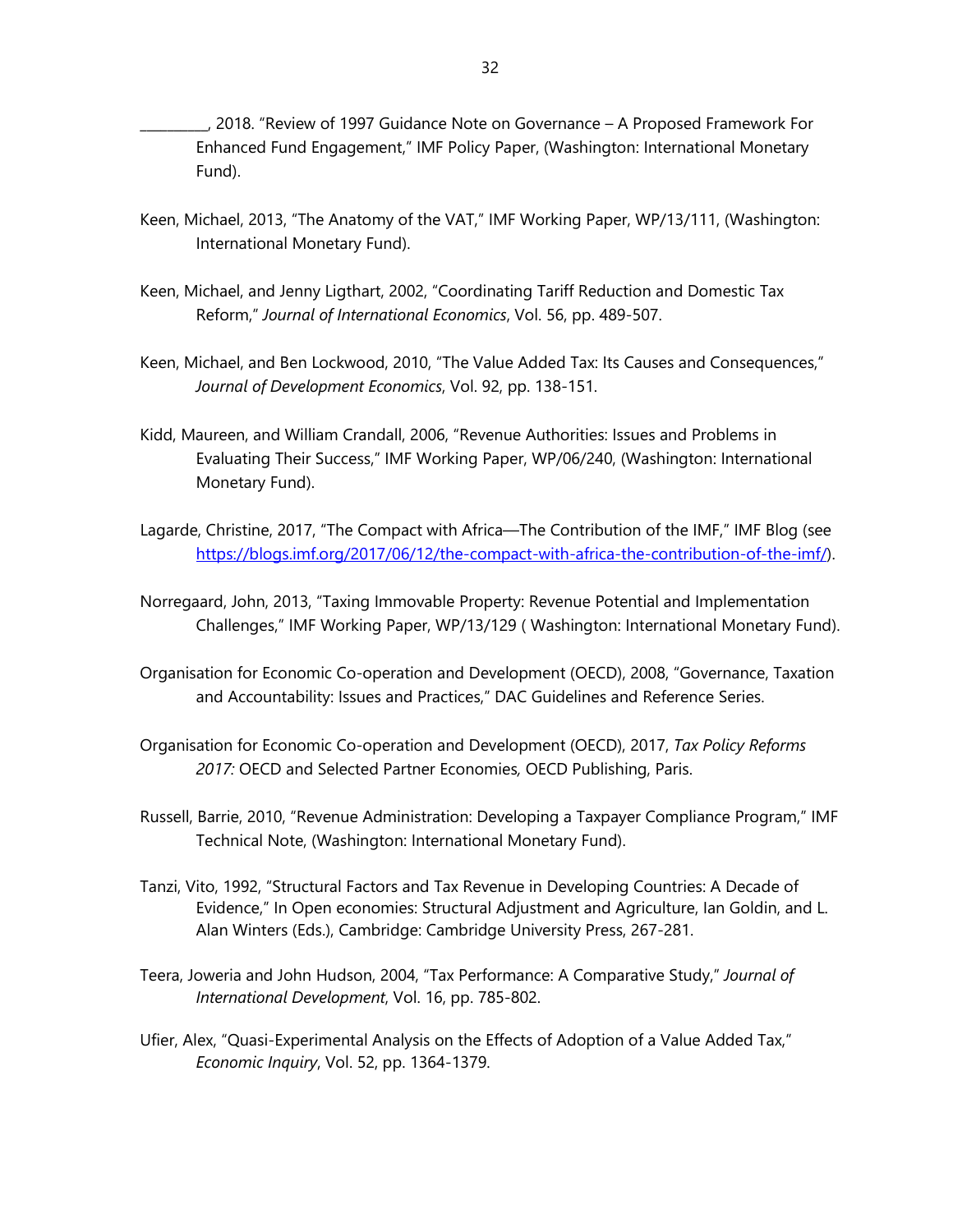\_\_\_\_\_\_\_\_\_\_, 2018. "Review of 1997 Guidance Note on Governance – A Proposed Framework For Enhanced Fund Engagement," IMF Policy Paper, (Washington: International Monetary Fund).

Keen, Michael, 2013, "The Anatomy of the VAT," IMF Working Paper, WP/13/111, (Washington: International Monetary Fund).

Keen, Michael, and Jenny Ligthart, 2002, "Coordinating Tariff Reduction and Domestic Tax Reform," *Journal of International Economics*, Vol. 56, pp. 489-507.

Keen, Michael, and Ben Lockwood, 2010, "The Value Added Tax: Its Causes and Consequences," *Journal of Development Economics*, Vol. 92, pp. 138-151.

Kidd, Maureen, and William Crandall, 2006, "Revenue Authorities: Issues and Problems in Evaluating Their Success," IMF Working Paper, WP/06/240, (Washington: International Monetary Fund).

Lagarde, Christine, 2017, "The Compact with Africa—The Contribution of the IMF," IMF Blog (see https://blogs.imf.org/2017/06/12/the-compact-with-africa-the-contribution-of-the-imf/).

Norregaard, John, 2013, "Taxing Immovable Property: Revenue Potential and Implementation Challenges," IMF Working Paper, WP/13/129 ( Washington: International Monetary Fund).

Organisation for Economic Co-operation and Development (OECD), 2008, "Governance, Taxation and Accountability: Issues and Practices," DAC Guidelines and Reference Series.

Organisation for Economic Co-operation and Development (OECD), 2017, *Tax Policy Reforms 2017:* OECD and Selected Partner Economies*,* OECD Publishing, Paris.

Russell, Barrie, 2010, "Revenue Administration: Developing a Taxpayer Compliance Program," IMF Technical Note, (Washington: International Monetary Fund).

Tanzi, Vito, 1992, "Structural Factors and Tax Revenue in Developing Countries: A Decade of Evidence," In Open economies: Structural Adjustment and Agriculture, Ian Goldin, and L. Alan Winters (Eds.), Cambridge: Cambridge University Press, 267-281.

Teera, Joweria and John Hudson, 2004, "Tax Performance: A Comparative Study," *Journal of International Development*, Vol. 16, pp. 785-802.

Ufier, Alex, "Quasi-Experimental Analysis on the Effects of Adoption of a Value Added Tax," *Economic Inquiry*, Vol. 52, pp. 1364-1379.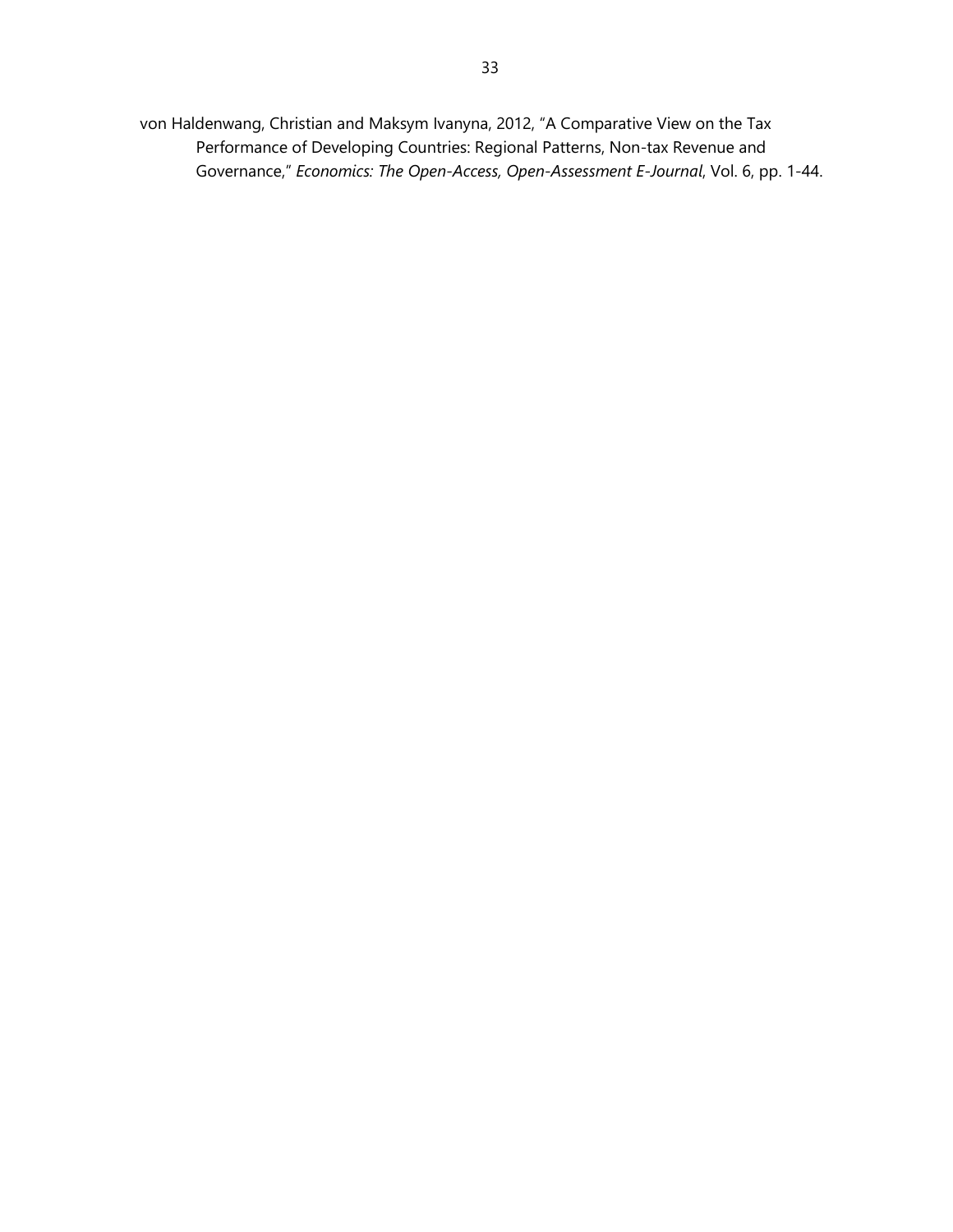von Haldenwang, Christian and Maksym Ivanyna, 2012, "A Comparative View on the Tax Performance of Developing Countries: Regional Patterns, Non-tax Revenue and Governance," *Economics: The Open-Access, Open-Assessment E-Journal*, Vol. 6, pp. 1-44.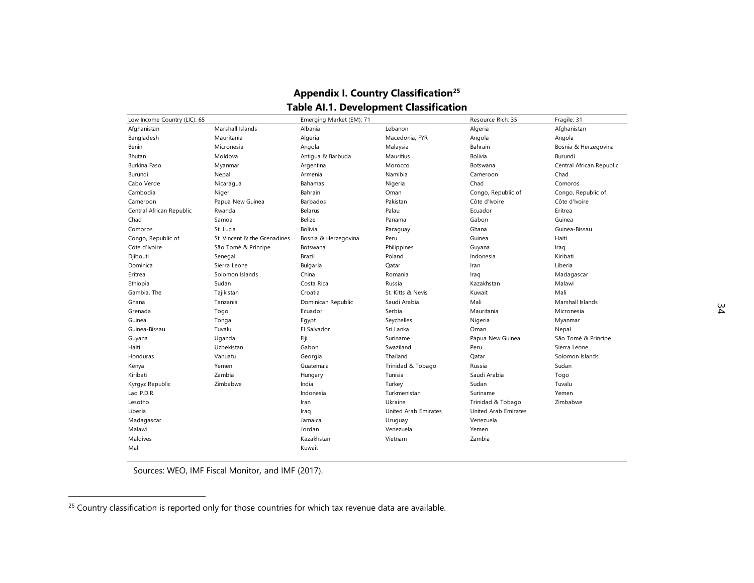## Appendix I. Country Classification[25]

### Table AI.1. Development Classification

| Low Income Country (LIC): 65 | | Emerging Market (EM): 71 | | Resource Rich: 35 | Fragile: 31 |
|---|---|---|---|---|---|
| Afghanistan | Marshall Islands | Albania | Lebanon | Algeria | Afghanistan |
| Bangladesh | Mauritania | Algeria | Macedonia, FYR | Angola | Angola |
| Benin | Micronesia | Angola | Malaysia | Bahrain | Bosnia & Herzegovina |
| Bhutan | Moldova | Antigua & Barbuda | Mauritius | Bolivia | Burundi |
| Burkina Faso | Myanmar | Argentina | Morocco | Botswana | Central African Republic |
| Burundi | Nepal | Armenia | Namibia | Cameroon | Chad |
| Cabo Verde | Nicaragua | Bahamas | Nigeria | Chad | Comoros |
| Cambodia | Niger | Bahrain | Oman | Congo, Republic of | Congo, Republic of |
| Cameroon | Papua New Guinea | Barbados | Pakistan | Côte d'Ivoire | Côte d'Ivoire |
| Central African Republic | Rwanda | Belarus | Palau | Ecuador | Eritrea |
| Chad | Samoa | Belize | Panama | Gabon | Guinea |
| Comoros | St. Lucia | Bolivia | Paraguay | Ghana | Guinea-Bissau |
| Congo, Republic of | St. Vincent & the Grenadines | Bosnia & Herzegovina | Peru | Guinea | Haiti |
| Côte d'Ivoire | São Tomé & Príncipe | Botswana | Philippines | Guyana | Iraq |
| Djibouti | Senegal | Brazil | Poland | Indonesia | Kiribati |
| Dominica | Sierra Leone | Bulgaria | Qatar | Iran | Liberia |
| Eritrea | Solomon Islands | China | Romania | Iraq | Madagascar |
| Ethiopia | Sudan | Costa Rica | Russia | Kazakhstan | Malawi |
| Gambia, The | Tajikistan | Croatia | St. Kitts & Nevis | Kuwait | Mali |
| Ghana | Tanzania | Dominican Republic | Saudi Arabia | Mali | Marshall Islands |
| Grenada | Togo | Ecuador | Serbia | Mauritania | Micronesia |
| Guinea | Tonga | Egypt | Seychelles | Nigeria | Myanmar |
| Guinea-Bissau | Tuvalu | El Salvador | Sri Lanka | Oman | Nepal |
| Guyana | Uganda | Fiji | Suriname | Papua New Guinea | São Tomé & Príncipe |
| Haiti | Uzbekistan | Gabon | Swaziland | Peru | Sierra Leone |
| Honduras | Vanuatu | Georgia | Thailand | Qatar | Solomon Islands |
| Kenya | Yemen | Guatemala | Trinidad & Tobago | Russia | Sudan |
| Kiribati | Zambia | Hungary | Tunisia | Saudi Arabia | Togo |
| Kyrgyz Republic | Zimbabwe | India | Turkey | Sudan | Tuvalu |
| Lao P.D.R. | | Indonesia | Turkmenistan | Suriname | Yemen |
| Lesotho | | Iran | Ukraine | Trinidad & Tobago | Zimbabwe |
| Liberia | | Iraq | United Arab Emirates | United Arab Emirates | |
| Madagascar | | Jamaica | Uruguay | Venezuela | |
| Malawi | | Jordan | Venezuela | Yemen | |
| Maldives | | Kazakhstan | Vietnam | Zambia | |
| Mali | | Kuwait | | | |

Sources: WEO, IMF Fiscal Monitor, and IMF (2017).

[25] Country classification is reported only for those countries for which tax revenue data are available.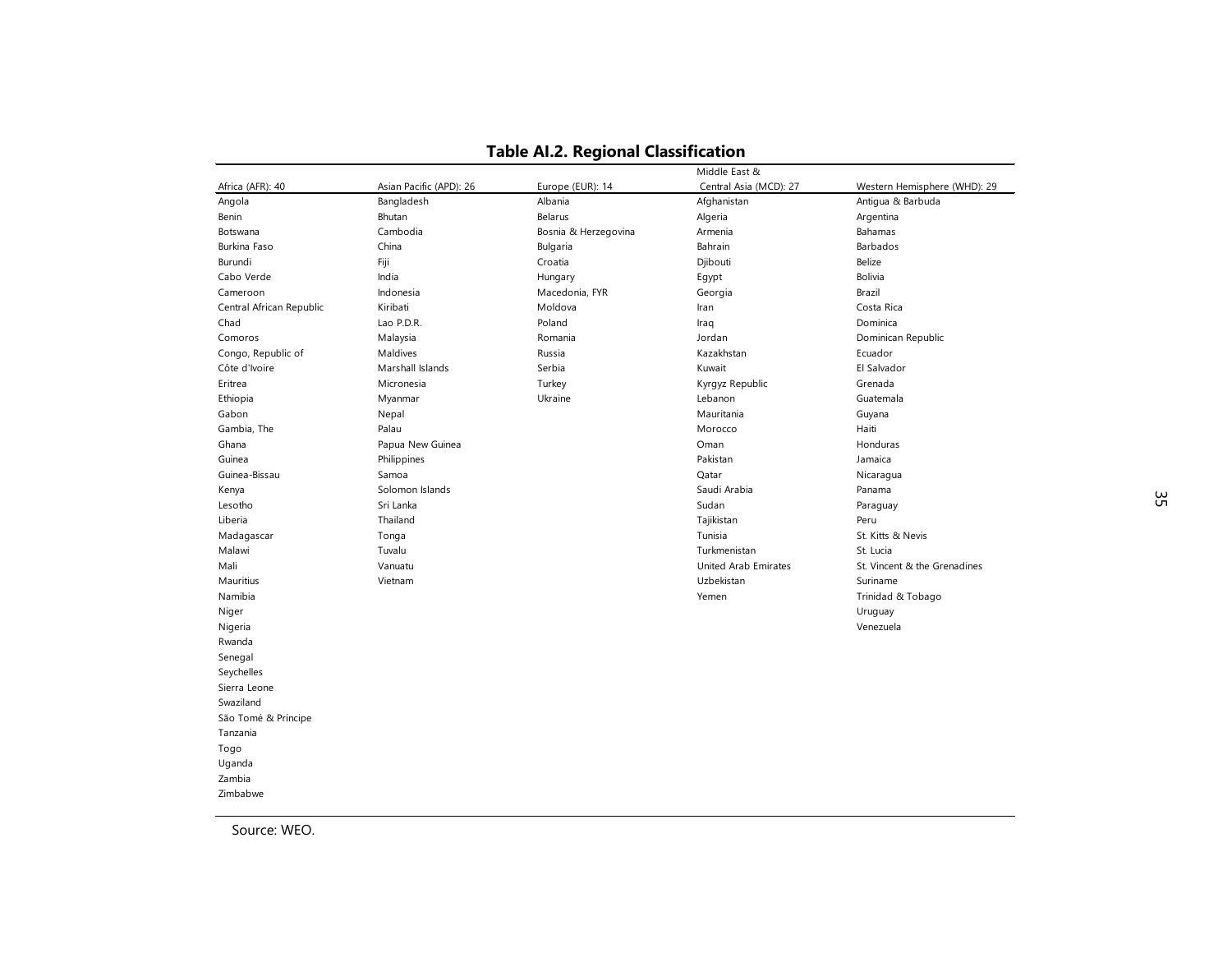**Table AI.2. Regional Classification**

| Africa (AFR): 40 | Asian Pacific (APD): 26 | Europe (EUR): 14 | Middle East & Central Asia (MCD): 27 | Western Hemisphere (WHD): 29 |
|---|---|---|---|---|
| Angola | Bangladesh | Albania | Afghanistan | Antigua & Barbuda |
| Benin | Bhutan | Belarus | Algeria | Argentina |
| Botswana | Cambodia | Bosnia & Herzegovina | Armenia | Bahamas |
| Burkina Faso | China | Bulgaria | Bahrain | Barbados |
| Burundi | Fiji | Croatia | Djibouti | Belize |
| Cabo Verde | India | Hungary | Egypt | Bolivia |
| Cameroon | Indonesia | Macedonia, FYR | Georgia | Brazil |
| Central African Republic | Kiribati | Moldova | Iran | Costa Rica |
| Chad | Lao P.D.R. | Poland | Iraq | Dominica |
| Comoros | Malaysia | Romania | Jordan | Dominican Republic |
| Congo, Republic of | Maldives | Russia | Kazakhstan | Ecuador |
| Côte d'Ivoire | Marshall Islands | Serbia | Kuwait | El Salvador |
| Eritrea | Micronesia | Turkey | Kyrgyz Republic | Grenada |
| Ethiopia | Myanmar | Ukraine | Lebanon | Guatemala |
| Gabon | Nepal | | Mauritania | Guyana |
| Gambia, The | Palau | | Morocco | Haiti |
| Ghana | Papua New Guinea | | Oman | Honduras |
| Guinea | Philippines | | Pakistan | Jamaica |
| Guinea-Bissau | Samoa | | Qatar | Nicaragua |
| Kenya | Solomon Islands | | Saudi Arabia | Panama |
| Lesotho | Sri Lanka | | Sudan | Paraguay |
| Liberia | Thailand | | Tajikistan | Peru |
| Madagascar | Tonga | | Tunisia | St. Kitts & Nevis |
| Malawi | Tuvalu | | Turkmenistan | St. Lucia |
| Mali | Vanuatu | | United Arab Emirates | St. Vincent & the Grenadines |
| Mauritius | Vietnam | | Uzbekistan | Suriname |
| Namibia | | | Yemen | Trinidad & Tobago |
| Niger | | | | Uruguay |
| Nigeria | | | | Venezuela |
| Rwanda | | | | |
| Senegal | | | | |
| Seychelles | | | | |
| Sierra Leone | | | | |
| Swaziland | | | | |
| São Tomé & Principe | | | | |
| Tanzania | | | | |
| Togo | | | | |
| Uganda | | | | |
| Zambia | | | | |
| Zimbabwe | | | | |

Source: WEO.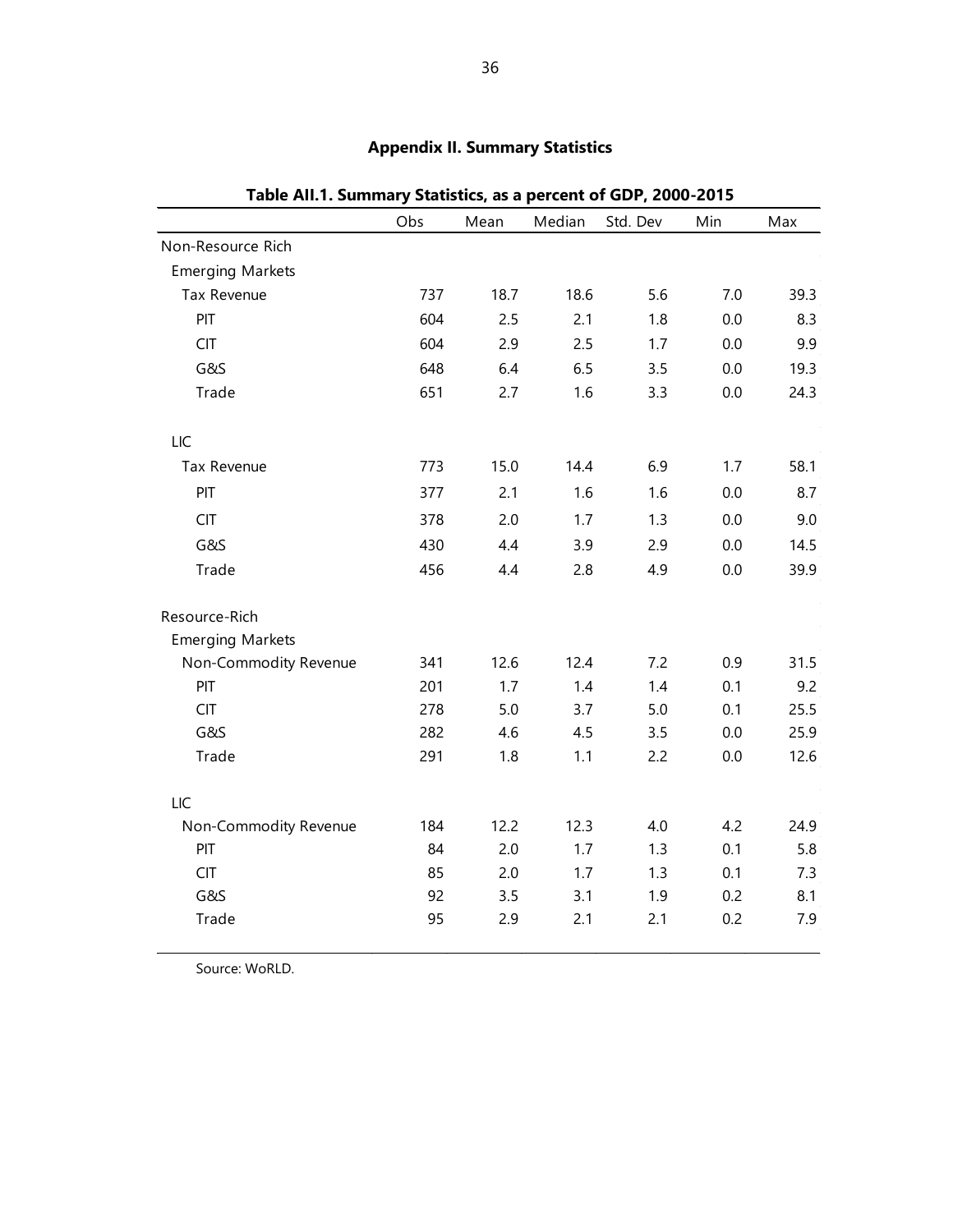## Appendix II. Summary Statistics

**Table AII.1. Summary Statistics, as a percent of GDP, 2000-2015**

| | Obs | Mean | Median | Std. Dev | Min | Max |
|---|---|---|---|---|---|---|
| Non-Resource Rich | | | | | | |
| Emerging Markets | | | | | | |
| Tax Revenue | 737 | 18.7 | 18.6 | 5.6 | 7.0 | 39.3 |
| PIT | 604 | 2.5 | 2.1 | 1.8 | 0.0 | 8.3 |
| CIT | 604 | 2.9 | 2.5 | 1.7 | 0.0 | 9.9 |
| G&S | 648 | 6.4 | 6.5 | 3.5 | 0.0 | 19.3 |
| Trade | 651 | 2.7 | 1.6 | 3.3 | 0.0 | 24.3 |
| LIC | | | | | | |
| Tax Revenue | 773 | 15.0 | 14.4 | 6.9 | 1.7 | 58.1 |
| PIT | 377 | 2.1 | 1.6 | 1.6 | 0.0 | 8.7 |
| CIT | 378 | 2.0 | 1.7 | 1.3 | 0.0 | 9.0 |
| G&S | 430 | 4.4 | 3.9 | 2.9 | 0.0 | 14.5 |
| Trade | 456 | 4.4 | 2.8 | 4.9 | 0.0 | 39.9 |
| Resource-Rich | | | | | | |
| Emerging Markets | | | | | | |
| Non-Commodity Revenue | 341 | 12.6 | 12.4 | 7.2 | 0.9 | 31.5 |
| PIT | 201 | 1.7 | 1.4 | 1.4 | 0.1 | 9.2 |
| CIT | 278 | 5.0 | 3.7 | 5.0 | 0.1 | 25.5 |
| G&S | 282 | 4.6 | 4.5 | 3.5 | 0.0 | 25.9 |
| Trade | 291 | 1.8 | 1.1 | 2.2 | 0.0 | 12.6 |
| LIC | | | | | | |
| Non-Commodity Revenue | 184 | 12.2 | 12.3 | 4.0 | 4.2 | 24.9 |
| PIT | 84 | 2.0 | 1.7 | 1.3 | 0.1 | 5.8 |
| CIT | 85 | 2.0 | 1.7 | 1.3 | 0.1 | 7.3 |
| G&S | 92 | 3.5 | 3.1 | 1.9 | 0.2 | 8.1 |
| Trade | 95 | 2.9 | 2.1 | 2.1 | 0.2 | 7.9 |

Source: WoRLD.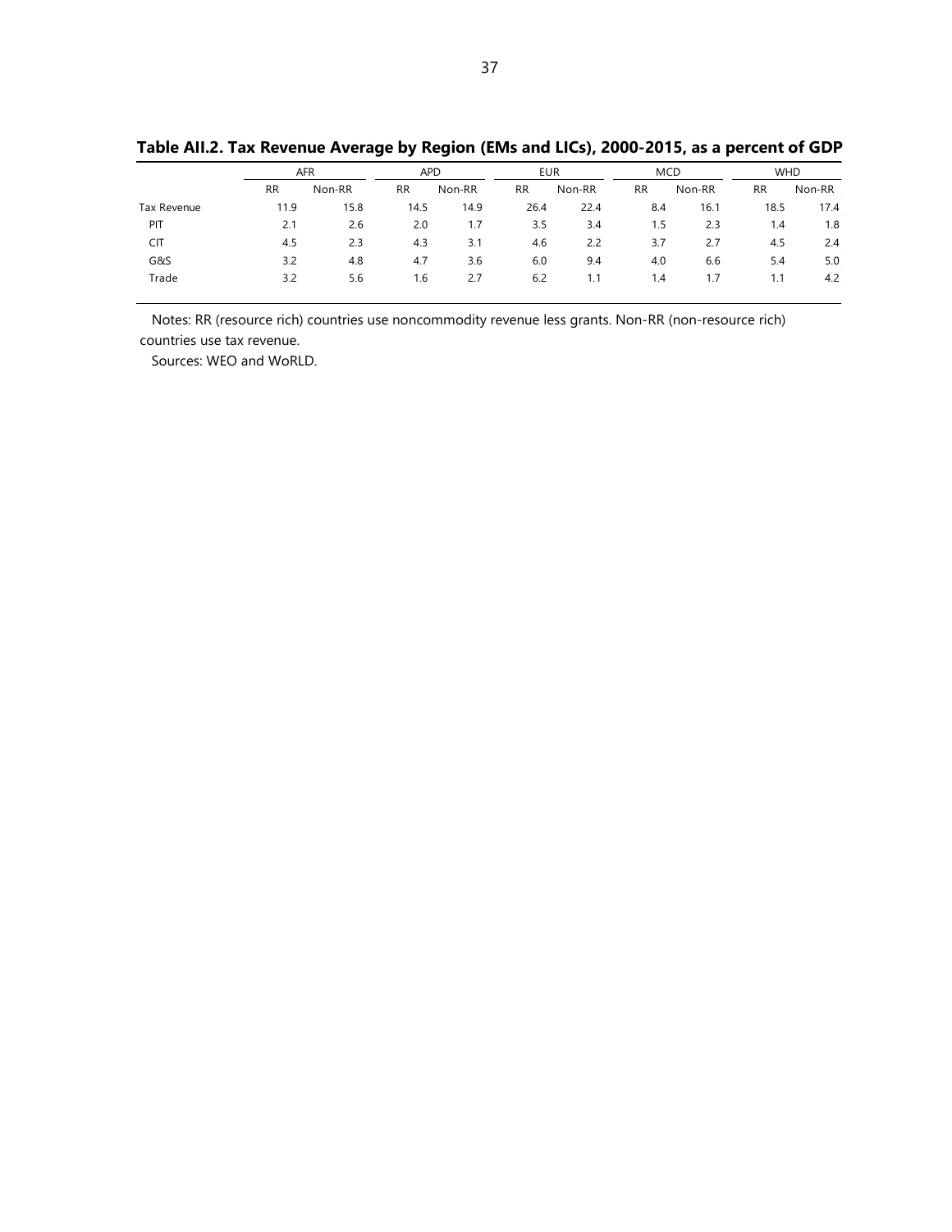**Table AII.2. Tax Revenue Average by Region (EMs and LICs), 2000-2015, as a percent of GDP**

| | AFR | | APD | | EUR | | MCD | | WHD | |
|---|---|---|---|---|---|---|---|---|---|---|
| | RR | Non-RR | RR | Non-RR | RR | Non-RR | RR | Non-RR | RR | Non-RR |
| Tax Revenue | 11.9 | 15.8 | 14.5 | 14.9 | 26.4 | 22.4 | 8.4 | 16.1 | 18.5 | 17.4 |
| PIT | 2.1 | 2.6 | 2.0 | 1.7 | 3.5 | 3.4 | 1.5 | 2.3 | 1.4 | 1.8 |
| CIT | 4.5 | 2.3 | 4.3 | 3.1 | 4.6 | 2.2 | 3.7 | 2.7 | 4.5 | 2.4 |
| G&S | 3.2 | 4.8 | 4.7 | 3.6 | 6.0 | 9.4 | 4.0 | 6.6 | 5.4 | 5.0 |
| Trade | 3.2 | 5.6 | 1.6 | 2.7 | 6.2 | 1.1 | 1.4 | 1.7 | 1.1 | 4.2 |

Notes: RR (resource rich) countries use noncommodity revenue less grants. Non-RR (non-resource rich) countries use tax revenue.

Sources: WEO and WoRLD.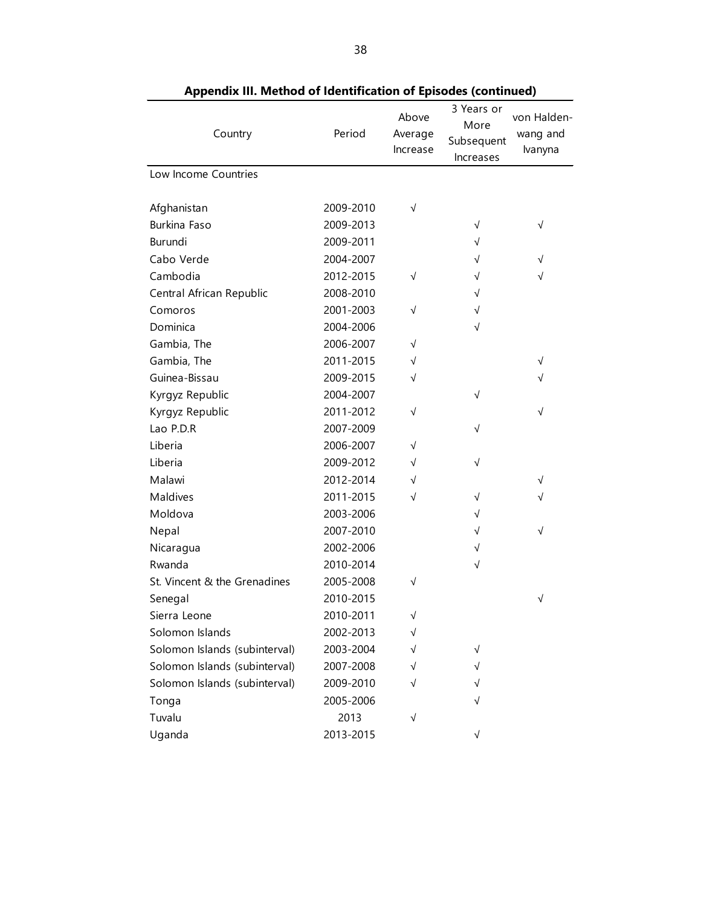**Appendix III. Method of Identification of Episodes (continued)**

| Country | Period | Above Average Increase | 3 Years or More Subsequent Increases | von Haldenwang and Ivanyna |
|---|---|---|---|---|
| Low Income Countries | | | | |
| Afghanistan | 2009-2010 | √ | | |
| Burkina Faso | 2009-2013 | | √ | √ |
| Burundi | 2009-2011 | | √ | |
| Cabo Verde | 2004-2007 | | √ | √ |
| Cambodia | 2012-2015 | √ | √ | √ |
| Central African Republic | 2008-2010 | | √ | |
| Comoros | 2001-2003 | √ | √ | |
| Dominica | 2004-2006 | | √ | |
| Gambia, The | 2006-2007 | √ | | |
| Gambia, The | 2011-2015 | √ | | √ |
| Guinea-Bissau | 2009-2015 | √ | | √ |
| Kyrgyz Republic | 2004-2007 | | √ | |
| Kyrgyz Republic | 2011-2012 | √ | | √ |
| Lao P.D.R | 2007-2009 | | √ | |
| Liberia | 2006-2007 | √ | | |
| Liberia | 2009-2012 | √ | √ | |
| Malawi | 2012-2014 | √ | | √ |
| Maldives | 2011-2015 | √ | √ | √ |
| Moldova | 2003-2006 | | √ | |
| Nepal | 2007-2010 | | √ | √ |
| Nicaragua | 2002-2006 | | √ | |
| Rwanda | 2010-2014 | | √ | |
| St. Vincent & the Grenadines | 2005-2008 | √ | | |
| Senegal | 2010-2015 | | | √ |
| Sierra Leone | 2010-2011 | √ | | |
| Solomon Islands | 2002-2013 | √ | | |
| Solomon Islands (subinterval) | 2003-2004 | √ | √ | |
| Solomon Islands (subinterval) | 2007-2008 | √ | √ | |
| Solomon Islands (subinterval) | 2009-2010 | √ | √ | |
| Tonga | 2005-2006 | | √ | |
| Tuvalu | 2013 | √ | | |
| Uganda | 2013-2015 | | √ | |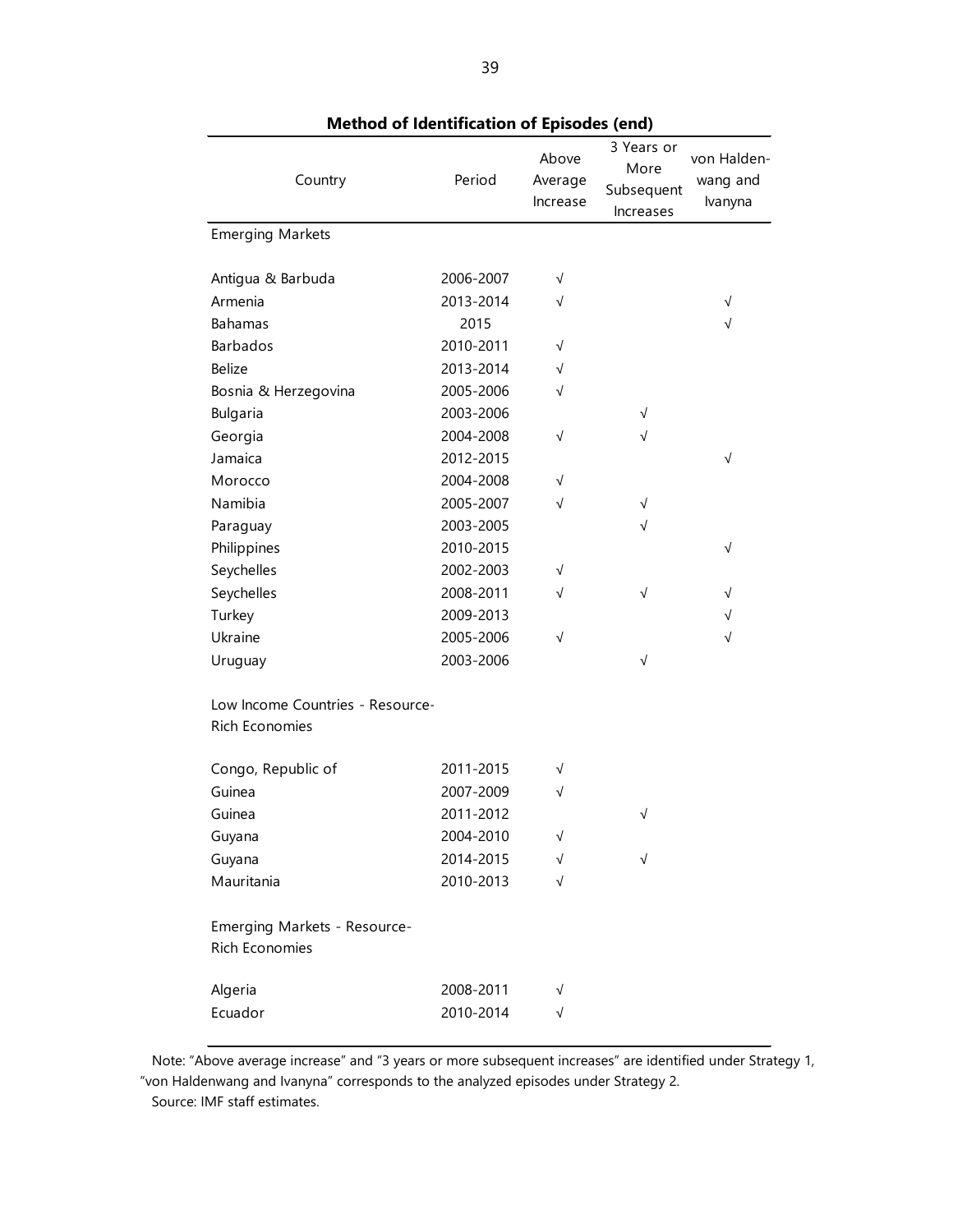**Method of Identification of Episodes (end)**

| Country | Period | Above Average Increase | 3 Years or More Subsequent Increases | von Haldenwang and Ivanyna |
|---|---|---|---|---|
| Emerging Markets | | | | |
| Antigua & Barbuda | 2006-2007 | √ | | |
| Armenia | 2013-2014 | √ | | √ |
| Bahamas | 2015 | | | √ |
| Barbados | 2010-2011 | √ | | |
| Belize | 2013-2014 | √ | | |
| Bosnia & Herzegovina | 2005-2006 | √ | | |
| Bulgaria | 2003-2006 | | √ | |
| Georgia | 2004-2008 | √ | √ | |
| Jamaica | 2012-2015 | | | √ |
| Morocco | 2004-2008 | √ | | |
| Namibia | 2005-2007 | √ | √ | |
| Paraguay | 2003-2005 | | √ | |
| Philippines | 2010-2015 | | | √ |
| Seychelles | 2002-2003 | √ | | |
| Seychelles | 2008-2011 | √ | √ | √ |
| Turkey | 2009-2013 | | | √ |
| Ukraine | 2005-2006 | √ | | √ |
| Uruguay | 2003-2006 | | √ | |
| Low Income Countries - Resource-Rich Economies | | | | |
| Congo, Republic of | 2011-2015 | √ | | |
| Guinea | 2007-2009 | √ | | |
| Guinea | 2011-2012 | | √ | |
| Guyana | 2004-2010 | √ | | |
| Guyana | 2014-2015 | √ | √ | |
| Mauritania | 2010-2013 | √ | | |
| Emerging Markets - Resource-Rich Economies | | | | |
| Algeria | 2008-2011 | √ | | |
| Ecuador | 2010-2014 | √ | | |

Note: "Above average increase" and "3 years or more subsequent increases" are identified under Strategy 1, "von Haldenwang and Ivanyna" corresponds to the analyzed episodes under Strategy 2.

Source: IMF staff estimates.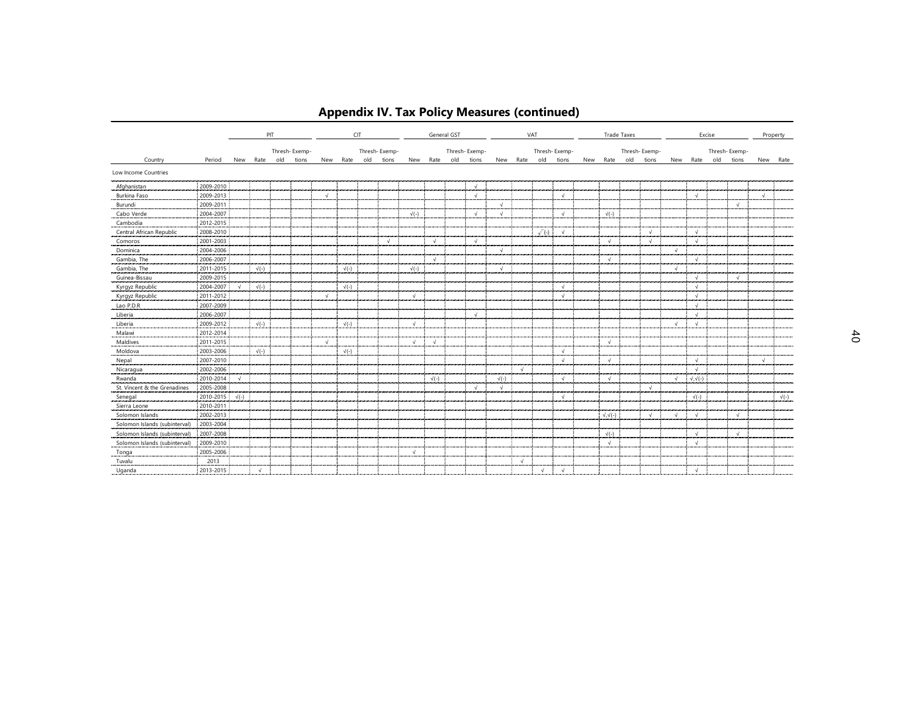## Appendix IV. Tax Policy Measures (continued)

| | | PIT | | | | CIT | | | | General GST | | | | VAT | | | | Trade Taxes | | | | Excise | | | | Property | |
|---|---|---|---|---|---|---|---|---|---|---|---|---|---|---|---|---|---|---|---|---|---|---|---|---|---|---|---|
| Country | Period | New | Rate | Thresh-old | Exemp-tions | New | Rate | Thresh-old | Exemp-tions | New | Rate | Thresh-old | Exemp-tions | New | Rate | Thresh-old | Exemp-tions | New | Rate | Thresh-old | Exemp-tions | New | Rate | Thresh-old | Exemp-tions | New | Rate |
| Low Income Countries | | | | | | | | | | | | | | | | | | | | | | | | | | | |
| Afghanistan | 2009-2010 | | | | | | | | | | | | √ | | | | | | | | | | | | | | |
| Burkina Faso | 2009-2013 | | | | | √ | | | | | | | √ | | | | √ | | | | | | √ | | | √ | |
| Burundi | 2009-2011 | | | | | | | | | | | | | √ | | | | | | | | | | | √ | | |
| Cabo Verde | 2004-2007 | | | | | | | | | √(-) | | | √ | √ | | | √ | | √(-) | | | | | | | | |
| Cambodia | 2012-2015 | | | | | | | | | | | | | | | | | | | | | | | | | | |
| Central African Republic | 2008-2010 | | | | | | | | | | | | | | | √(-) | √ | | | | √ | | √ | | | | |
| Comoros | 2001-2003 | | | | | | | | √ | | √ | | √ | | | | | | √ | | √ | | √ | | | | |
| Dominica | 2004-2006 | | | | | | | | | | | | | √ | | | | | | | | √ | | | | | |
| Gambia, The | 2006-2007 | | | | | | | | | | √ | | | | | | | | √ | | | | √ | | | | |
| Gambia, The | 2011-2015 | | √(-) | | | | √(-) | | | √(-) | | | | √ | | | | | | | | √ | | | | | |
| Guinea-Bissau | 2009-2015 | | | | | | | | | | | | | | | | | | | | | | √ | | √ | | |
| Kyrgyz Republic | 2004-2007 | √ | √(-) | | | | √(-) | | | | | | | | | | √ | | | | | | √ | | | | |
| Kyrgyz Republic | 2011-2012 | | | | | √ | | | | √ | | | | | | | √ | | | | | | √ | | | | |
| Lao P.D.R | 2007-2009 | | | | | | | | | | | | | | | | | | | | | | √ | | | | |
| Liberia | 2006-2007 | | | | | | | | | | | | √ | | | | | | | | | | √ | | | | |
| Liberia | 2009-2012 | | √(-) | | | | √(-) | | | √ | | | | | | | | | | | | √ | √ | | | | |
| Malawi | 2012-2014 | | | | | | | | | | | | | | | | | | | | | | | | | | |
| Maldives | 2011-2015 | | | | | √ | | | | √ | √ | | | | | | | | √ | | | | | | | | |
| Moldova | 2003-2006 | | √(-) | | | | √(-) | | | | | | | | | | √ | | | | | | | | | | |
| Nepal | 2007-2010 | | | | | | | | | | | | | | | | √ | | √ | | | | √ | | | √ | |
| Nicaragua | 2002-2006 | | | | | | | | | | | | | | √ | | | | | | | | √ | | | | |
| Rwanda | 2010-2014 | √ | | | | | | | | | √(-) | | | √(-) | | | √ | | √ | | | √ | √,√(-) | | | | |
| St. Vincent & the Grenadines | 2005-2008 | | | | | | | | | | | | √ | √ | | | | | | | √ | | | | | | |
| Senegal | 2010-2015 | √(-) | | | | | | | | | | | | | | | √ | | | | | | √(-) | | | | √(-) |
| Sierra Leone | 2010-2011 | | | | | | | | | | | | | | | | | | | | | | | | | | |
| Solomon Islands | 2002-2013 | | | | | | | | | | | | | | | | | | √,√(-) | | √ | √ | √ | | √ | | |
| Solomon Islands (subinterval) | 2003-2004 | | | | | | | | | | | | | | | | | | | | | | | | | | |
| Solomon Islands (subinterval) | 2007-2008 | | | | | | | | | | | | | | | | | | √(-) | | | | √ | | √ | | |
| Solomon Islands (subinterval) | 2009-2010 | | | | | | | | | | | | | | | | | | √ | | | | √ | | | | |
| Tonga | 2005-2006 | | | | | | | | | √ | | | | | | | | | | | | | | | | | |
| Tuvalu | 2013 | | | | | | | | | | | | | | √ | | | | | | | | | | | | |
| Uganda | 2013-2015 | | √ | | | | | | | | | | | | | √ | √ | | | | | | √ | | | | |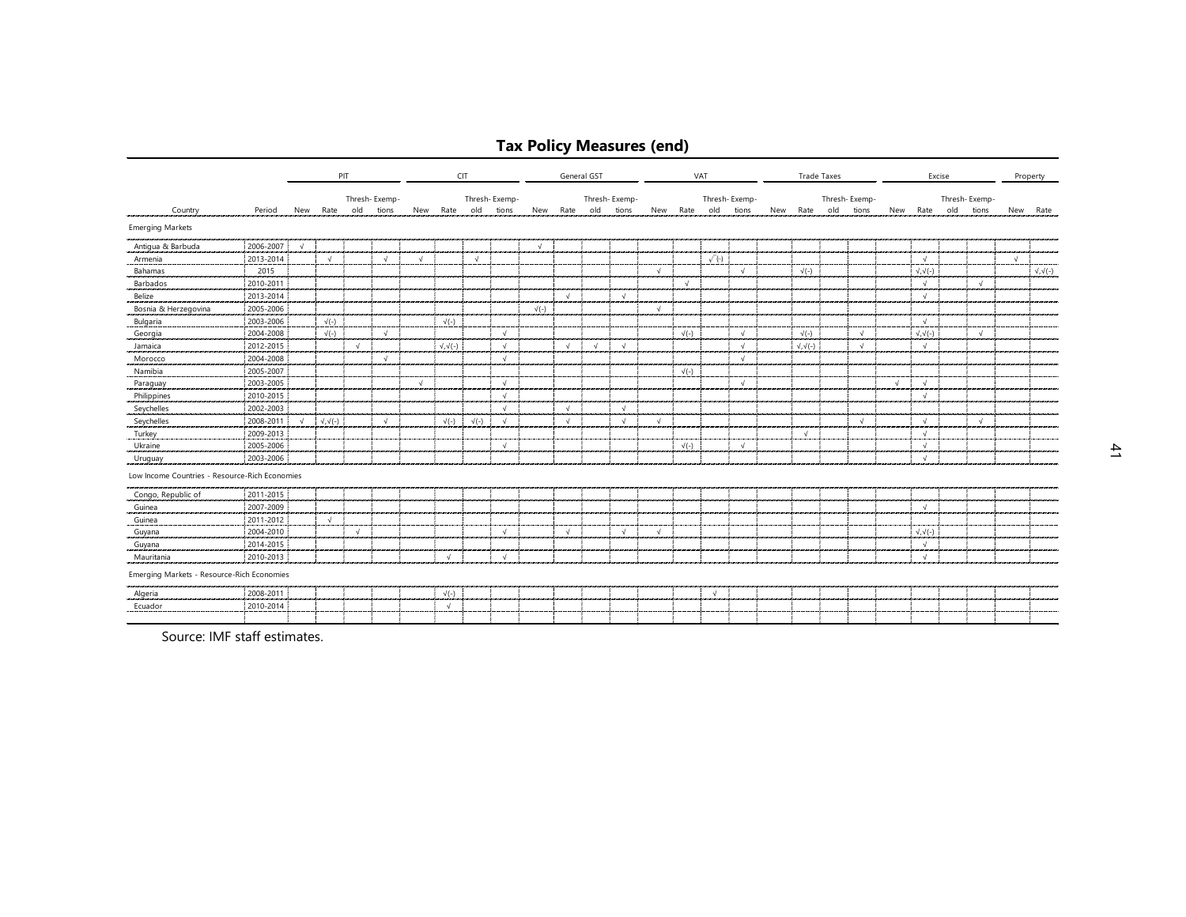## Tax Policy Measures (end)

| Country | Period | PIT | | | | CIT | | | | General GST | | | | VAT | | | | Trade Taxes | | | | Excise | | | | Property | |
|---|---|---|---|---|---|---|---|---|---|---|---|---|---|---|---|---|---|---|---|---|---|---|---|---|---|---|---|
| | | New | Rate | Thresh-old | Exemp-tions | New | Rate | Thresh-old | Exemp-tions | New | Rate | Thresh-old | Exemp-tions | New | Rate | Thresh-old | Exemp-tions | New | Rate | Thresh-old | Exemp-tions | New | Rate | Thresh-old | Exemp-tions | New | Rate |
| **Emerging Markets** | | | | | | | | | | | | | | | | | | | | | | | | | | | |
| Antigua & Barbuda | 2006-2007 | √ | | | | | | | | √ | | | | | | | | | | | | | | | | | |
| Armenia | 2013-2014 | | √ | | √ | √ | | √ | | | | | | | | √(-) | | | | | | | √ | | | √ | |
| Bahamas | 2015 | | | | | | | | | | | | | √ | | | √ | | √(-) | | | | √,√(-) | | | | √,√(-) |
| Barbados | 2010-2011 | | | | | | | | | | | | | | √ | | | | | | | | √ | | √ | | |
| Belize | 2013-2014 | | | | | | | | | | √ | | √ | | | | | | | | | | √ | | | | |
| Bosnia & Herzegovina | 2005-2006 | | | | | | | | | √(-) | | | | √ | | | | | | | | | | | | | |
| Bulgaria | 2003-2006 | | √(-) | | | | √(-) | | | | | | | | | | | | | | | | √ | | | | |
| Georgia | 2004-2008 | | √(-) | | √ | | | | √ | | | | | | √(-) | | √ | | √(-) | | √ | | √,√(-) | | √ | | |
| Jamaica | 2012-2015 | | | √ | | | √,√(-) | | √ | | √ | √ | √ | | | | √ | | √,√(-) | | √ | | √ | | | | |
| Morocco | 2004-2008 | | | | √ | | | | √ | | | | | | | | √ | | | | | | | | | | |
| Namibia | 2005-2007 | | | | | | | | | | | | | | √(-) | | | | | | | | | | | | |
| Paraguay | 2003-2005 | | | | | √ | | | √ | | | | | | | | √ | | | | | √ | √ | | | | |
| Philippines | 2010-2015 | | | | | | | | √ | | | | | | | | | | | | | | √ | | | | |
| Seychelles | 2002-2003 | | | | | | | | √ | | √ | | √ | | | | | | | | | | | | | | |
| Seychelles | 2008-2011 | √ | √,√(-) | | √ | | √(-) | √(-) | √ | | √ | | √ | √ | | | | | | | √ | | √ | | √ | | |
| Turkey | 2009-2013 | | | | | | | | | | | | | | | | | | √ | | | | √ | | | | |
| Ukraine | 2005-2006 | | | | | | | | √ | | | | | | √(-) | | √ | | | | | | √ | | | | |
| Uruguay | 2003-2006 | | | | | | | | | | | | | | | | | | | | | | √ | | | | |
| **Low Income Countries - Resource-Rich Economies** | | | | | | | | | | | | | | | | | | | | | | | | | | | |
| Congo, Republic of | 2011-2015 | | | | | | | | | | | | | | | | | | | | | | | | | | |
| Guinea | 2007-2009 | | | | | | | | | | | | | | | | | | | | | | √ | | | | |
| Guinea | 2011-2012 | | √ | | | | | | | | | | | | | | | | | | | | | | | | |
| Guyana | 2004-2010 | | | √ | | | | | √ | | √ | | √ | √ | | | | | | | | | √,√(-) | | | | |
| Guyana | 2014-2015 | | | | | | | | | | | | | | | | | | | | | | √ | | | | |
| Mauritania | 2010-2013 | | | | | | √ | | √ | | | | | | | | | | | | | | √ | | | | |
| **Emerging Markets - Resource-Rich Economies** | | | | | | | | | | | | | | | | | | | | | | | | | | | |
| Algeria | 2008-2011 | | | | | | √(-) | | | | | | | | | √ | | | | | | | | | | | |
| Ecuador | 2010-2014 | | | | | | √ | | | | | | | | | | | | | | | | | | | | |

Source: IMF staff estimates.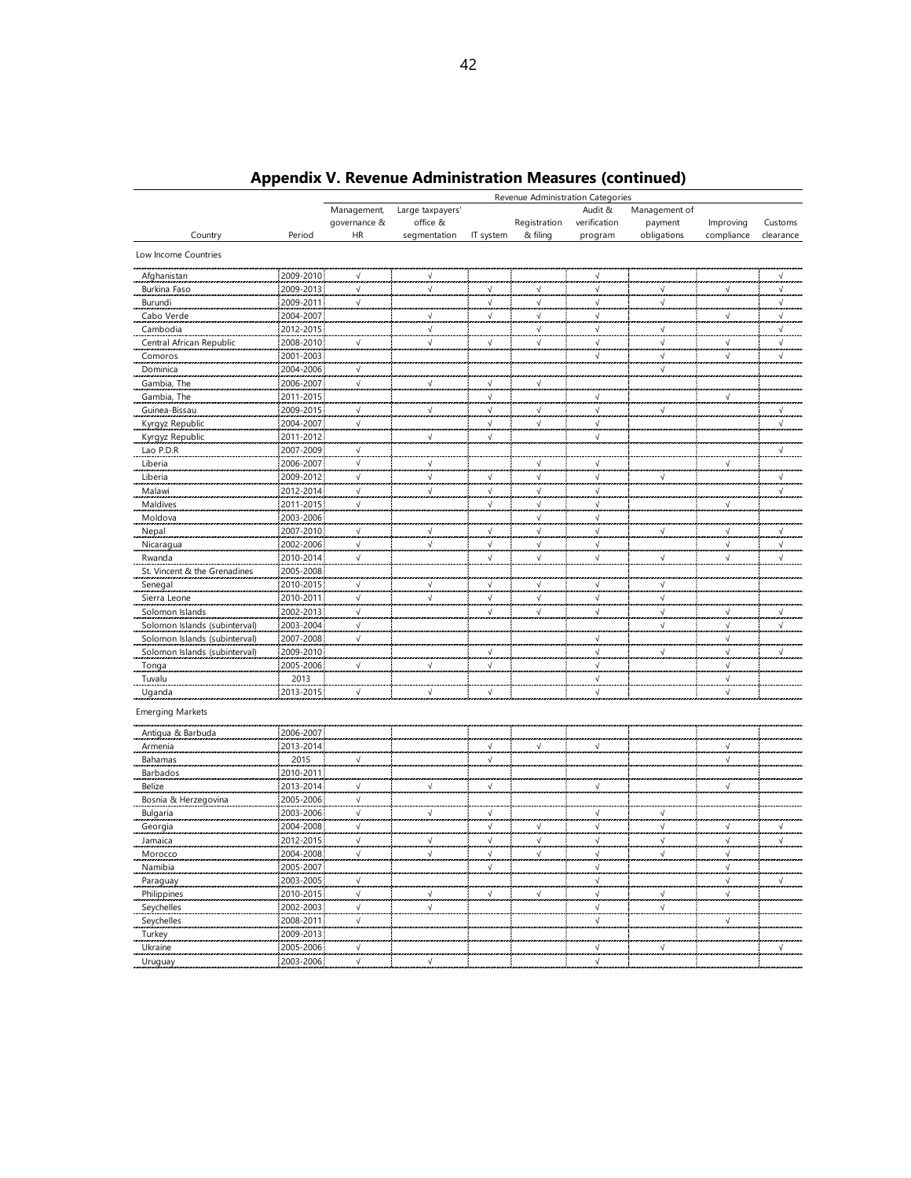# Appendix V. Revenue Administration Measures (continued)

| Country | Period | Management, governance & HR | Large taxpayers' office & segmentation | IT system | Registration & filing | Audit & verification program | Management of payment obligations | Improving compliance | Customs clearance |
|---|---|---|---|---|---|---|---|---|---|
| **Low Income Countries** | | | | | | | | | |
| Afghanistan | 2009-2010 | √ | √ | | | √ | | | √ |
| Burkina Faso | 2009-2013 | √ | √ | √ | √ | √ | √ | √ | √ |
| Burundi | 2009-2011 | √ | | √ | √ | √ | √ | | √ |
| Cabo Verde | 2004-2007 | | √ | √ | √ | √ | | √ | √ |
| Cambodia | 2012-2015 | | √ | | √ | √ | √ | | √ |
| Central African Republic | 2008-2010 | √ | √ | √ | √ | √ | √ | √ | √ |
| Comoros | 2001-2003 | | | | | √ | √ | √ | √ |
| Dominica | 2004-2006 | √ | | | | | √ | | |
| Gambia, The | 2006-2007 | √ | √ | √ | √ | | | | |
| Gambia, The | 2011-2015 | | | √ | | √ | | √ | |
| Guinea-Bissau | 2009-2015 | √ | √ | √ | √ | √ | √ | | √ |
| Kyrgyz Republic | 2004-2007 | √ | | √ | √ | √ | | | √ |
| Kyrgyz Republic | 2011-2012 | | √ | √ | | √ | | | |
| Lao P.D.R | 2007-2009 | √ | | | | | | | √ |
| Liberia | 2006-2007 | √ | √ | | √ | √ | | √ | |
| Liberia | 2009-2012 | √ | √ | √ | √ | √ | √ | | √ |
| Malawi | 2012-2014 | √ | √ | √ | √ | √ | | | √ |
| Maldives | 2011-2015 | √ | | √ | √ | √ | | √ | |
| Moldova | 2003-2006 | | | | √ | √ | | | |
| Nepal | 2007-2010 | √ | √ | √ | √ | √ | √ | √ | √ |
| Nicaragua | 2002-2006 | √ | √ | √ | √ | √ | | √ | √ |
| Rwanda | 2010-2014 | √ | | √ | √ | √ | √ | √ | √ |
| St. Vincent & the Grenadines | 2005-2008 | | | | | | | | |
| Senegal | 2010-2015 | √ | √ | √ | √ | √ | √ | | |
| Sierra Leone | 2010-2011 | √ | √ | √ | √ | √ | √ | | |
| Solomon Islands | 2002-2013 | √ | | √ | √ | √ | √ | √ | √ |
| Solomon Islands (subinterval) | 2003-2004 | √ | | | | | √ | √ | √ |
| Solomon Islands (subinterval) | 2007-2008 | √ | | | | √ | | √ | |
| Solomon Islands (subinterval) | 2009-2010 | | | √ | | √ | √ | √ | √ |
| Tonga | 2005-2006 | √ | √ | √ | | √ | | √ | |
| Tuvalu | 2013 | | | | | √ | | √ | |
| Uganda | 2013-2015 | √ | √ | √ | | √ | | √ | |
| **Emerging Markets** | | | | | | | | | |
| Antigua & Barbuda | 2006-2007 | | | | | | | | |
| Armenia | 2013-2014 | | | √ | √ | √ | | √ | |
| Bahamas | 2015 | √ | | √ | | | | √ | |
| Barbados | 2010-2011 | | | | | | | | |
| Belize | 2013-2014 | √ | √ | √ | | √ | | √ | |
| Bosnia & Herzegovina | 2005-2006 | √ | | | | | | | |
| Bulgaria | 2003-2006 | √ | √ | √ | | √ | √ | | |
| Georgia | 2004-2008 | √ | | √ | √ | √ | √ | √ | √ |
| Jamaica | 2012-2015 | √ | √ | √ | √ | √ | √ | √ | √ |
| Morocco | 2004-2008 | √ | √ | √ | √ | √ | √ | √ | |
| Namibia | 2005-2007 | | | √ | | √ | | √ | |
| Paraguay | 2003-2005 | √ | | | | √ | | √ | √ |
| Philippines | 2010-2015 | √ | √ | √ | √ | √ | √ | √ | |
| Seychelles | 2002-2003 | √ | √ | | | √ | √ | | |
| Seychelles | 2008-2011 | √ | | | | √ | | √ | |
| Turkey | 2009-2013 | | | | | | | | |
| Ukraine | 2005-2006 | √ | | | | √ | √ | | √ |
| Uruguay | 2003-2006 | √ | √ | | | √ | | | |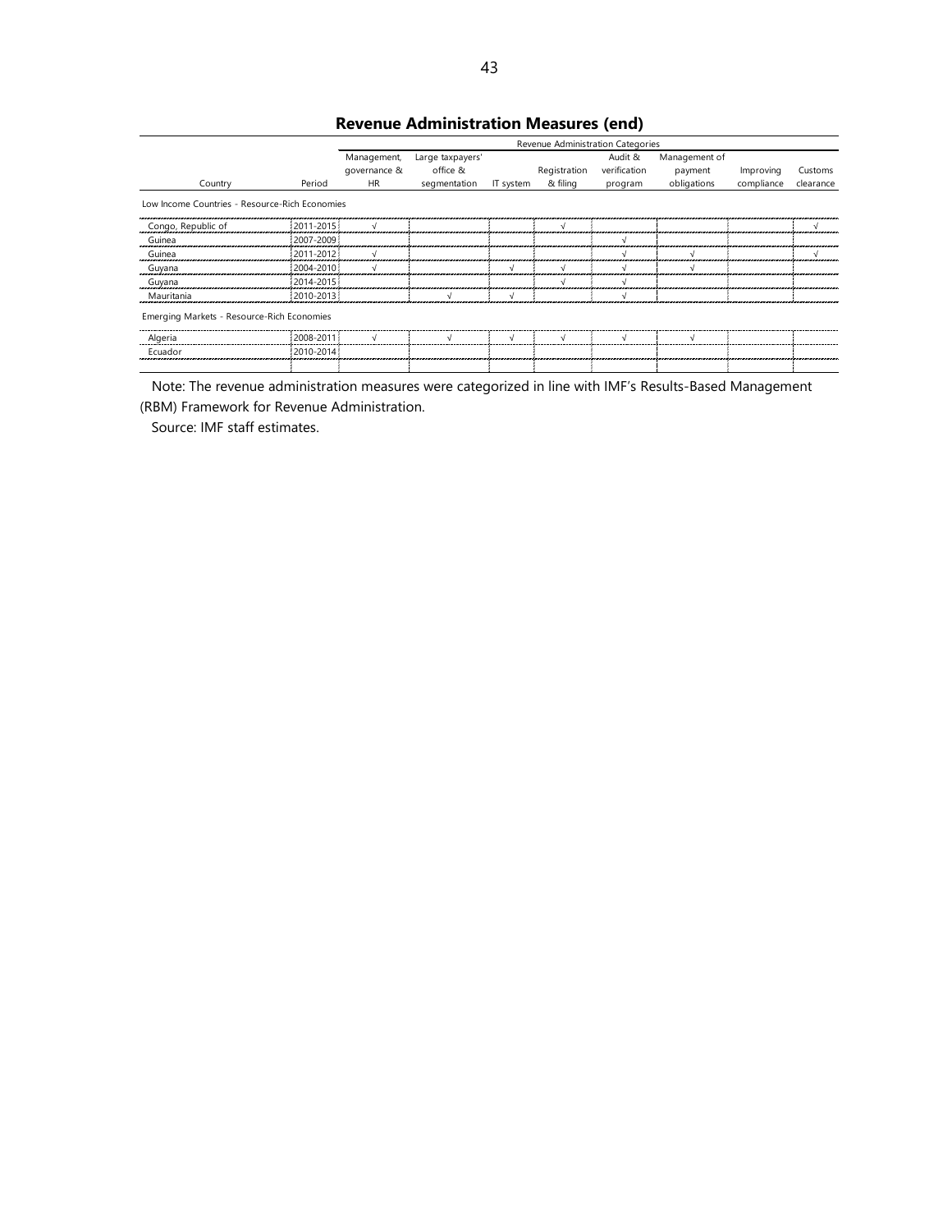## Revenue Administration Measures (end)

| | | Revenue Administration Categories | | | | | | | |
|---|---|---|---|---|---|---|---|---|---|
| Country | Period | Management, governance & HR | Large taxpayers' office & segmentation | IT system | Registration & filing | Audit & verification program | Management of payment obligations | Improving compliance | Customs clearance |
| Low Income Countries - Resource-Rich Economies | | | | | | | | | |
| Congo, Republic of | 2011-2015 | √ | | | √ | | | | √ |
| Guinea | 2007-2009 | | | | | √ | | | |
| Guinea | 2011-2012 | √ | | | | √ | √ | | √ |
| Guyana | 2004-2010 | √ | | √ | √ | √ | √ | | |
| Guyana | 2014-2015 | | | | √ | √ | | | |
| Mauritania | 2010-2013 | | √ | √ | | √ | | | |
| Emerging Markets - Resource-Rich Economies | | | | | | | | | |
| Algeria | 2008-2011 | √ | √ | √ | √ | √ | √ | | |
| Ecuador | 2010-2014 | | | | | | | | |

Note: The revenue administration measures were categorized in line with IMF's Results-Based Management (RBM) Framework for Revenue Administration.

Source: IMF staff estimates.